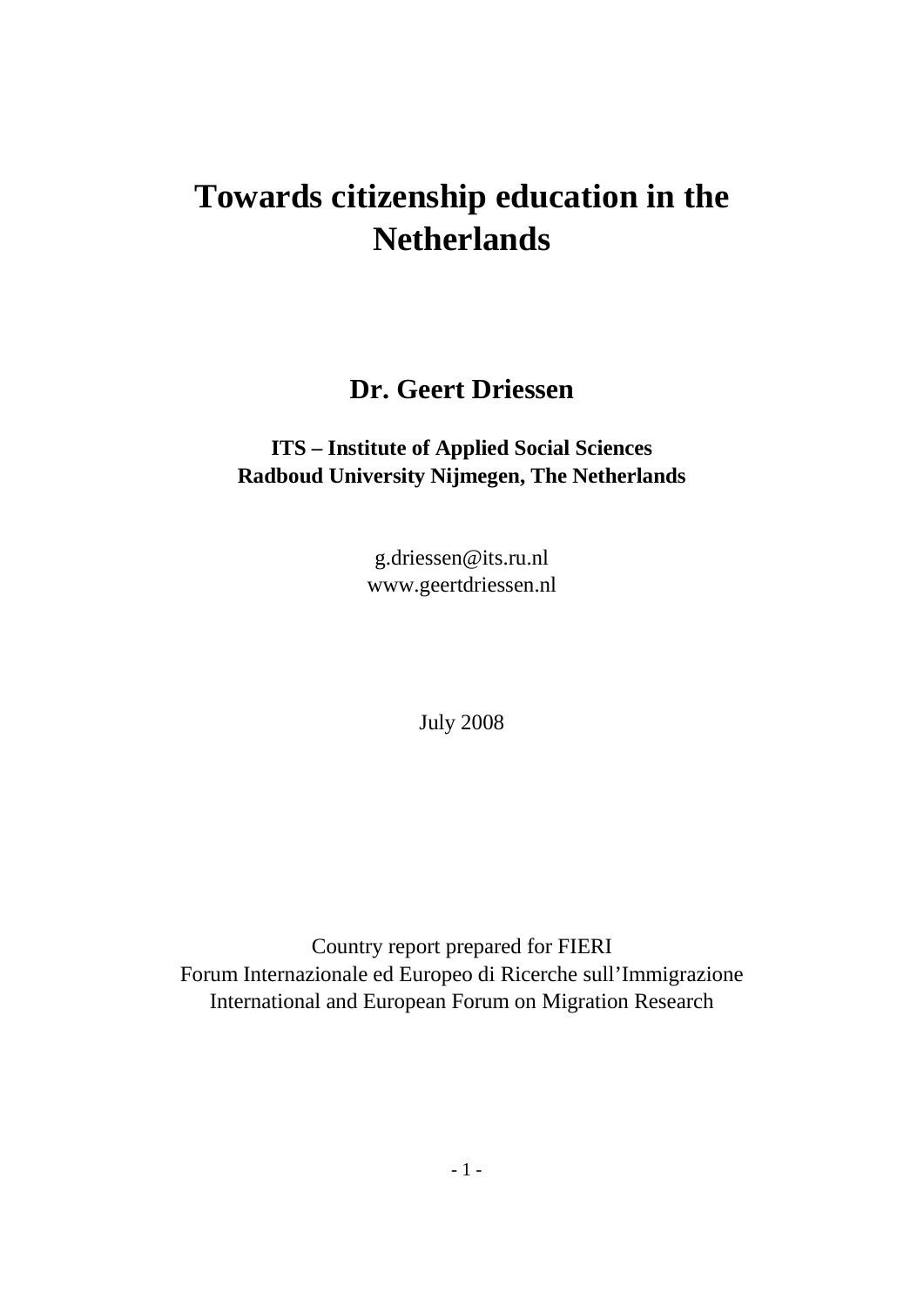# Towards citizenship education in the Netherlands

## Dr. Geert Driessen

**ITS – Institute of Applied Social Sciences**
**Radboud University Nijmegen, The Netherlands**

g.driessen@its.ru.nl
www.geertdriessen.nl

July 2008

Country report prepared for FIERI
Forum Internazionale ed Europeo di Ricerche sull'Immigrazione
International and European Forum on Migration Research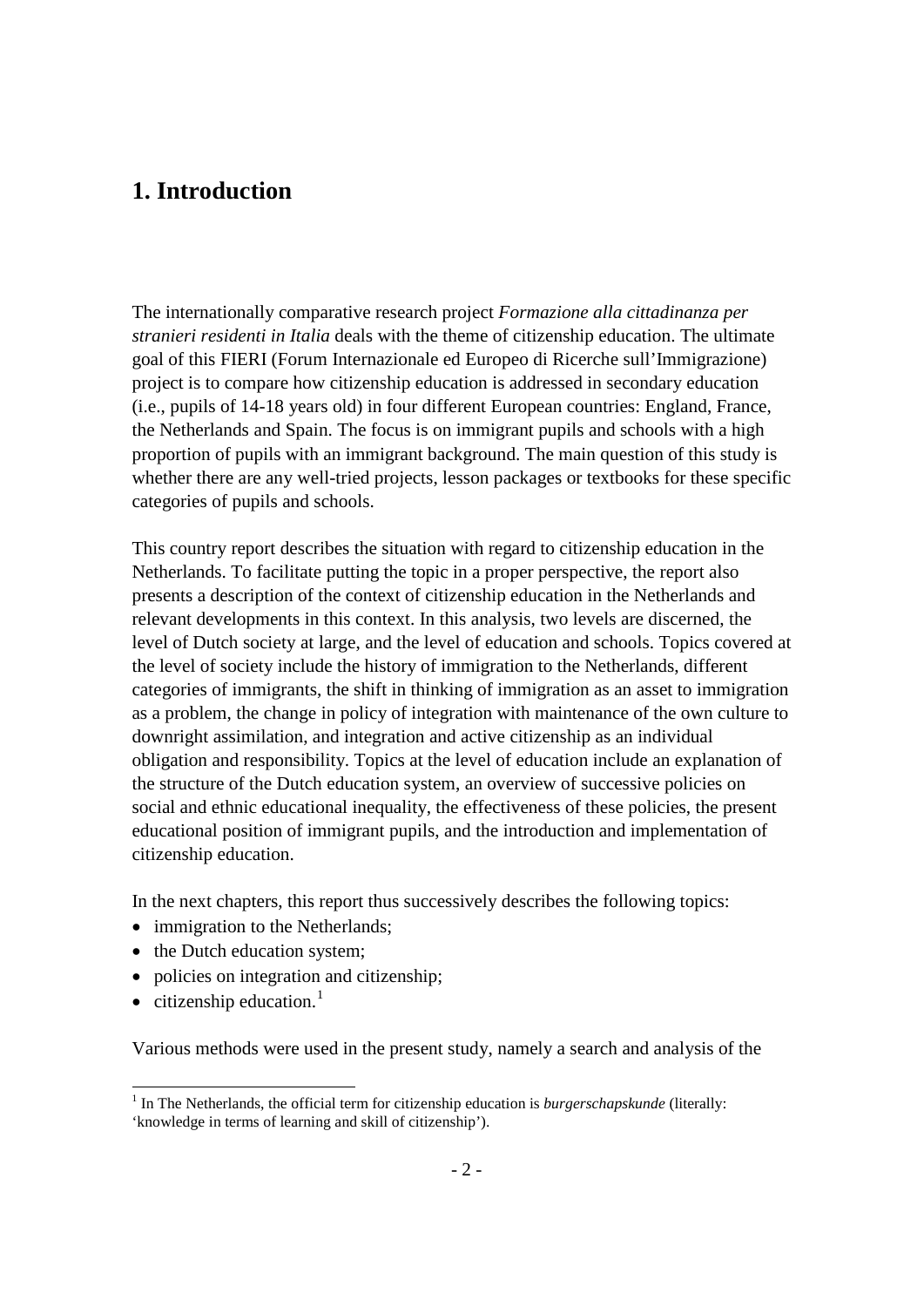# 1. Introduction

The internationally comparative research project *Formazione alla cittadinanza per stranieri residenti in Italia* deals with the theme of citizenship education. The ultimate goal of this FIERI (Forum Internazionale ed Europeo di Ricerche sull'Immigrazione) project is to compare how citizenship education is addressed in secondary education (i.e., pupils of 14-18 years old) in four different European countries: England, France, the Netherlands and Spain. The focus is on immigrant pupils and schools with a high proportion of pupils with an immigrant background. The main question of this study is whether there are any well-tried projects, lesson packages or textbooks for these specific categories of pupils and schools.

This country report describes the situation with regard to citizenship education in the Netherlands. To facilitate putting the topic in a proper perspective, the report also presents a description of the context of citizenship education in the Netherlands and relevant developments in this context. In this analysis, two levels are discerned, the level of Dutch society at large, and the level of education and schools. Topics covered at the level of society include the history of immigration to the Netherlands, different categories of immigrants, the shift in thinking of immigration as an asset to immigration as a problem, the change in policy of integration with maintenance of the own culture to downright assimilation, and integration and active citizenship as an individual obligation and responsibility. Topics at the level of education include an explanation of the structure of the Dutch education system, an overview of successive policies on social and ethnic educational inequality, the effectiveness of these policies, the present educational position of immigrant pupils, and the introduction and implementation of citizenship education.

In the next chapters, this report thus successively describes the following topics:

- immigration to the Netherlands;
- the Dutch education system;
- policies on integration and citizenship;
- citizenship education.[1]

Various methods were used in the present study, namely a search and analysis of the

[1] In The Netherlands, the official term for citizenship education is *burgerschapskunde* (literally: 'knowledge in terms of learning and skill of citizenship').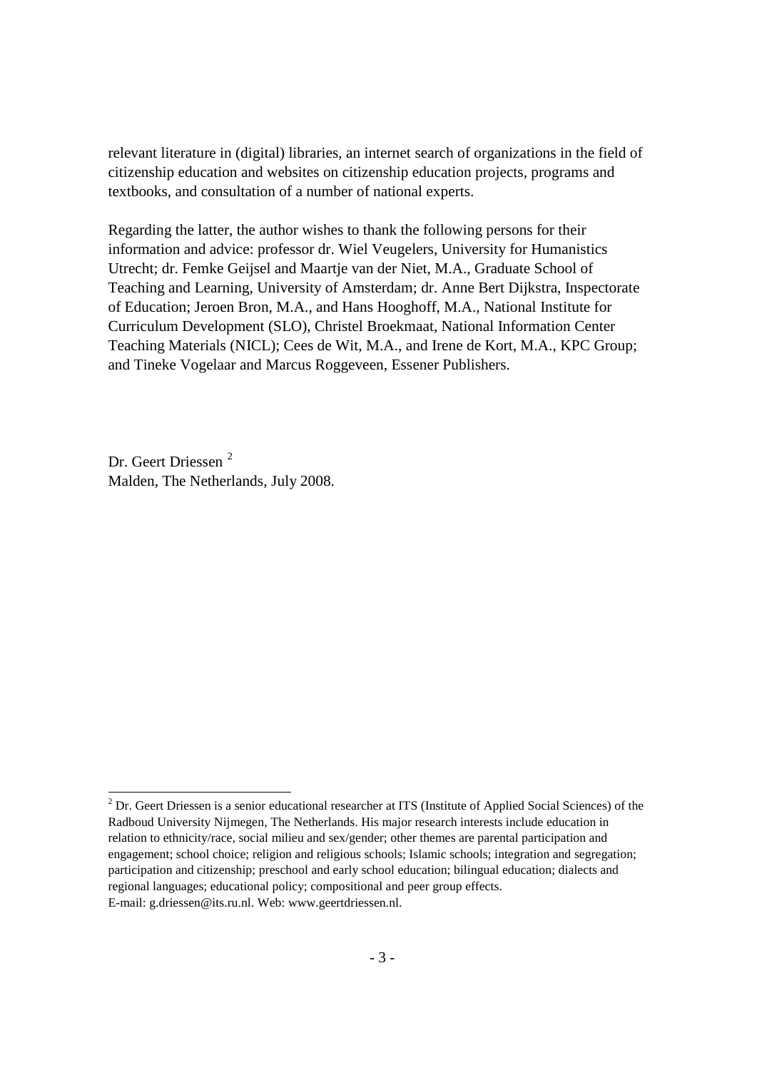relevant literature in (digital) libraries, an internet search of organizations in the field of citizenship education and websites on citizenship education projects, programs and textbooks, and consultation of a number of national experts.

Regarding the latter, the author wishes to thank the following persons for their information and advice: professor dr. Wiel Veugelers, University for Humanistics Utrecht; dr. Femke Geijsel and Maartje van der Niet, M.A., Graduate School of Teaching and Learning, University of Amsterdam; dr. Anne Bert Dijkstra, Inspectorate of Education; Jeroen Bron, M.A., and Hans Hooghoff, M.A., National Institute for Curriculum Development (SLO), Christel Broekmaat, National Information Center Teaching Materials (NICL); Cees de Wit, M.A., and Irene de Kort, M.A., KPC Group; and Tineke Vogelaar and Marcus Roggeveen, Essener Publishers.

Dr. Geert Driessen [2]
Malden, The Netherlands, July 2008.

---

[2] Dr. Geert Driessen is a senior educational researcher at ITS (Institute of Applied Social Sciences) of the Radboud University Nijmegen, The Netherlands. His major research interests include education in relation to ethnicity/race, social milieu and sex/gender; other themes are parental participation and engagement; school choice; religion and religious schools; Islamic schools; integration and segregation; participation and citizenship; preschool and early school education; bilingual education; dialects and regional languages; educational policy; compositional and peer group effects.
E-mail: g.driessen@its.ru.nl. Web: www.geertdriessen.nl.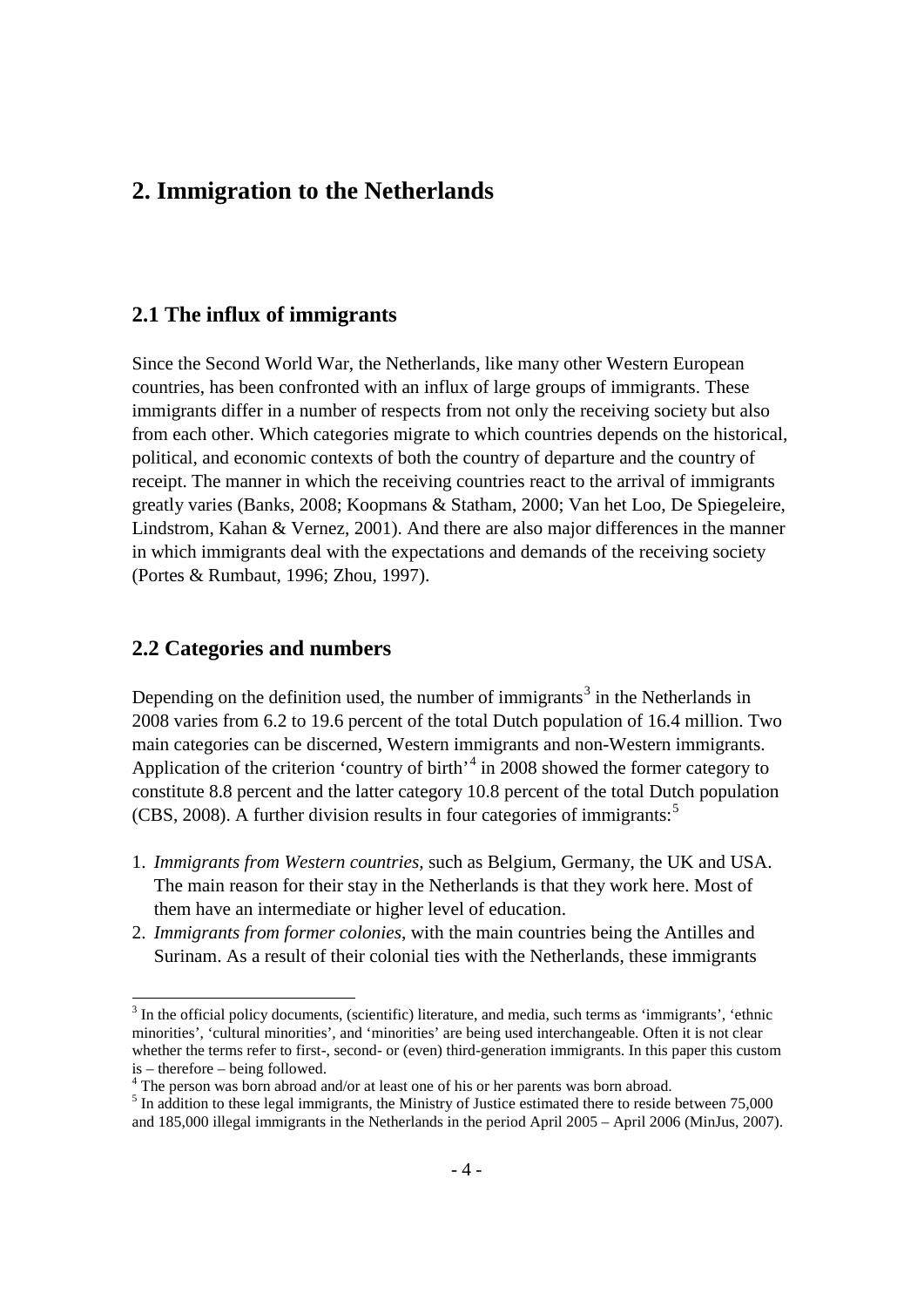# 2. Immigration to the Netherlands

## 2.1 The influx of immigrants

Since the Second World War, the Netherlands, like many other Western European countries, has been confronted with an influx of large groups of immigrants. These immigrants differ in a number of respects from not only the receiving society but also from each other. Which categories migrate to which countries depends on the historical, political, and economic contexts of both the country of departure and the country of receipt. The manner in which the receiving countries react to the arrival of immigrants greatly varies (Banks, 2008; Koopmans & Statham, 2000; Van het Loo, De Spiegeleire, Lindstrom, Kahan & Vernez, 2001). And there are also major differences in the manner in which immigrants deal with the expectations and demands of the receiving society (Portes & Rumbaut, 1996; Zhou, 1997).

## 2.2 Categories and numbers

Depending on the definition used, the number of immigrants[3] in the Netherlands in 2008 varies from 6.2 to 19.6 percent of the total Dutch population of 16.4 million. Two main categories can be discerned, Western immigrants and non-Western immigrants. Application of the criterion 'country of birth'[4] in 2008 showed the former category to constitute 8.8 percent and the latter category 10.8 percent of the total Dutch population (CBS, 2008). A further division results in four categories of immigrants:[5]

1. *Immigrants from Western countries*, such as Belgium, Germany, the UK and USA. The main reason for their stay in the Netherlands is that they work here. Most of them have an intermediate or higher level of education.
2. *Immigrants from former colonies*, with the main countries being the Antilles and Surinam. As a result of their colonial ties with the Netherlands, these immigrants

---

[3] In the official policy documents, (scientific) literature, and media, such terms as 'immigrants', 'ethnic minorities', 'cultural minorities', and 'minorities' are being used interchangeable. Often it is not clear whether the terms refer to first-, second- or (even) third-generation immigrants. In this paper this custom is – therefore – being followed.

[4] The person was born abroad and/or at least one of his or her parents was born abroad.

[5] In addition to these legal immigrants, the Ministry of Justice estimated there to reside between 75,000 and 185,000 illegal immigrants in the Netherlands in the period April 2005 – April 2006 (MinJus, 2007).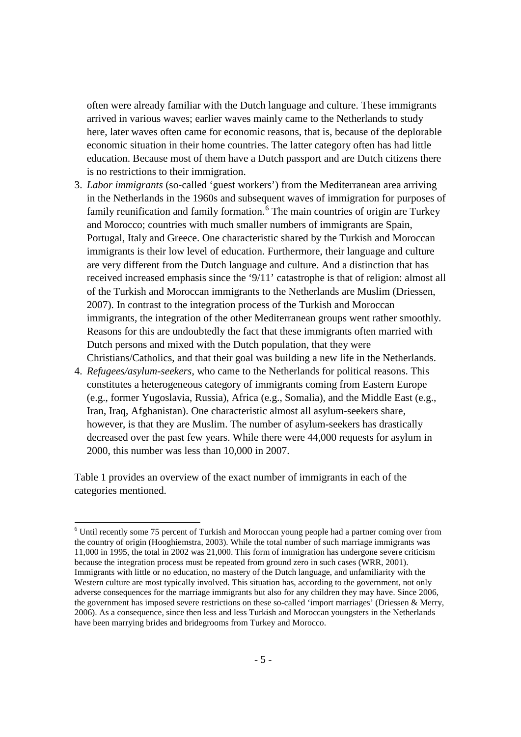often were already familiar with the Dutch language and culture. These immigrants arrived in various waves; earlier waves mainly came to the Netherlands to study here, later waves often came for economic reasons, that is, because of the deplorable economic situation in their home countries. The latter category often has had little education. Because most of them have a Dutch passport and are Dutch citizens there is no restrictions to their immigration.

3. *Labor immigrants* (so-called 'guest workers') from the Mediterranean area arriving in the Netherlands in the 1960s and subsequent waves of immigration for purposes of family reunification and family formation.[6] The main countries of origin are Turkey and Morocco; countries with much smaller numbers of immigrants are Spain, Portugal, Italy and Greece. One characteristic shared by the Turkish and Moroccan immigrants is their low level of education. Furthermore, their language and culture are very different from the Dutch language and culture. And a distinction that has received increased emphasis since the '9/11' catastrophe is that of religion: almost all of the Turkish and Moroccan immigrants to the Netherlands are Muslim (Driessen, 2007). In contrast to the integration process of the Turkish and Moroccan immigrants, the integration of the other Mediterranean groups went rather smoothly. Reasons for this are undoubtedly the fact that these immigrants often married with Dutch persons and mixed with the Dutch population, that they were Christians/Catholics, and that their goal was building a new life in the Netherlands.
4. *Refugees/asylum-seekers*, who came to the Netherlands for political reasons. This constitutes a heterogeneous category of immigrants coming from Eastern Europe (e.g., former Yugoslavia, Russia), Africa (e.g., Somalia), and the Middle East (e.g., Iran, Iraq, Afghanistan). One characteristic almost all asylum-seekers share, however, is that they are Muslim. The number of asylum-seekers has drastically decreased over the past few years. While there were 44,000 requests for asylum in 2000, this number was less than 10,000 in 2007.

Table 1 provides an overview of the exact number of immigrants in each of the categories mentioned.

---

[6] Until recently some 75 percent of Turkish and Moroccan young people had a partner coming over from the country of origin (Hooghiemstra, 2003). While the total number of such marriage immigrants was 11,000 in 1995, the total in 2002 was 21,000. This form of immigration has undergone severe criticism because the integration process must be repeated from ground zero in such cases (WRR, 2001). Immigrants with little or no education, no mastery of the Dutch language, and unfamiliarity with the Western culture are most typically involved. This situation has, according to the government, not only adverse consequences for the marriage immigrants but also for any children they may have. Since 2006, the government has imposed severe restrictions on these so-called 'import marriages' (Driessen & Merry, 2006). As a consequence, since then less and less Turkish and Moroccan youngsters in the Netherlands have been marrying brides and bridegrooms from Turkey and Morocco.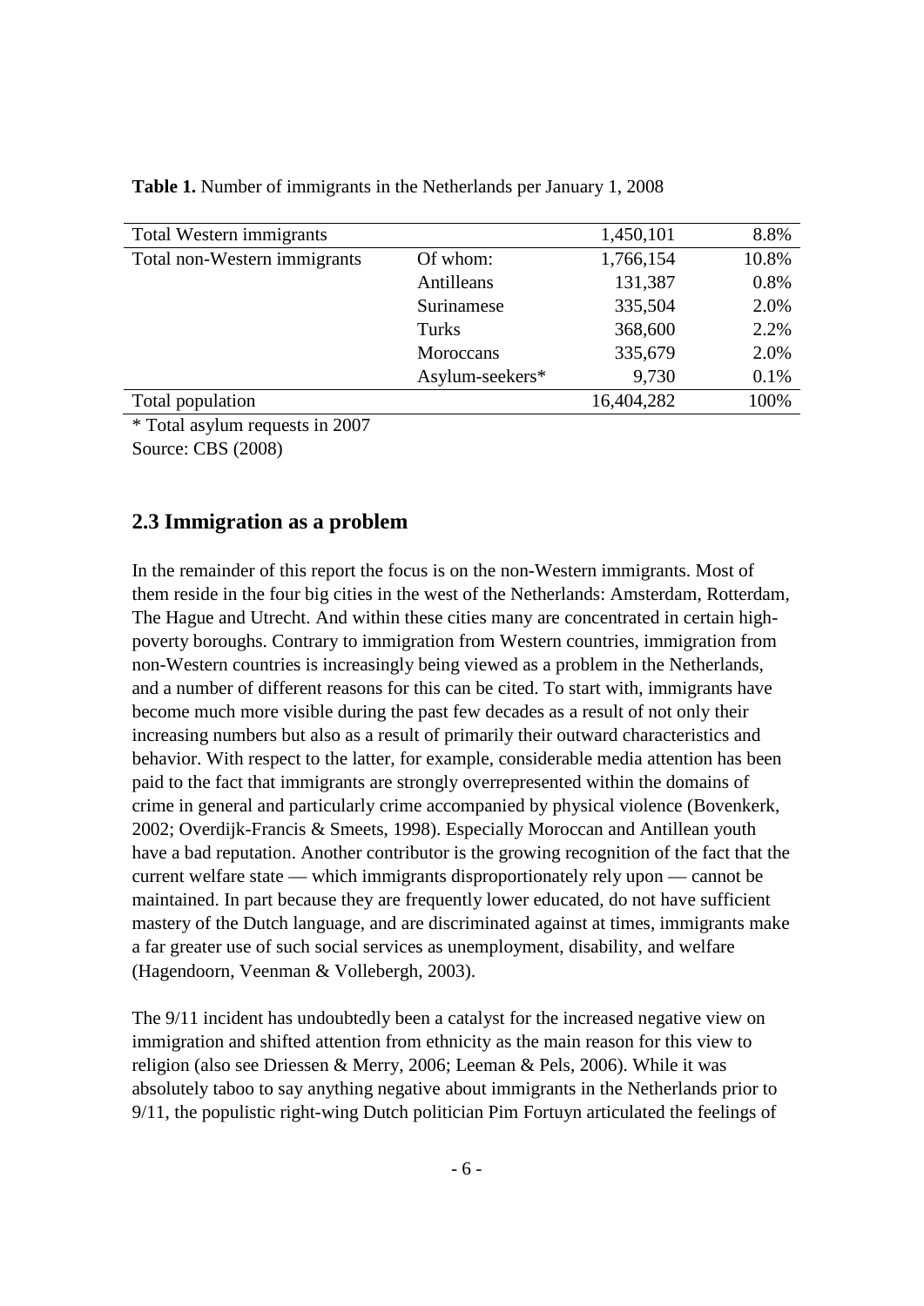**Table 1.** Number of immigrants in the Netherlands per January 1, 2008

| | | | |
|---|---|---|---|
| Total Western immigrants | | 1,450,101 | 8.8% |
| Total non-Western immigrants | Of whom: | 1,766,154 | 10.8% |
| | Antilleans | 131,387 | 0.8% |
| | Surinamese | 335,504 | 2.0% |
| | Turks | 368,600 | 2.2% |
| | Moroccans | 335,679 | 2.0% |
| | Asylum-seekers* | 9,730 | 0.1% |
| Total population | | 16,404,282 | 100% |

* Total asylum requests in 2007

Source: CBS (2008)

## 2.3 Immigration as a problem

In the remainder of this report the focus is on the non-Western immigrants. Most of them reside in the four big cities in the west of the Netherlands: Amsterdam, Rotterdam, The Hague and Utrecht. And within these cities many are concentrated in certain high-poverty boroughs. Contrary to immigration from Western countries, immigration from non-Western countries is increasingly being viewed as a problem in the Netherlands, and a number of different reasons for this can be cited. To start with, immigrants have become much more visible during the past few decades as a result of not only their increasing numbers but also as a result of primarily their outward characteristics and behavior. With respect to the latter, for example, considerable media attention has been paid to the fact that immigrants are strongly overrepresented within the domains of crime in general and particularly crime accompanied by physical violence (Bovenkerk, 2002; Overdijk-Francis & Smeets, 1998). Especially Moroccan and Antillean youth have a bad reputation. Another contributor is the growing recognition of the fact that the current welfare state — which immigrants disproportionately rely upon — cannot be maintained. In part because they are frequently lower educated, do not have sufficient mastery of the Dutch language, and are discriminated against at times, immigrants make a far greater use of such social services as unemployment, disability, and welfare (Hagendoorn, Veenman & Vollebergh, 2003).

The 9/11 incident has undoubtedly been a catalyst for the increased negative view on immigration and shifted attention from ethnicity as the main reason for this view to religion (also see Driessen & Merry, 2006; Leeman & Pels, 2006). While it was absolutely taboo to say anything negative about immigrants in the Netherlands prior to 9/11, the populistic right-wing Dutch politician Pim Fortuyn articulated the feelings of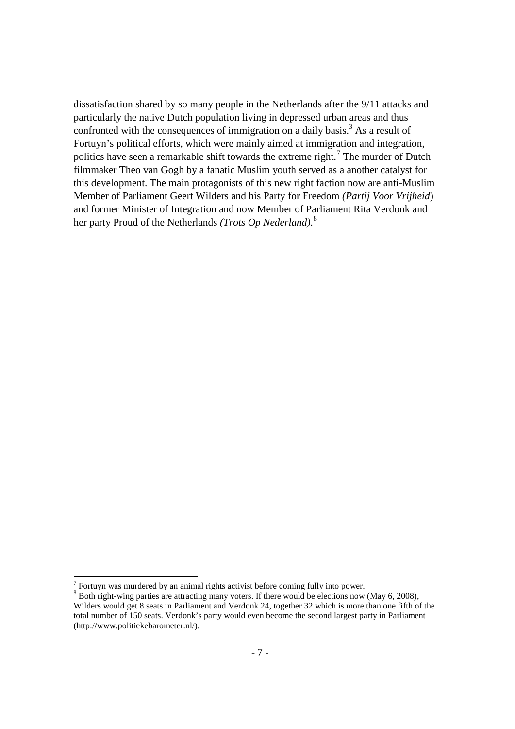dissatisfaction shared by so many people in the Netherlands after the 9/11 attacks and particularly the native Dutch population living in depressed urban areas and thus confronted with the consequences of immigration on a daily basis.[3] As a result of Fortuyn's political efforts, which were mainly aimed at immigration and integration, politics have seen a remarkable shift towards the extreme right.[7] The murder of Dutch filmmaker Theo van Gogh by a fanatic Muslim youth served as a another catalyst for this development. The main protagonists of this new right faction now are anti-Muslim Member of Parliament Geert Wilders and his Party for Freedom *(Partij Voor Vrijheid*) and former Minister of Integration and now Member of Parliament Rita Verdonk and her party Proud of the Netherlands *(Trots Op Nederland)*.[8]

---

[7] Fortuyn was murdered by an animal rights activist before coming fully into power.

[8] Both right-wing parties are attracting many voters. If there would be elections now (May 6, 2008), Wilders would get 8 seats in Parliament and Verdonk 24, together 32 which is more than one fifth of the total number of 150 seats. Verdonk's party would even become the second largest party in Parliament (http://www.politiekebarometer.nl/).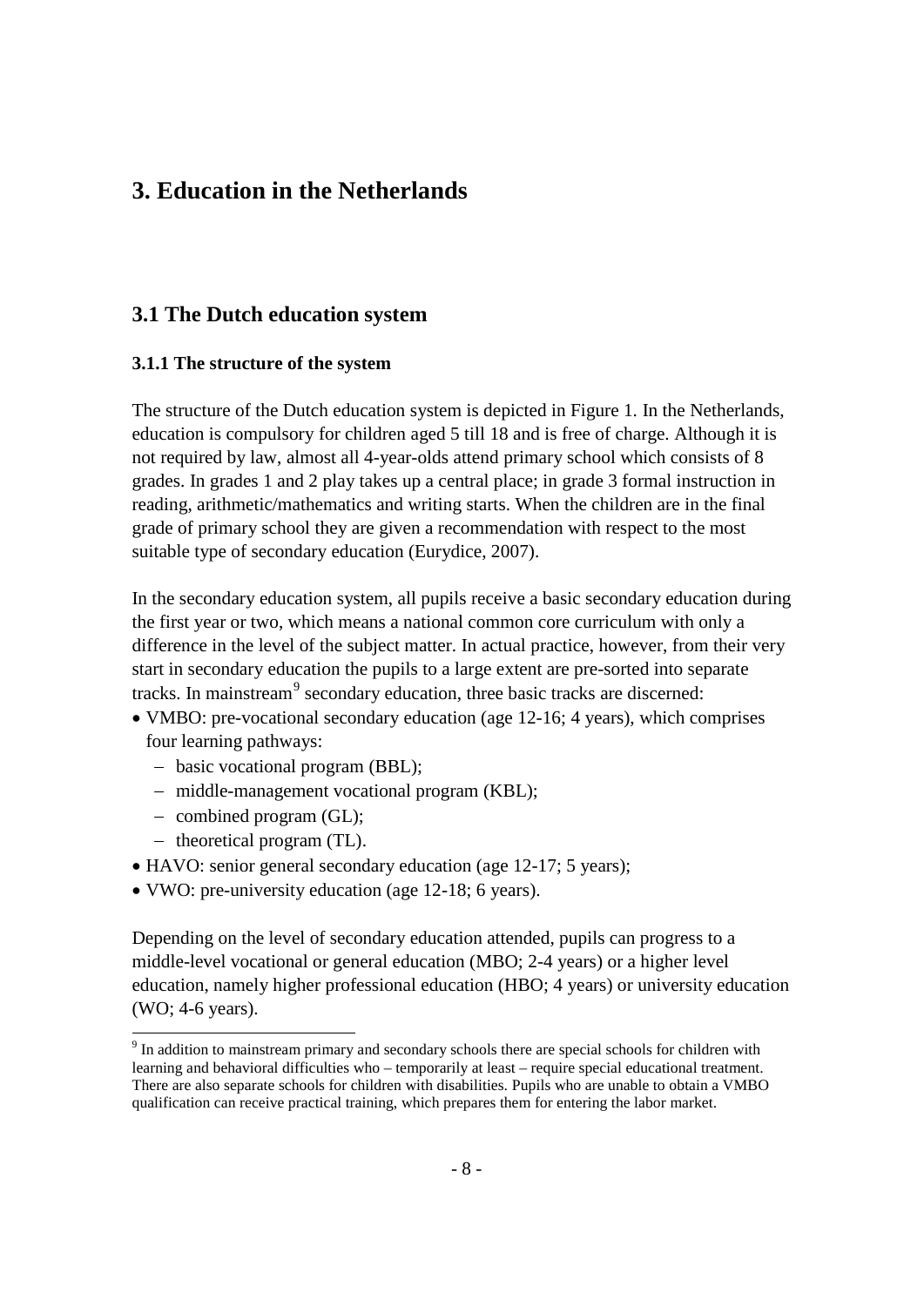# 3. Education in the Netherlands

## 3.1 The Dutch education system

### 3.1.1 The structure of the system

The structure of the Dutch education system is depicted in Figure 1. In the Netherlands, education is compulsory for children aged 5 till 18 and is free of charge. Although it is not required by law, almost all 4-year-olds attend primary school which consists of 8 grades. In grades 1 and 2 play takes up a central place; in grade 3 formal instruction in reading, arithmetic/mathematics and writing starts. When the children are in the final grade of primary school they are given a recommendation with respect to the most suitable type of secondary education (Eurydice, 2007).

In the secondary education system, all pupils receive a basic secondary education during the first year or two, which means a national common core curriculum with only a difference in the level of the subject matter. In actual practice, however, from their very start in secondary education the pupils to a large extent are pre-sorted into separate tracks. In mainstream[9] secondary education, three basic tracks are discerned:

- VMBO: pre-vocational secondary education (age 12-16; 4 years), which comprises four learning pathways:
  - basic vocational program (BBL);
  - middle-management vocational program (KBL);
  - combined program (GL);
  - theoretical program (TL).
- HAVO: senior general secondary education (age 12-17; 5 years);
- VWO: pre-university education (age 12-18; 6 years).

Depending on the level of secondary education attended, pupils can progress to a middle-level vocational or general education (MBO; 2-4 years) or a higher level education, namely higher professional education (HBO; 4 years) or university education (WO; 4-6 years).

[9] In addition to mainstream primary and secondary schools there are special schools for children with learning and behavioral difficulties who – temporarily at least – require special educational treatment. There are also separate schools for children with disabilities. Pupils who are unable to obtain a VMBO qualification can receive practical training, which prepares them for entering the labor market.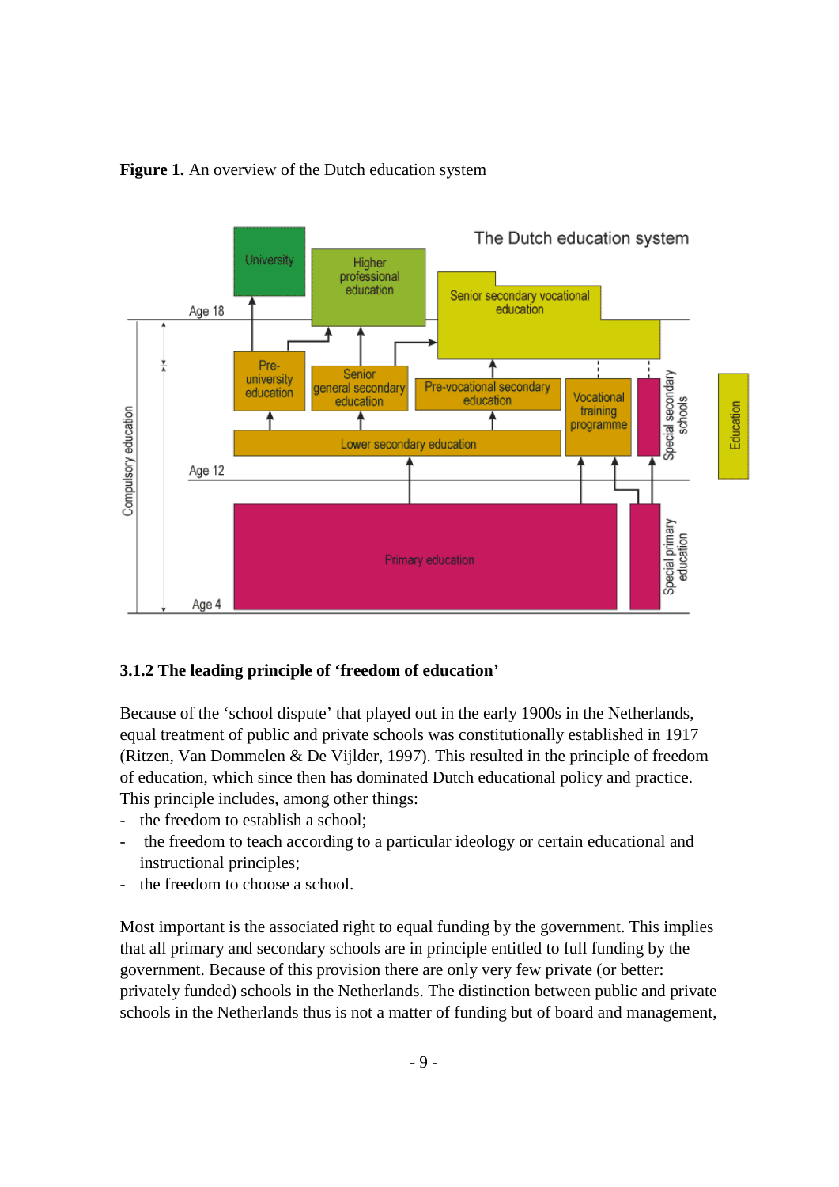**Figure 1.** An overview of the Dutch education system

### 3.1.2 The leading principle of 'freedom of education'

Because of the 'school dispute' that played out in the early 1900s in the Netherlands, equal treatment of public and private schools was constitutionally established in 1917 (Ritzen, Van Dommelen & De Vijlder, 1997). This resulted in the principle of freedom of education, which since then has dominated Dutch educational policy and practice. This principle includes, among other things:

- the freedom to establish a school;
- the freedom to teach according to a particular ideology or certain educational and instructional principles;
- the freedom to choose a school.

Most important is the associated right to equal funding by the government. This implies that all primary and secondary schools are in principle entitled to full funding by the government. Because of this provision there are only very few private (or better: privately funded) schools in the Netherlands. The distinction between public and private schools in the Netherlands thus is not a matter of funding but of board and management,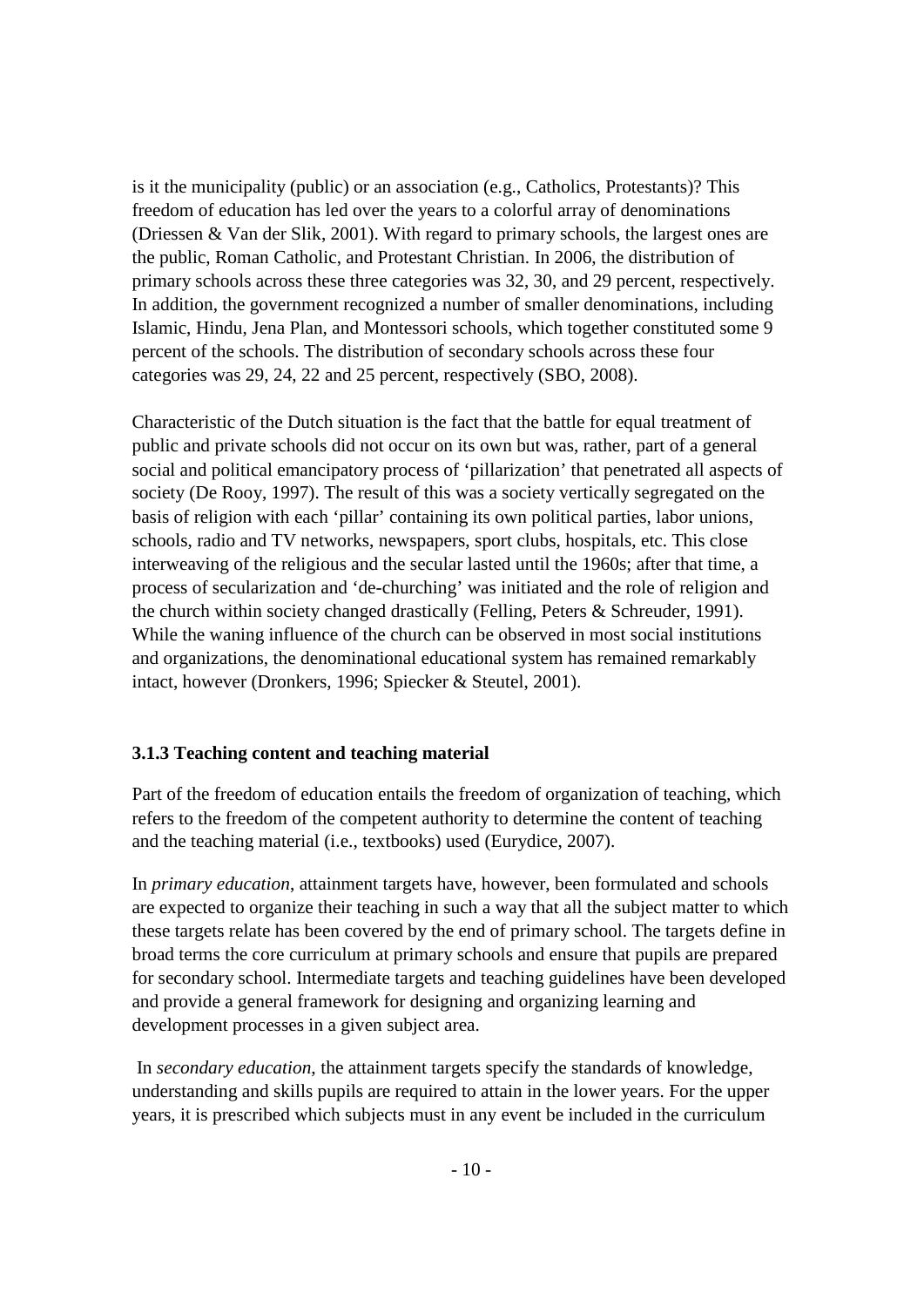is it the municipality (public) or an association (e.g., Catholics, Protestants)? This freedom of education has led over the years to a colorful array of denominations (Driessen & Van der Slik, 2001). With regard to primary schools, the largest ones are the public, Roman Catholic, and Protestant Christian. In 2006, the distribution of primary schools across these three categories was 32, 30, and 29 percent, respectively. In addition, the government recognized a number of smaller denominations, including Islamic, Hindu, Jena Plan, and Montessori schools, which together constituted some 9 percent of the schools. The distribution of secondary schools across these four categories was 29, 24, 22 and 25 percent, respectively (SBO, 2008).

Characteristic of the Dutch situation is the fact that the battle for equal treatment of public and private schools did not occur on its own but was, rather, part of a general social and political emancipatory process of 'pillarization' that penetrated all aspects of society (De Rooy, 1997). The result of this was a society vertically segregated on the basis of religion with each 'pillar' containing its own political parties, labor unions, schools, radio and TV networks, newspapers, sport clubs, hospitals, etc. This close interweaving of the religious and the secular lasted until the 1960s; after that time, a process of secularization and 'de-churching' was initiated and the role of religion and the church within society changed drastically (Felling, Peters & Schreuder, 1991). While the waning influence of the church can be observed in most social institutions and organizations, the denominational educational system has remained remarkably intact, however (Dronkers, 1996; Spiecker & Steutel, 2001).

### 3.1.3 Teaching content and teaching material

Part of the freedom of education entails the freedom of organization of teaching, which refers to the freedom of the competent authority to determine the content of teaching and the teaching material (i.e., textbooks) used (Eurydice, 2007).

In *primary education*, attainment targets have, however, been formulated and schools are expected to organize their teaching in such a way that all the subject matter to which these targets relate has been covered by the end of primary school. The targets define in broad terms the core curriculum at primary schools and ensure that pupils are prepared for secondary school. Intermediate targets and teaching guidelines have been developed and provide a general framework for designing and organizing learning and development processes in a given subject area.

In *secondary education*, the attainment targets specify the standards of knowledge, understanding and skills pupils are required to attain in the lower years. For the upper years, it is prescribed which subjects must in any event be included in the curriculum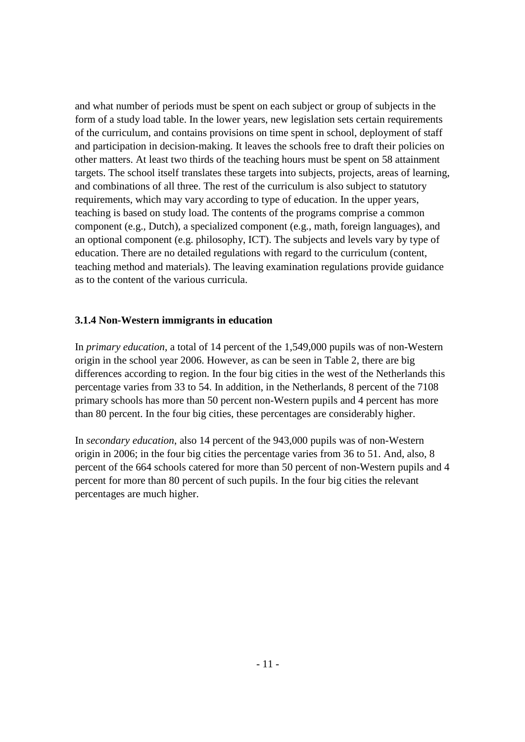and what number of periods must be spent on each subject or group of subjects in the form of a study load table. In the lower years, new legislation sets certain requirements of the curriculum, and contains provisions on time spent in school, deployment of staff and participation in decision-making. It leaves the schools free to draft their policies on other matters. At least two thirds of the teaching hours must be spent on 58 attainment targets. The school itself translates these targets into subjects, projects, areas of learning, and combinations of all three. The rest of the curriculum is also subject to statutory requirements, which may vary according to type of education. In the upper years, teaching is based on study load. The contents of the programs comprise a common component (e.g., Dutch), a specialized component (e.g., math, foreign languages), and an optional component (e.g. philosophy, ICT). The subjects and levels vary by type of education. There are no detailed regulations with regard to the curriculum (content, teaching method and materials). The leaving examination regulations provide guidance as to the content of the various curricula.

### 3.1.4 Non-Western immigrants in education

In *primary education*, a total of 14 percent of the 1,549,000 pupils was of non-Western origin in the school year 2006. However, as can be seen in Table 2, there are big differences according to region. In the four big cities in the west of the Netherlands this percentage varies from 33 to 54. In addition, in the Netherlands, 8 percent of the 7108 primary schools has more than 50 percent non-Western pupils and 4 percent has more than 80 percent. In the four big cities, these percentages are considerably higher.

In *secondary education*, also 14 percent of the 943,000 pupils was of non-Western origin in 2006; in the four big cities the percentage varies from 36 to 51. And, also, 8 percent of the 664 schools catered for more than 50 percent of non-Western pupils and 4 percent for more than 80 percent of such pupils. In the four big cities the relevant percentages are much higher.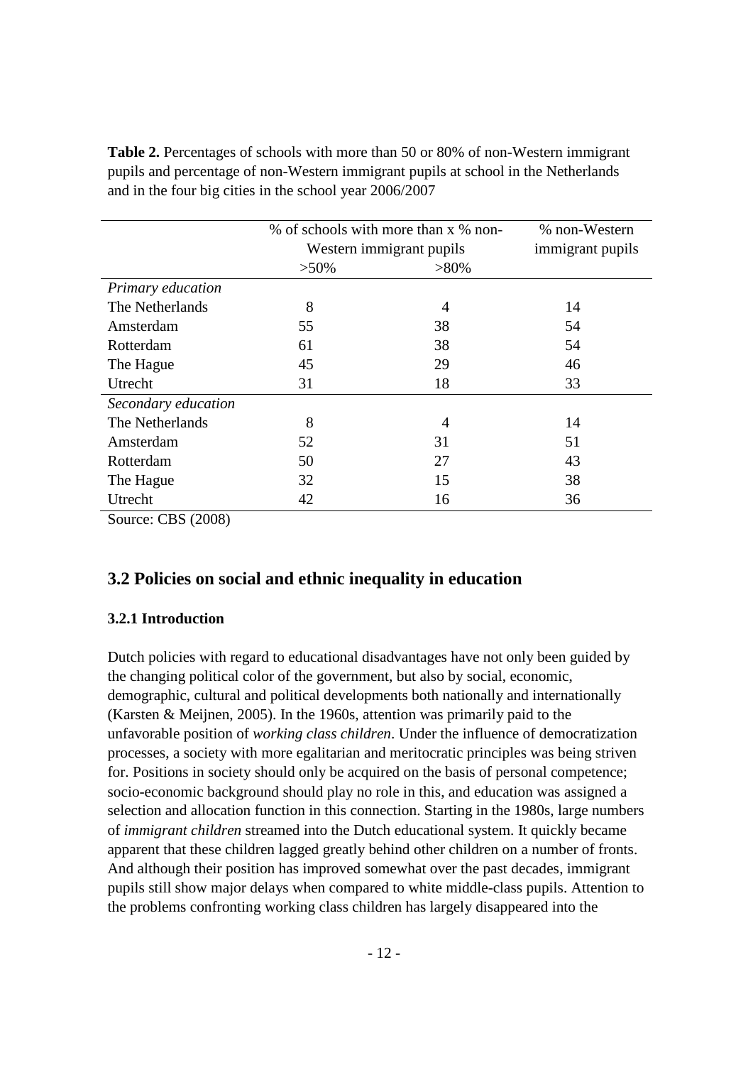**Table 2.** Percentages of schools with more than 50 or 80% of non-Western immigrant pupils and percentage of non-Western immigrant pupils at school in the Netherlands and in the four big cities in the school year 2006/2007

| | % of schools with more than x % non-Western immigrant pupils | | % non-Western immigrant pupils |
|---|---|---|---|
| | >50% | >80% | |
| *Primary education* | | | |
| The Netherlands | 8 | 4 | 14 |
| Amsterdam | 55 | 38 | 54 |
| Rotterdam | 61 | 38 | 54 |
| The Hague | 45 | 29 | 46 |
| Utrecht | 31 | 18 | 33 |
| *Secondary education* | | | |
| The Netherlands | 8 | 4 | 14 |
| Amsterdam | 52 | 31 | 51 |
| Rotterdam | 50 | 27 | 43 |
| The Hague | 32 | 15 | 38 |
| Utrecht | 42 | 16 | 36 |

Source: CBS (2008)

## 3.2 Policies on social and ethnic inequality in education

### 3.2.1 Introduction

Dutch policies with regard to educational disadvantages have not only been guided by the changing political color of the government, but also by social, economic, demographic, cultural and political developments both nationally and internationally (Karsten & Meijnen, 2005). In the 1960s, attention was primarily paid to the unfavorable position of *working class children*. Under the influence of democratization processes, a society with more egalitarian and meritocratic principles was being striven for. Positions in society should only be acquired on the basis of personal competence; socio-economic background should play no role in this, and education was assigned a selection and allocation function in this connection. Starting in the 1980s, large numbers of *immigrant children* streamed into the Dutch educational system. It quickly became apparent that these children lagged greatly behind other children on a number of fronts. And although their position has improved somewhat over the past decades, immigrant pupils still show major delays when compared to white middle-class pupils. Attention to the problems confronting working class children has largely disappeared into the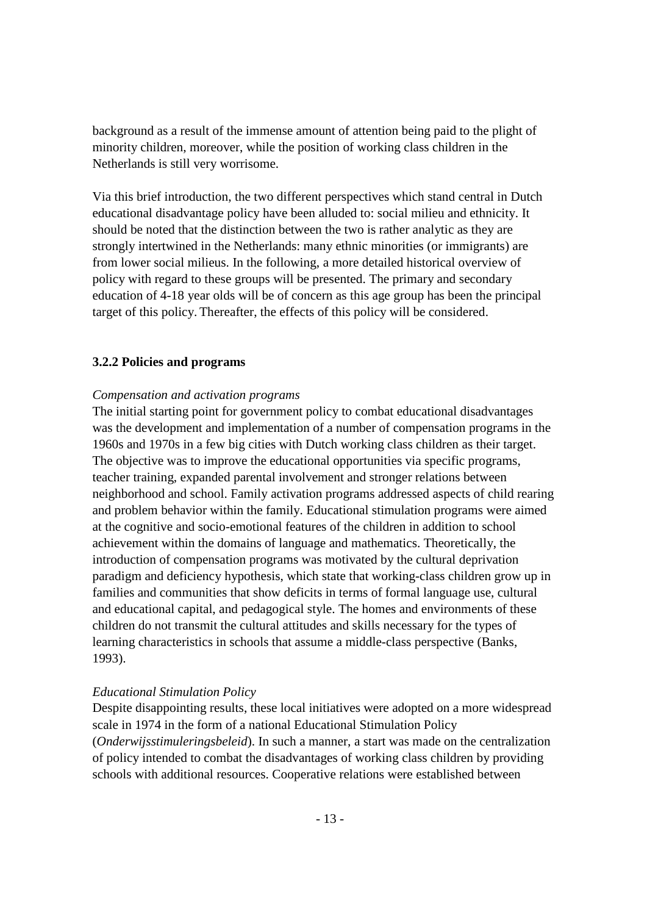background as a result of the immense amount of attention being paid to the plight of minority children, moreover, while the position of working class children in the Netherlands is still very worrisome.

Via this brief introduction, the two different perspectives which stand central in Dutch educational disadvantage policy have been alluded to: social milieu and ethnicity. It should be noted that the distinction between the two is rather analytic as they are strongly intertwined in the Netherlands: many ethnic minorities (or immigrants) are from lower social milieus. In the following, a more detailed historical overview of policy with regard to these groups will be presented. The primary and secondary education of 4-18 year olds will be of concern as this age group has been the principal target of this policy. Thereafter, the effects of this policy will be considered.

### 3.2.2 Policies and programs

*Compensation and activation programs*

The initial starting point for government policy to combat educational disadvantages was the development and implementation of a number of compensation programs in the 1960s and 1970s in a few big cities with Dutch working class children as their target. The objective was to improve the educational opportunities via specific programs, teacher training, expanded parental involvement and stronger relations between neighborhood and school. Family activation programs addressed aspects of child rearing and problem behavior within the family. Educational stimulation programs were aimed at the cognitive and socio-emotional features of the children in addition to school achievement within the domains of language and mathematics. Theoretically, the introduction of compensation programs was motivated by the cultural deprivation paradigm and deficiency hypothesis, which state that working-class children grow up in families and communities that show deficits in terms of formal language use, cultural and educational capital, and pedagogical style. The homes and environments of these children do not transmit the cultural attitudes and skills necessary for the types of learning characteristics in schools that assume a middle-class perspective (Banks, 1993).

*Educational Stimulation Policy*

Despite disappointing results, these local initiatives were adopted on a more widespread scale in 1974 in the form of a national Educational Stimulation Policy (*Onderwijsstimuleringsbeleid*). In such a manner, a start was made on the centralization of policy intended to combat the disadvantages of working class children by providing schools with additional resources. Cooperative relations were established between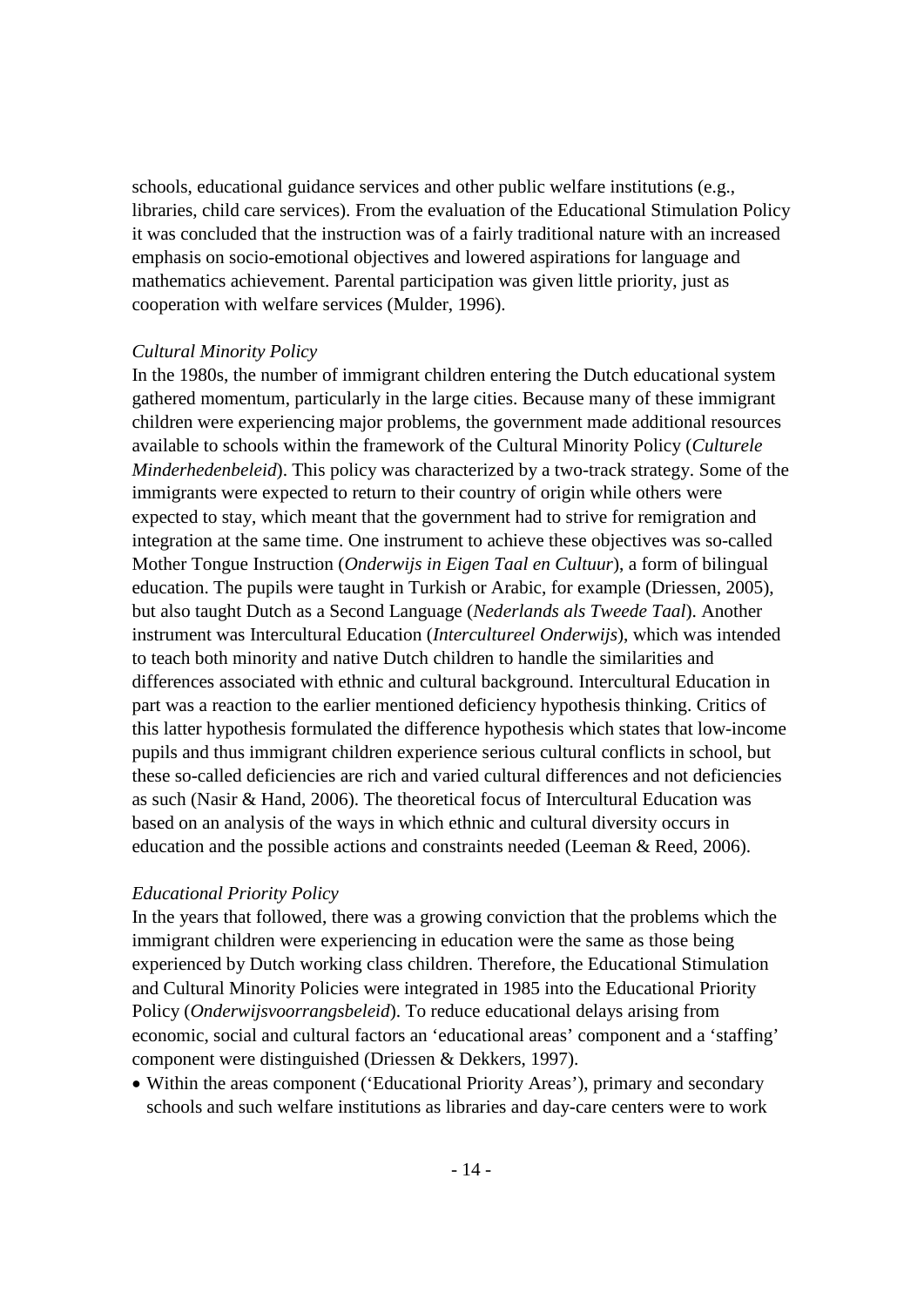schools, educational guidance services and other public welfare institutions (e.g., libraries, child care services). From the evaluation of the Educational Stimulation Policy it was concluded that the instruction was of a fairly traditional nature with an increased emphasis on socio-emotional objectives and lowered aspirations for language and mathematics achievement. Parental participation was given little priority, just as cooperation with welfare services (Mulder, 1996).

*Cultural Minority Policy*

In the 1980s, the number of immigrant children entering the Dutch educational system gathered momentum, particularly in the large cities. Because many of these immigrant children were experiencing major problems, the government made additional resources available to schools within the framework of the Cultural Minority Policy (*Culturele Minderhedenbeleid*). This policy was characterized by a two-track strategy. Some of the immigrants were expected to return to their country of origin while others were expected to stay, which meant that the government had to strive for remigration and integration at the same time. One instrument to achieve these objectives was so-called Mother Tongue Instruction (*Onderwijs in Eigen Taal en Cultuur*), a form of bilingual education. The pupils were taught in Turkish or Arabic, for example (Driessen, 2005), but also taught Dutch as a Second Language (*Nederlands als Tweede Taal*). Another instrument was Intercultural Education (*Intercultureel Onderwijs*), which was intended to teach both minority and native Dutch children to handle the similarities and differences associated with ethnic and cultural background. Intercultural Education in part was a reaction to the earlier mentioned deficiency hypothesis thinking. Critics of this latter hypothesis formulated the difference hypothesis which states that low-income pupils and thus immigrant children experience serious cultural conflicts in school, but these so-called deficiencies are rich and varied cultural differences and not deficiencies as such (Nasir & Hand, 2006). The theoretical focus of Intercultural Education was based on an analysis of the ways in which ethnic and cultural diversity occurs in education and the possible actions and constraints needed (Leeman & Reed, 2006).

*Educational Priority Policy*

In the years that followed, there was a growing conviction that the problems which the immigrant children were experiencing in education were the same as those being experienced by Dutch working class children. Therefore, the Educational Stimulation and Cultural Minority Policies were integrated in 1985 into the Educational Priority Policy (*Onderwijsvoorrangsbeleid*). To reduce educational delays arising from economic, social and cultural factors an 'educational areas' component and a 'staffing' component were distinguished (Driessen & Dekkers, 1997).

- Within the areas component ('Educational Priority Areas'), primary and secondary schools and such welfare institutions as libraries and day-care centers were to work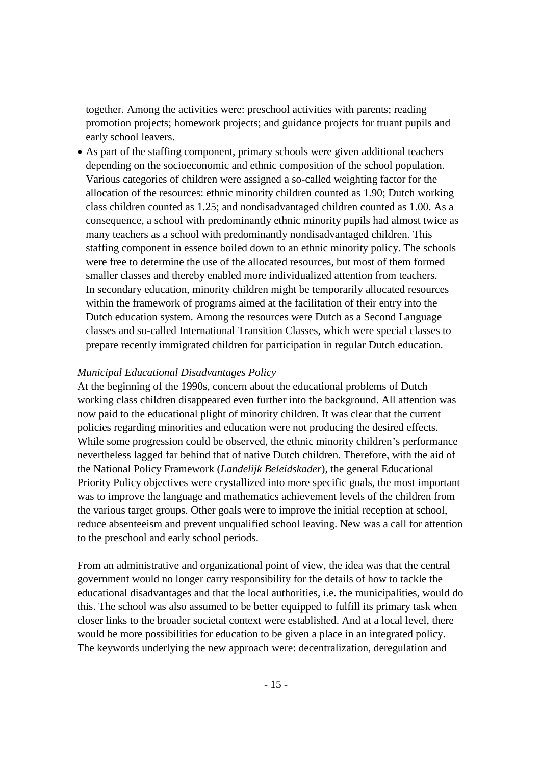together. Among the activities were: preschool activities with parents; reading promotion projects; homework projects; and guidance projects for truant pupils and early school leavers.

- As part of the staffing component, primary schools were given additional teachers depending on the socioeconomic and ethnic composition of the school population. Various categories of children were assigned a so-called weighting factor for the allocation of the resources: ethnic minority children counted as 1.90; Dutch working class children counted as 1.25; and nondisadvantaged children counted as 1.00. As a consequence, a school with predominantly ethnic minority pupils had almost twice as many teachers as a school with predominantly nondisadvantaged children. This staffing component in essence boiled down to an ethnic minority policy. The schools were free to determine the use of the allocated resources, but most of them formed smaller classes and thereby enabled more individualized attention from teachers.
  In secondary education, minority children might be temporarily allocated resources within the framework of programs aimed at the facilitation of their entry into the Dutch education system. Among the resources were Dutch as a Second Language classes and so-called International Transition Classes, which were special classes to prepare recently immigrated children for participation in regular Dutch education.

*Municipal Educational Disadvantages Policy*

At the beginning of the 1990s, concern about the educational problems of Dutch working class children disappeared even further into the background. All attention was now paid to the educational plight of minority children. It was clear that the current policies regarding minorities and education were not producing the desired effects. While some progression could be observed, the ethnic minority children's performance nevertheless lagged far behind that of native Dutch children. Therefore, with the aid of the National Policy Framework (*Landelijk Beleidskader*), the general Educational Priority Policy objectives were crystallized into more specific goals, the most important was to improve the language and mathematics achievement levels of the children from the various target groups. Other goals were to improve the initial reception at school, reduce absenteeism and prevent unqualified school leaving. New was a call for attention to the preschool and early school periods.

From an administrative and organizational point of view, the idea was that the central government would no longer carry responsibility for the details of how to tackle the educational disadvantages and that the local authorities, i.e. the municipalities, would do this. The school was also assumed to be better equipped to fulfill its primary task when closer links to the broader societal context were established. And at a local level, there would be more possibilities for education to be given a place in an integrated policy. The keywords underlying the new approach were: decentralization, deregulation and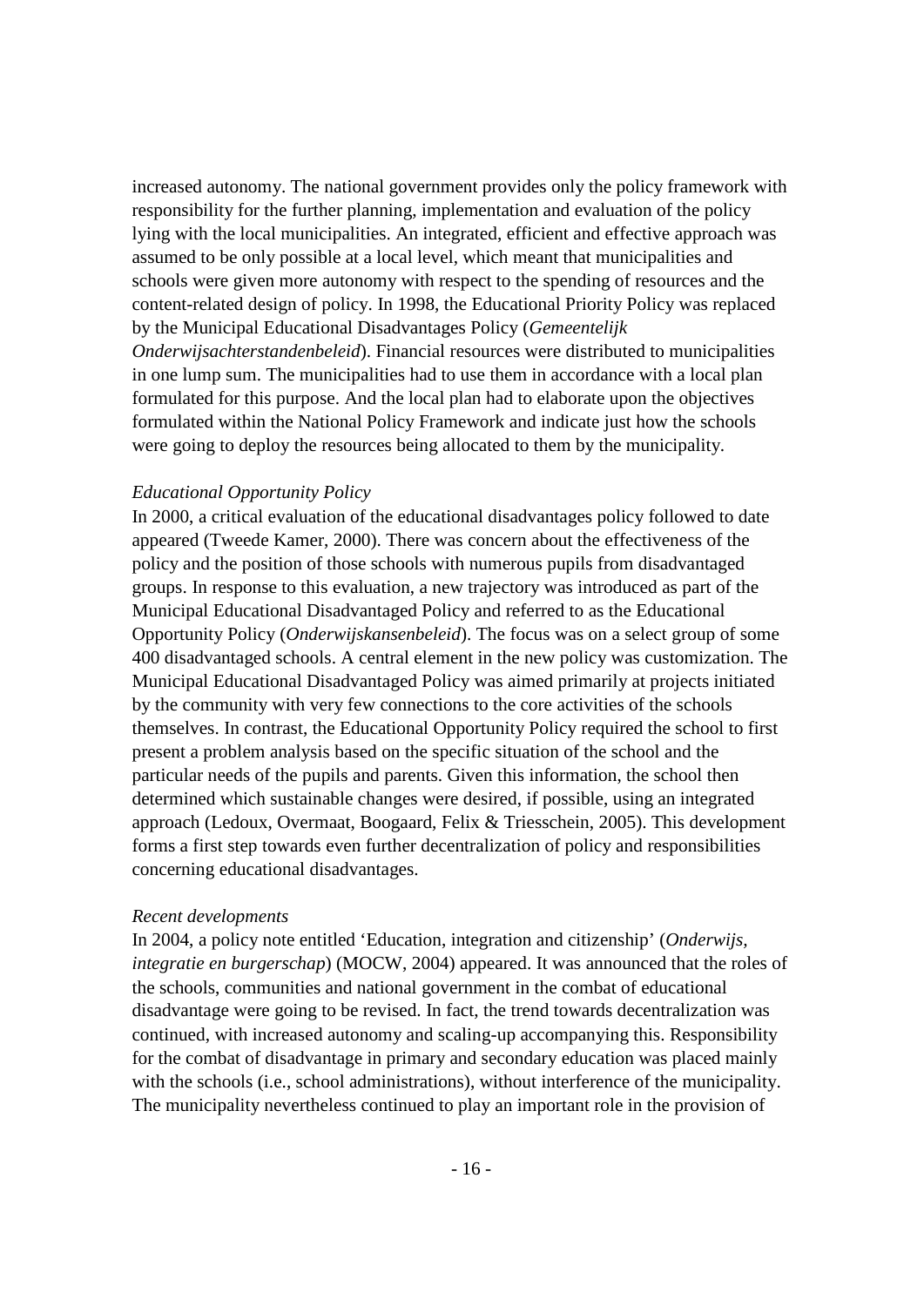increased autonomy. The national government provides only the policy framework with responsibility for the further planning, implementation and evaluation of the policy lying with the local municipalities. An integrated, efficient and effective approach was assumed to be only possible at a local level, which meant that municipalities and schools were given more autonomy with respect to the spending of resources and the content-related design of policy. In 1998, the Educational Priority Policy was replaced by the Municipal Educational Disadvantages Policy (*Gemeentelijk Onderwijsachterstandenbeleid*). Financial resources were distributed to municipalities in one lump sum. The municipalities had to use them in accordance with a local plan formulated for this purpose. And the local plan had to elaborate upon the objectives formulated within the National Policy Framework and indicate just how the schools were going to deploy the resources being allocated to them by the municipality.

*Educational Opportunity Policy*

In 2000, a critical evaluation of the educational disadvantages policy followed to date appeared (Tweede Kamer, 2000). There was concern about the effectiveness of the policy and the position of those schools with numerous pupils from disadvantaged groups. In response to this evaluation, a new trajectory was introduced as part of the Municipal Educational Disadvantaged Policy and referred to as the Educational Opportunity Policy (*Onderwijskansenbeleid*). The focus was on a select group of some 400 disadvantaged schools. A central element in the new policy was customization. The Municipal Educational Disadvantaged Policy was aimed primarily at projects initiated by the community with very few connections to the core activities of the schools themselves. In contrast, the Educational Opportunity Policy required the school to first present a problem analysis based on the specific situation of the school and the particular needs of the pupils and parents. Given this information, the school then determined which sustainable changes were desired, if possible, using an integrated approach (Ledoux, Overmaat, Boogaard, Felix & Triesschein, 2005). This development forms a first step towards even further decentralization of policy and responsibilities concerning educational disadvantages.

*Recent developments*

In 2004, a policy note entitled 'Education, integration and citizenship' (*Onderwijs, integratie en burgerschap*) (MOCW, 2004) appeared. It was announced that the roles of the schools, communities and national government in the combat of educational disadvantage were going to be revised. In fact, the trend towards decentralization was continued, with increased autonomy and scaling-up accompanying this. Responsibility for the combat of disadvantage in primary and secondary education was placed mainly with the schools (i.e., school administrations), without interference of the municipality. The municipality nevertheless continued to play an important role in the provision of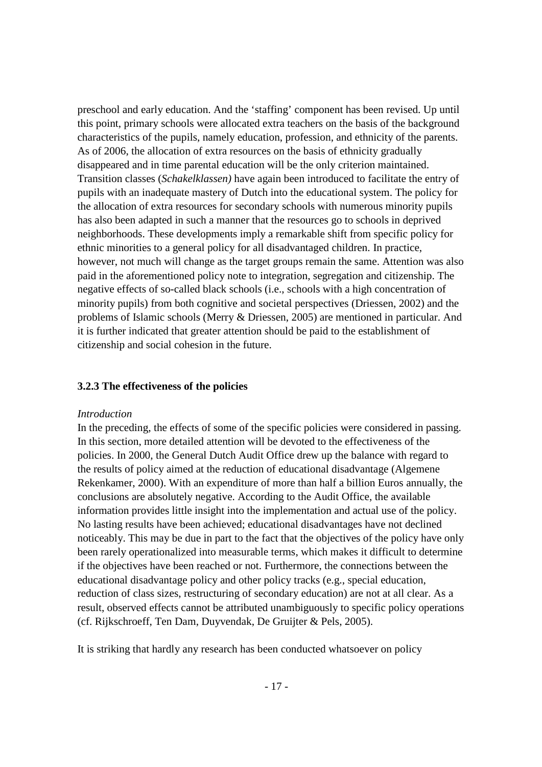preschool and early education. And the 'staffing' component has been revised. Up until this point, primary schools were allocated extra teachers on the basis of the background characteristics of the pupils, namely education, profession, and ethnicity of the parents. As of 2006, the allocation of extra resources on the basis of ethnicity gradually disappeared and in time parental education will be the only criterion maintained. Transition classes (*Schakelklassen)* have again been introduced to facilitate the entry of pupils with an inadequate mastery of Dutch into the educational system. The policy for the allocation of extra resources for secondary schools with numerous minority pupils has also been adapted in such a manner that the resources go to schools in deprived neighborhoods. These developments imply a remarkable shift from specific policy for ethnic minorities to a general policy for all disadvantaged children. In practice, however, not much will change as the target groups remain the same. Attention was also paid in the aforementioned policy note to integration, segregation and citizenship. The negative effects of so-called black schools (i.e., schools with a high concentration of minority pupils) from both cognitive and societal perspectives (Driessen, 2002) and the problems of Islamic schools (Merry & Driessen, 2005) are mentioned in particular. And it is further indicated that greater attention should be paid to the establishment of citizenship and social cohesion in the future.

### 3.2.3 The effectiveness of the policies

*Introduction*

In the preceding, the effects of some of the specific policies were considered in passing. In this section, more detailed attention will be devoted to the effectiveness of the policies. In 2000, the General Dutch Audit Office drew up the balance with regard to the results of policy aimed at the reduction of educational disadvantage (Algemene Rekenkamer, 2000). With an expenditure of more than half a billion Euros annually, the conclusions are absolutely negative. According to the Audit Office, the available information provides little insight into the implementation and actual use of the policy. No lasting results have been achieved; educational disadvantages have not declined noticeably. This may be due in part to the fact that the objectives of the policy have only been rarely operationalized into measurable terms, which makes it difficult to determine if the objectives have been reached or not. Furthermore, the connections between the educational disadvantage policy and other policy tracks (e.g., special education, reduction of class sizes, restructuring of secondary education) are not at all clear. As a result, observed effects cannot be attributed unambiguously to specific policy operations (cf. Rijkschroeff, Ten Dam, Duyvendak, De Gruijter & Pels, 2005).

It is striking that hardly any research has been conducted whatsoever on policy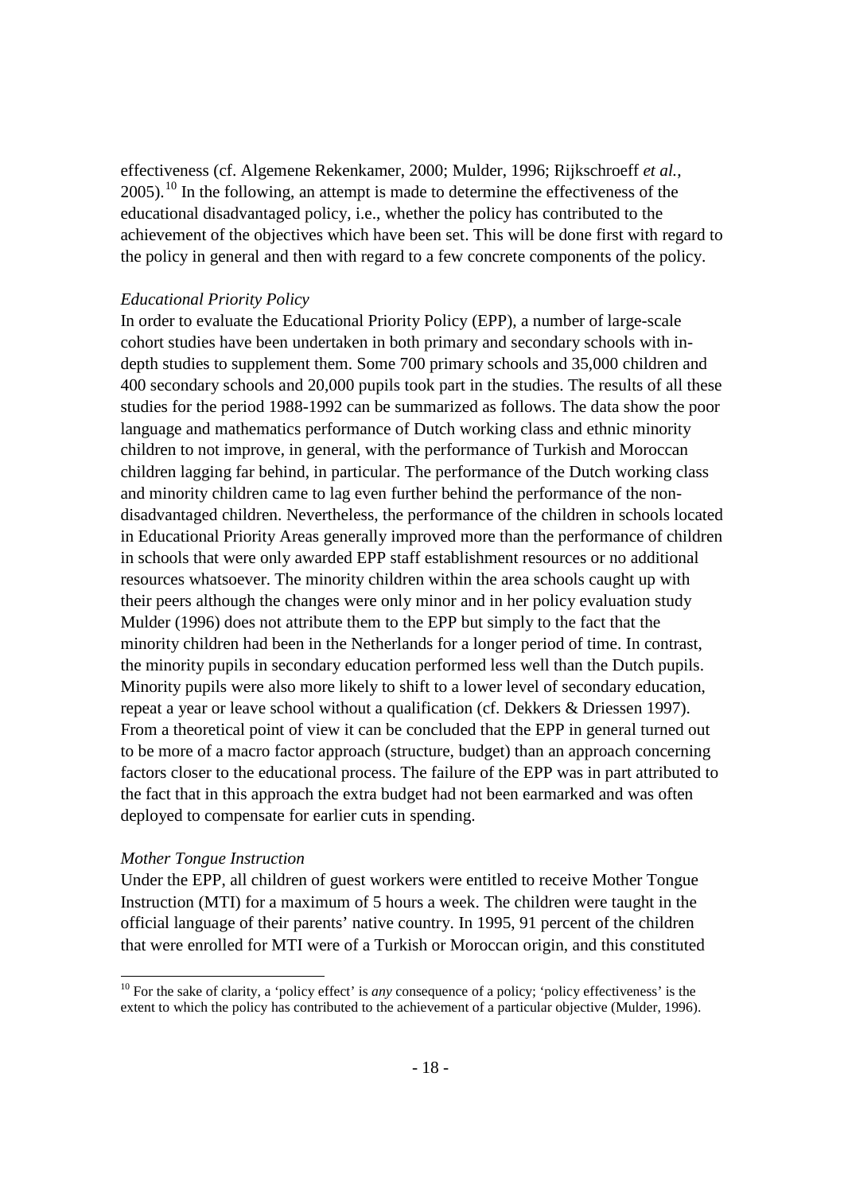effectiveness (cf. Algemene Rekenkamer, 2000; Mulder, 1996; Rijkschroeff *et al.*, 2005).[10] In the following, an attempt is made to determine the effectiveness of the educational disadvantaged policy, i.e., whether the policy has contributed to the achievement of the objectives which have been set. This will be done first with regard to the policy in general and then with regard to a few concrete components of the policy.

*Educational Priority Policy*

In order to evaluate the Educational Priority Policy (EPP), a number of large-scale cohort studies have been undertaken in both primary and secondary schools with in-depth studies to supplement them. Some 700 primary schools and 35,000 children and 400 secondary schools and 20,000 pupils took part in the studies. The results of all these studies for the period 1988-1992 can be summarized as follows. The data show the poor language and mathematics performance of Dutch working class and ethnic minority children to not improve, in general, with the performance of Turkish and Moroccan children lagging far behind, in particular. The performance of the Dutch working class and minority children came to lag even further behind the performance of the non-disadvantaged children. Nevertheless, the performance of the children in schools located in Educational Priority Areas generally improved more than the performance of children in schools that were only awarded EPP staff establishment resources or no additional resources whatsoever. The minority children within the area schools caught up with their peers although the changes were only minor and in her policy evaluation study Mulder (1996) does not attribute them to the EPP but simply to the fact that the minority children had been in the Netherlands for a longer period of time. In contrast, the minority pupils in secondary education performed less well than the Dutch pupils. Minority pupils were also more likely to shift to a lower level of secondary education, repeat a year or leave school without a qualification (cf. Dekkers & Driessen 1997). From a theoretical point of view it can be concluded that the EPP in general turned out to be more of a macro factor approach (structure, budget) than an approach concerning factors closer to the educational process. The failure of the EPP was in part attributed to the fact that in this approach the extra budget had not been earmarked and was often deployed to compensate for earlier cuts in spending.

*Mother Tongue Instruction*

Under the EPP, all children of guest workers were entitled to receive Mother Tongue Instruction (MTI) for a maximum of 5 hours a week. The children were taught in the official language of their parents' native country. In 1995, 91 percent of the children that were enrolled for MTI were of a Turkish or Moroccan origin, and this constituted

[10] For the sake of clarity, a 'policy effect' is *any* consequence of a policy; 'policy effectiveness' is the extent to which the policy has contributed to the achievement of a particular objective (Mulder, 1996).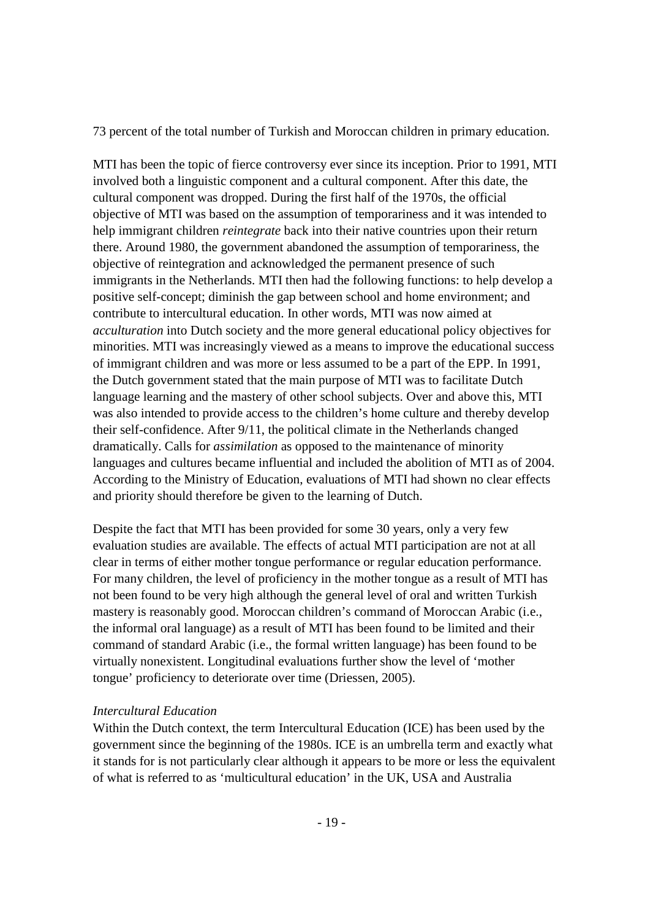73 percent of the total number of Turkish and Moroccan children in primary education.

MTI has been the topic of fierce controversy ever since its inception. Prior to 1991, MTI involved both a linguistic component and a cultural component. After this date, the cultural component was dropped. During the first half of the 1970s, the official objective of MTI was based on the assumption of temporariness and it was intended to help immigrant children *reintegrate* back into their native countries upon their return there. Around 1980, the government abandoned the assumption of temporariness, the objective of reintegration and acknowledged the permanent presence of such immigrants in the Netherlands. MTI then had the following functions: to help develop a positive self-concept; diminish the gap between school and home environment; and contribute to intercultural education. In other words, MTI was now aimed at *acculturation* into Dutch society and the more general educational policy objectives for minorities. MTI was increasingly viewed as a means to improve the educational success of immigrant children and was more or less assumed to be a part of the EPP. In 1991, the Dutch government stated that the main purpose of MTI was to facilitate Dutch language learning and the mastery of other school subjects. Over and above this, MTI was also intended to provide access to the children's home culture and thereby develop their self-confidence. After 9/11, the political climate in the Netherlands changed dramatically. Calls for *assimilation* as opposed to the maintenance of minority languages and cultures became influential and included the abolition of MTI as of 2004. According to the Ministry of Education, evaluations of MTI had shown no clear effects and priority should therefore be given to the learning of Dutch.

Despite the fact that MTI has been provided for some 30 years, only a very few evaluation studies are available. The effects of actual MTI participation are not at all clear in terms of either mother tongue performance or regular education performance. For many children, the level of proficiency in the mother tongue as a result of MTI has not been found to be very high although the general level of oral and written Turkish mastery is reasonably good. Moroccan children's command of Moroccan Arabic (i.e., the informal oral language) as a result of MTI has been found to be limited and their command of standard Arabic (i.e., the formal written language) has been found to be virtually nonexistent. Longitudinal evaluations further show the level of 'mother tongue' proficiency to deteriorate over time (Driessen, 2005).

*Intercultural Education*

Within the Dutch context, the term Intercultural Education (ICE) has been used by the government since the beginning of the 1980s. ICE is an umbrella term and exactly what it stands for is not particularly clear although it appears to be more or less the equivalent of what is referred to as 'multicultural education' in the UK, USA and Australia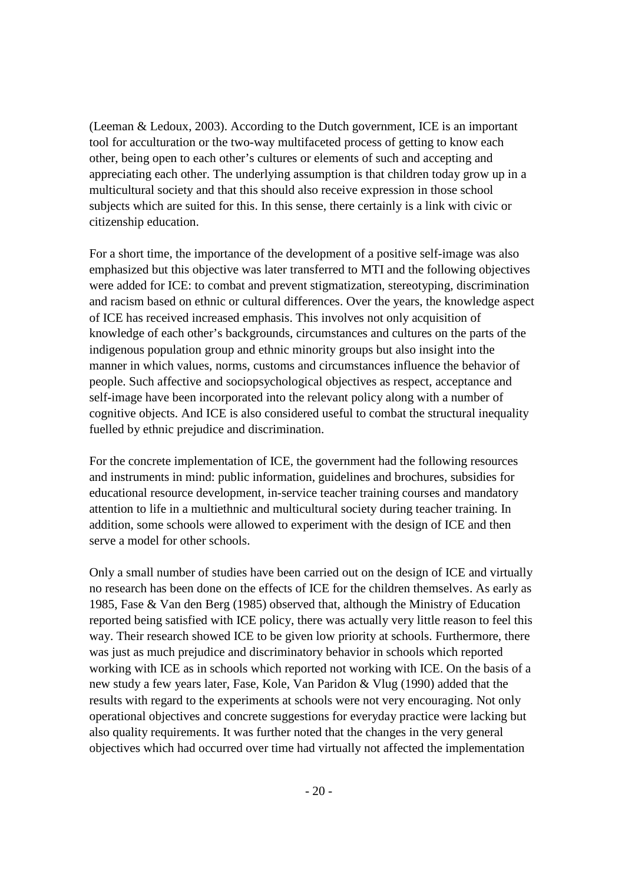(Leeman & Ledoux, 2003). According to the Dutch government, ICE is an important tool for acculturation or the two-way multifaceted process of getting to know each other, being open to each other's cultures or elements of such and accepting and appreciating each other. The underlying assumption is that children today grow up in a multicultural society and that this should also receive expression in those school subjects which are suited for this. In this sense, there certainly is a link with civic or citizenship education.

For a short time, the importance of the development of a positive self-image was also emphasized but this objective was later transferred to MTI and the following objectives were added for ICE: to combat and prevent stigmatization, stereotyping, discrimination and racism based on ethnic or cultural differences. Over the years, the knowledge aspect of ICE has received increased emphasis. This involves not only acquisition of knowledge of each other's backgrounds, circumstances and cultures on the parts of the indigenous population group and ethnic minority groups but also insight into the manner in which values, norms, customs and circumstances influence the behavior of people. Such affective and sociopsychological objectives as respect, acceptance and self-image have been incorporated into the relevant policy along with a number of cognitive objects. And ICE is also considered useful to combat the structural inequality fuelled by ethnic prejudice and discrimination.

For the concrete implementation of ICE, the government had the following resources and instruments in mind: public information, guidelines and brochures, subsidies for educational resource development, in-service teacher training courses and mandatory attention to life in a multiethnic and multicultural society during teacher training. In addition, some schools were allowed to experiment with the design of ICE and then serve a model for other schools.

Only a small number of studies have been carried out on the design of ICE and virtually no research has been done on the effects of ICE for the children themselves. As early as 1985, Fase & Van den Berg (1985) observed that, although the Ministry of Education reported being satisfied with ICE policy, there was actually very little reason to feel this way. Their research showed ICE to be given low priority at schools. Furthermore, there was just as much prejudice and discriminatory behavior in schools which reported working with ICE as in schools which reported not working with ICE. On the basis of a new study a few years later, Fase, Kole, Van Paridon & Vlug (1990) added that the results with regard to the experiments at schools were not very encouraging. Not only operational objectives and concrete suggestions for everyday practice were lacking but also quality requirements. It was further noted that the changes in the very general objectives which had occurred over time had virtually not affected the implementation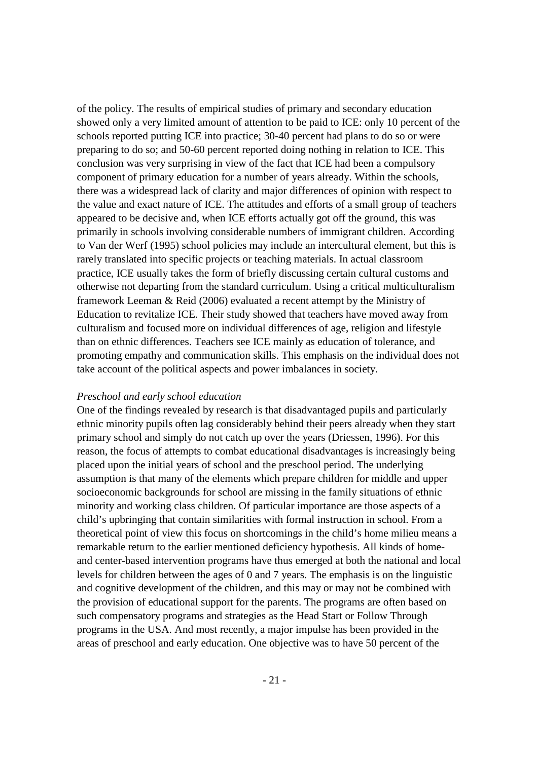of the policy. The results of empirical studies of primary and secondary education showed only a very limited amount of attention to be paid to ICE: only 10 percent of the schools reported putting ICE into practice; 30-40 percent had plans to do so or were preparing to do so; and 50-60 percent reported doing nothing in relation to ICE. This conclusion was very surprising in view of the fact that ICE had been a compulsory component of primary education for a number of years already. Within the schools, there was a widespread lack of clarity and major differences of opinion with respect to the value and exact nature of ICE. The attitudes and efforts of a small group of teachers appeared to be decisive and, when ICE efforts actually got off the ground, this was primarily in schools involving considerable numbers of immigrant children. According to Van der Werf (1995) school policies may include an intercultural element, but this is rarely translated into specific projects or teaching materials. In actual classroom practice, ICE usually takes the form of briefly discussing certain cultural customs and otherwise not departing from the standard curriculum. Using a critical multiculturalism framework Leeman & Reid (2006) evaluated a recent attempt by the Ministry of Education to revitalize ICE. Their study showed that teachers have moved away from culturalism and focused more on individual differences of age, religion and lifestyle than on ethnic differences. Teachers see ICE mainly as education of tolerance, and promoting empathy and communication skills. This emphasis on the individual does not take account of the political aspects and power imbalances in society.

*Preschool and early school education*

One of the findings revealed by research is that disadvantaged pupils and particularly ethnic minority pupils often lag considerably behind their peers already when they start primary school and simply do not catch up over the years (Driessen, 1996). For this reason, the focus of attempts to combat educational disadvantages is increasingly being placed upon the initial years of school and the preschool period. The underlying assumption is that many of the elements which prepare children for middle and upper socioeconomic backgrounds for school are missing in the family situations of ethnic minority and working class children. Of particular importance are those aspects of a child's upbringing that contain similarities with formal instruction in school. From a theoretical point of view this focus on shortcomings in the child's home milieu means a remarkable return to the earlier mentioned deficiency hypothesis. All kinds of home- and center-based intervention programs have thus emerged at both the national and local levels for children between the ages of 0 and 7 years. The emphasis is on the linguistic and cognitive development of the children, and this may or may not be combined with the provision of educational support for the parents. The programs are often based on such compensatory programs and strategies as the Head Start or Follow Through programs in the USA. And most recently, a major impulse has been provided in the areas of preschool and early education. One objective was to have 50 percent of the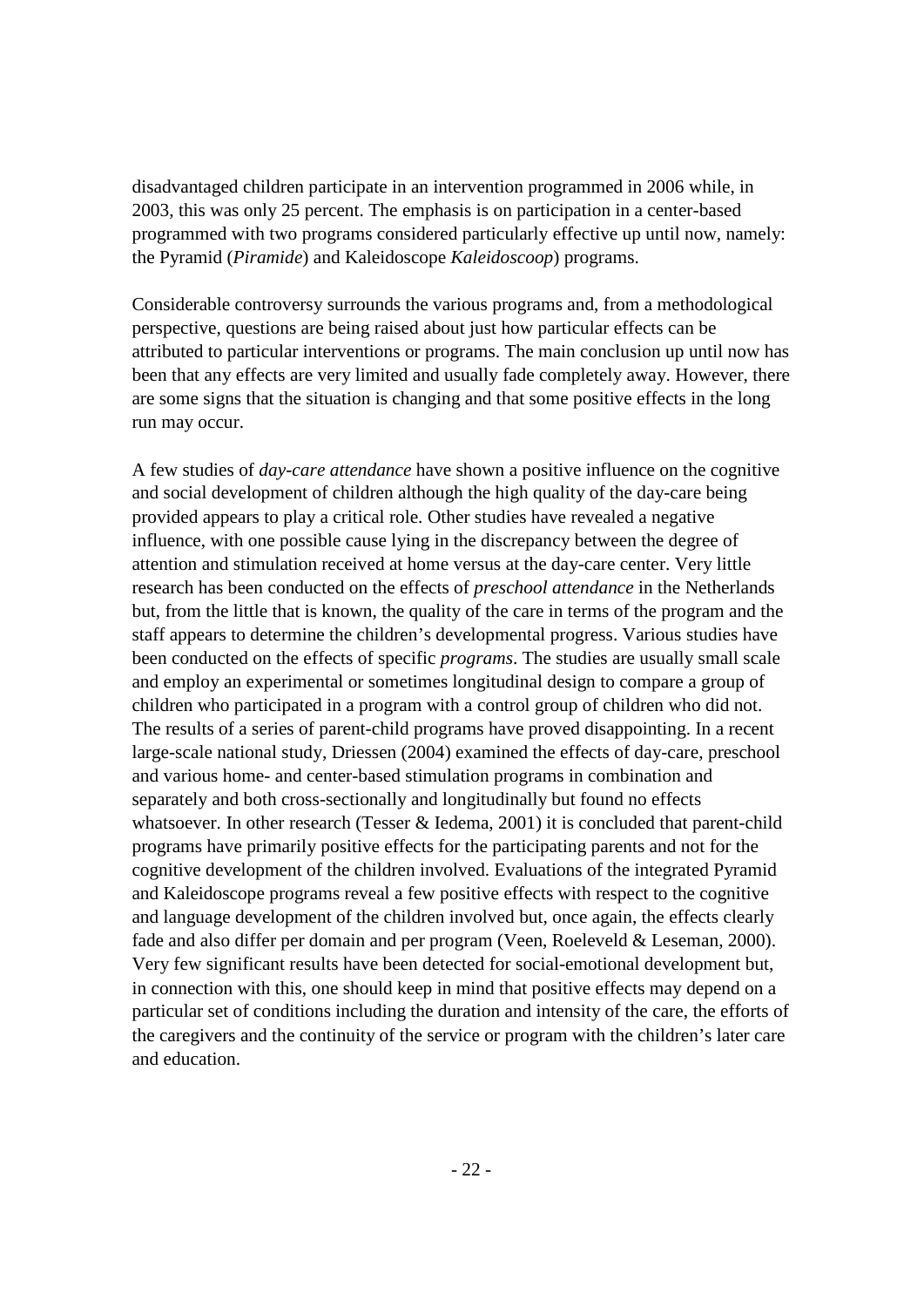disadvantaged children participate in an intervention programmed in 2006 while, in 2003, this was only 25 percent. The emphasis is on participation in a center-based programmed with two programs considered particularly effective up until now, namely: the Pyramid (*Piramide*) and Kaleidoscope *Kaleidoscoop*) programs.

Considerable controversy surrounds the various programs and, from a methodological perspective, questions are being raised about just how particular effects can be attributed to particular interventions or programs. The main conclusion up until now has been that any effects are very limited and usually fade completely away. However, there are some signs that the situation is changing and that some positive effects in the long run may occur.

A few studies of *day-care attendance* have shown a positive influence on the cognitive and social development of children although the high quality of the day-care being provided appears to play a critical role. Other studies have revealed a negative influence, with one possible cause lying in the discrepancy between the degree of attention and stimulation received at home versus at the day-care center. Very little research has been conducted on the effects of *preschool attendance* in the Netherlands but, from the little that is known, the quality of the care in terms of the program and the staff appears to determine the children's developmental progress. Various studies have been conducted on the effects of specific *programs*. The studies are usually small scale and employ an experimental or sometimes longitudinal design to compare a group of children who participated in a program with a control group of children who did not. The results of a series of parent-child programs have proved disappointing. In a recent large-scale national study, Driessen (2004) examined the effects of day-care, preschool and various home- and center-based stimulation programs in combination and separately and both cross-sectionally and longitudinally but found no effects whatsoever. In other research (Tesser & Iedema, 2001) it is concluded that parent-child programs have primarily positive effects for the participating parents and not for the cognitive development of the children involved. Evaluations of the integrated Pyramid and Kaleidoscope programs reveal a few positive effects with respect to the cognitive and language development of the children involved but, once again, the effects clearly fade and also differ per domain and per program (Veen, Roeleveld & Leseman, 2000). Very few significant results have been detected for social-emotional development but, in connection with this, one should keep in mind that positive effects may depend on a particular set of conditions including the duration and intensity of the care, the efforts of the caregivers and the continuity of the service or program with the children's later care and education.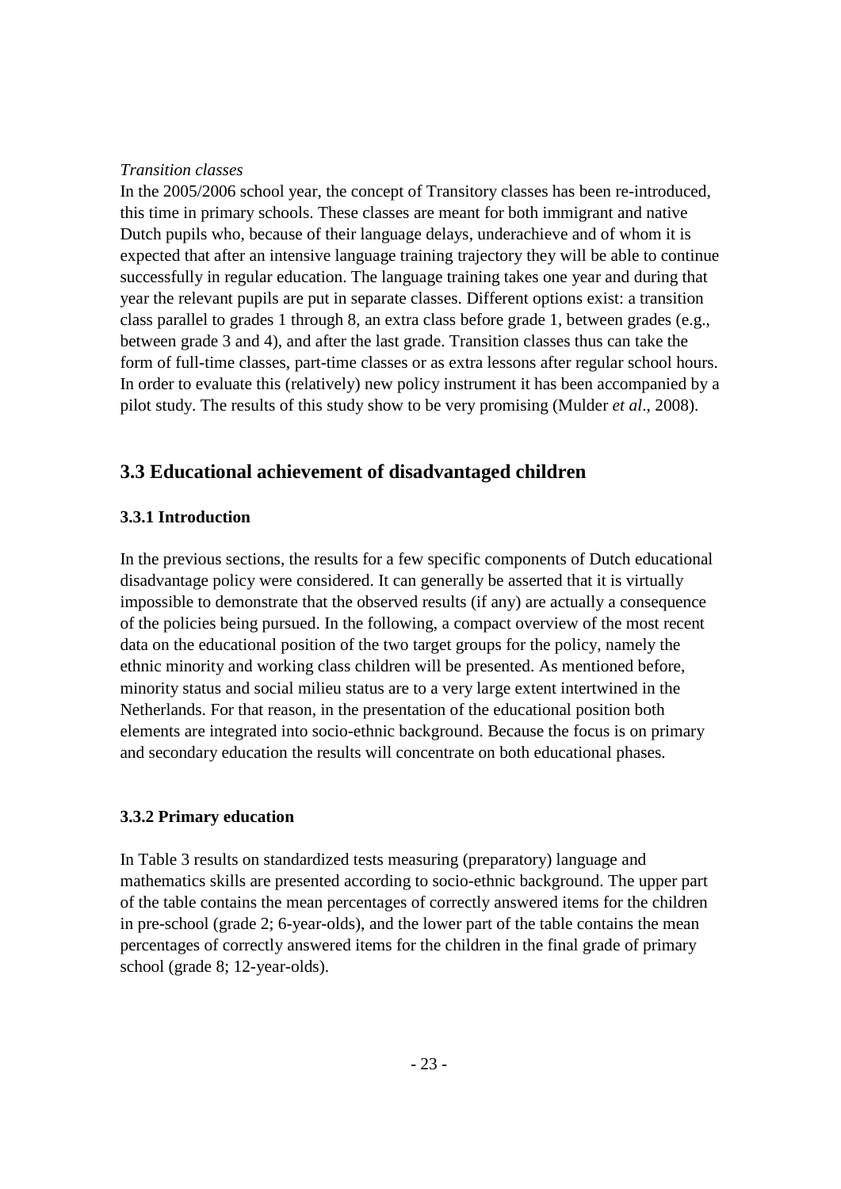*Transition classes*

In the 2005/2006 school year, the concept of Transitory classes has been re-introduced, this time in primary schools. These classes are meant for both immigrant and native Dutch pupils who, because of their language delays, underachieve and of whom it is expected that after an intensive language training trajectory they will be able to continue successfully in regular education. The language training takes one year and during that year the relevant pupils are put in separate classes. Different options exist: a transition class parallel to grades 1 through 8, an extra class before grade 1, between grades (e.g., between grade 3 and 4), and after the last grade. Transition classes thus can take the form of full-time classes, part-time classes or as extra lessons after regular school hours. In order to evaluate this (relatively) new policy instrument it has been accompanied by a pilot study. The results of this study show to be very promising (Mulder *et al*., 2008).

## 3.3 Educational achievement of disadvantaged children

### 3.3.1 Introduction

In the previous sections, the results for a few specific components of Dutch educational disadvantage policy were considered. It can generally be asserted that it is virtually impossible to demonstrate that the observed results (if any) are actually a consequence of the policies being pursued. In the following, a compact overview of the most recent data on the educational position of the two target groups for the policy, namely the ethnic minority and working class children will be presented. As mentioned before, minority status and social milieu status are to a very large extent intertwined in the Netherlands. For that reason, in the presentation of the educational position both elements are integrated into socio-ethnic background. Because the focus is on primary and secondary education the results will concentrate on both educational phases.

### 3.3.2 Primary education

In Table 3 results on standardized tests measuring (preparatory) language and mathematics skills are presented according to socio-ethnic background. The upper part of the table contains the mean percentages of correctly answered items for the children in pre-school (grade 2; 6-year-olds), and the lower part of the table contains the mean percentages of correctly answered items for the children in the final grade of primary school (grade 8; 12-year-olds).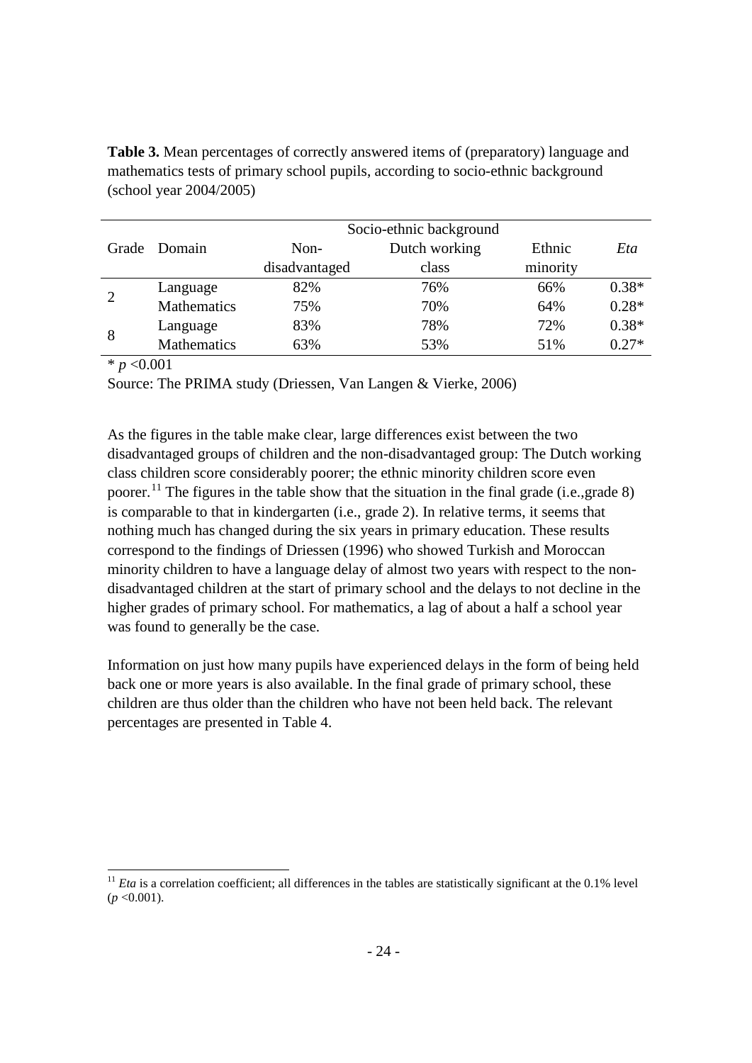**Table 3.** Mean percentages of correctly answered items of (preparatory) language and mathematics tests of primary school pupils, according to socio-ethnic background (school year 2004/2005)

| Grade | Domain | Socio-ethnic background Non-disadvantaged | Dutch working class | Ethnic minority | *Eta* |
|---|---|---|---|---|---|
| 2 | Language | 82% | 76% | 66% | 0.38* |
| | Mathematics | 75% | 70% | 64% | 0.28* |
| 8 | Language | 83% | 78% | 72% | 0.38* |
| | Mathematics | 63% | 53% | 51% | 0.27* |

\* $p < 0.001$

Source: The PRIMA study (Driessen, Van Langen & Vierke, 2006)

As the figures in the table make clear, large differences exist between the two disadvantaged groups of children and the non-disadvantaged group: The Dutch working class children score considerably poorer; the ethnic minority children score even poorer.[11] The figures in the table show that the situation in the final grade (i.e.,grade 8) is comparable to that in kindergarten (i.e., grade 2). In relative terms, it seems that nothing much has changed during the six years in primary education. These results correspond to the findings of Driessen (1996) who showed Turkish and Moroccan minority children to have a language delay of almost two years with respect to the non-disadvantaged children at the start of primary school and the delays to not decline in the higher grades of primary school. For mathematics, a lag of about a half a school year was found to generally be the case.

Information on just how many pupils have experienced delays in the form of being held back one or more years is also available. In the final grade of primary school, these children are thus older than the children who have not been held back. The relevant percentages are presented in Table 4.

[11] *Eta* is a correlation coefficient; all differences in the tables are statistically significant at the 0.1% level ($p < 0.001$).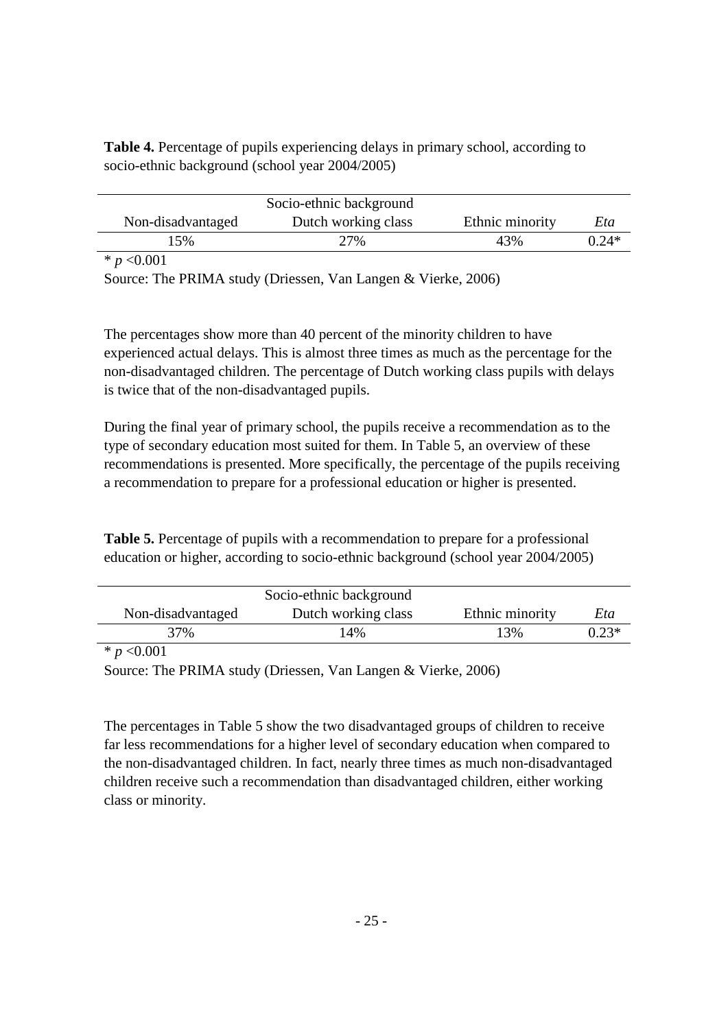**Table 4.** Percentage of pupils experiencing delays in primary school, according to socio-ethnic background (school year 2004/2005)

| Socio-ethnic background | | | |
|---|---|---|---|
| Non-disadvantaged | Dutch working class | Ethnic minority | *Eta* |
| 15% | 27% | 43% | 0.24* |

* $p < 0.001$

Source: The PRIMA study (Driessen, Van Langen & Vierke, 2006)

The percentages show more than 40 percent of the minority children to have experienced actual delays. This is almost three times as much as the percentage for the non-disadvantaged children. The percentage of Dutch working class pupils with delays is twice that of the non-disadvantaged pupils.

During the final year of primary school, the pupils receive a recommendation as to the type of secondary education most suited for them. In Table 5, an overview of these recommendations is presented. More specifically, the percentage of the pupils receiving a recommendation to prepare for a professional education or higher is presented.

**Table 5.** Percentage of pupils with a recommendation to prepare for a professional education or higher, according to socio-ethnic background (school year 2004/2005)

| Socio-ethnic background | | | |
|---|---|---|---|
| Non-disadvantaged | Dutch working class | Ethnic minority | *Eta* |
| 37% | 14% | 13% | 0.23* |

* $p < 0.001$

Source: The PRIMA study (Driessen, Van Langen & Vierke, 2006)

The percentages in Table 5 show the two disadvantaged groups of children to receive far less recommendations for a higher level of secondary education when compared to the non-disadvantaged children. In fact, nearly three times as much non-disadvantaged children receive such a recommendation than disadvantaged children, either working class or minority.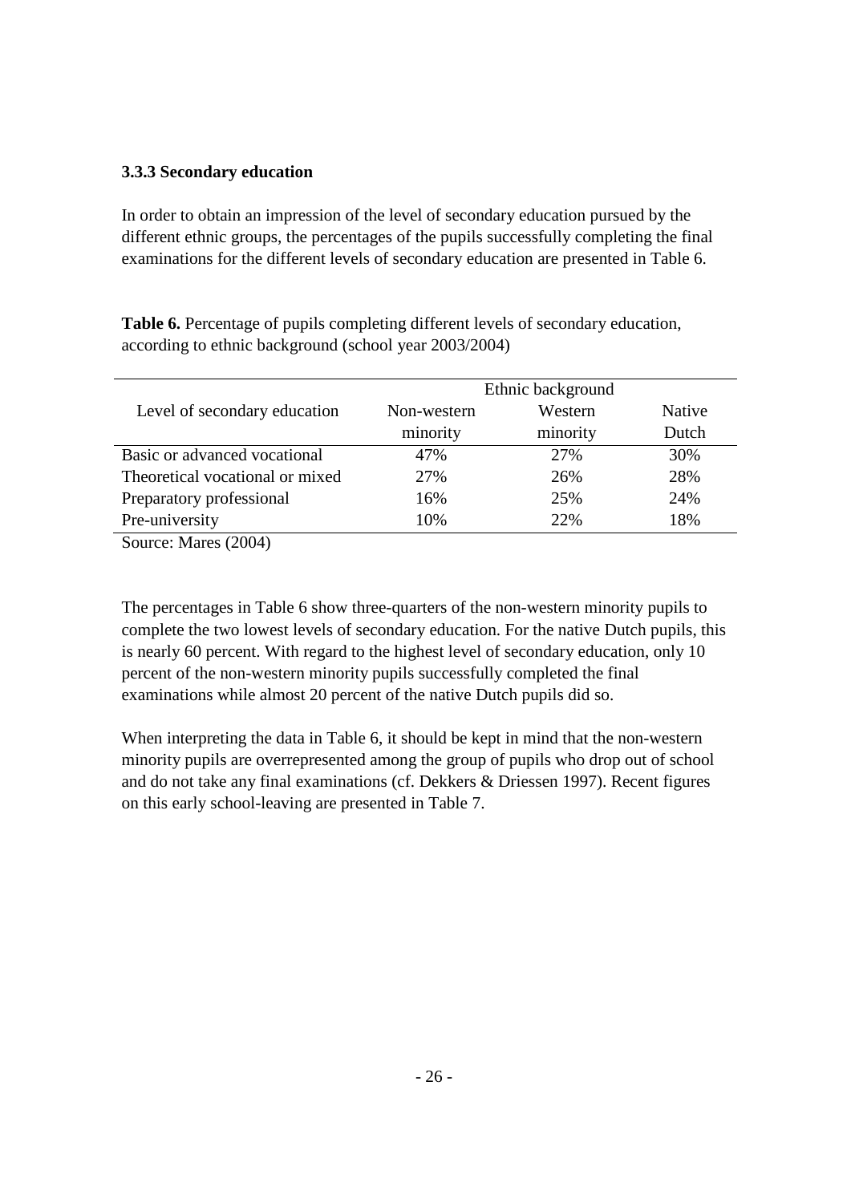### 3.3.3 Secondary education

In order to obtain an impression of the level of secondary education pursued by the different ethnic groups, the percentages of the pupils successfully completing the final examinations for the different levels of secondary education are presented in Table 6.

**Table 6.** Percentage of pupils completing different levels of secondary education, according to ethnic background (school year 2003/2004)

| Level of secondary education | Ethnic background | | |
|---|---|---|---|
| | Non-western minority | Western minority | Native Dutch |
| Basic or advanced vocational | 47% | 27% | 30% |
| Theoretical vocational or mixed | 27% | 26% | 28% |
| Preparatory professional | 16% | 25% | 24% |
| Pre-university | 10% | 22% | 18% |

Source: Mares (2004)

The percentages in Table 6 show three-quarters of the non-western minority pupils to complete the two lowest levels of secondary education. For the native Dutch pupils, this is nearly 60 percent. With regard to the highest level of secondary education, only 10 percent of the non-western minority pupils successfully completed the final examinations while almost 20 percent of the native Dutch pupils did so.

When interpreting the data in Table 6, it should be kept in mind that the non-western minority pupils are overrepresented among the group of pupils who drop out of school and do not take any final examinations (cf. Dekkers & Driessen 1997). Recent figures on this early school-leaving are presented in Table 7.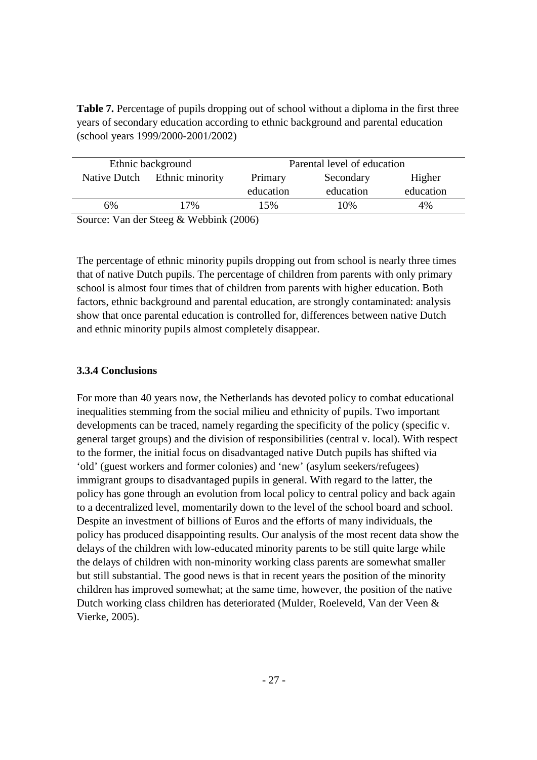**Table 7.** Percentage of pupils dropping out of school without a diploma in the first three years of secondary education according to ethnic background and parental education (school years 1999/2000-2001/2002)

| Ethnic background | | Parental level of education | | |
|---|---|---|---|---|
| Native Dutch | Ethnic minority | Primary education | Secondary education | Higher education |
| 6% | 17% | 15% | 10% | 4% |

Source: Van der Steeg & Webbink (2006)

The percentage of ethnic minority pupils dropping out from school is nearly three times that of native Dutch pupils. The percentage of children from parents with only primary school is almost four times that of children from parents with higher education. Both factors, ethnic background and parental education, are strongly contaminated: analysis show that once parental education is controlled for, differences between native Dutch and ethnic minority pupils almost completely disappear.

### 3.3.4 Conclusions

For more than 40 years now, the Netherlands has devoted policy to combat educational inequalities stemming from the social milieu and ethnicity of pupils. Two important developments can be traced, namely regarding the specificity of the policy (specific v. general target groups) and the division of responsibilities (central v. local). With respect to the former, the initial focus on disadvantaged native Dutch pupils has shifted via 'old' (guest workers and former colonies) and 'new' (asylum seekers/refugees) immigrant groups to disadvantaged pupils in general. With regard to the latter, the policy has gone through an evolution from local policy to central policy and back again to a decentralized level, momentarily down to the level of the school board and school. Despite an investment of billions of Euros and the efforts of many individuals, the policy has produced disappointing results. Our analysis of the most recent data show the delays of the children with low-educated minority parents to be still quite large while the delays of children with non-minority working class parents are somewhat smaller but still substantial. The good news is that in recent years the position of the minority children has improved somewhat; at the same time, however, the position of the native Dutch working class children has deteriorated (Mulder, Roeleveld, Van der Veen & Vierke, 2005).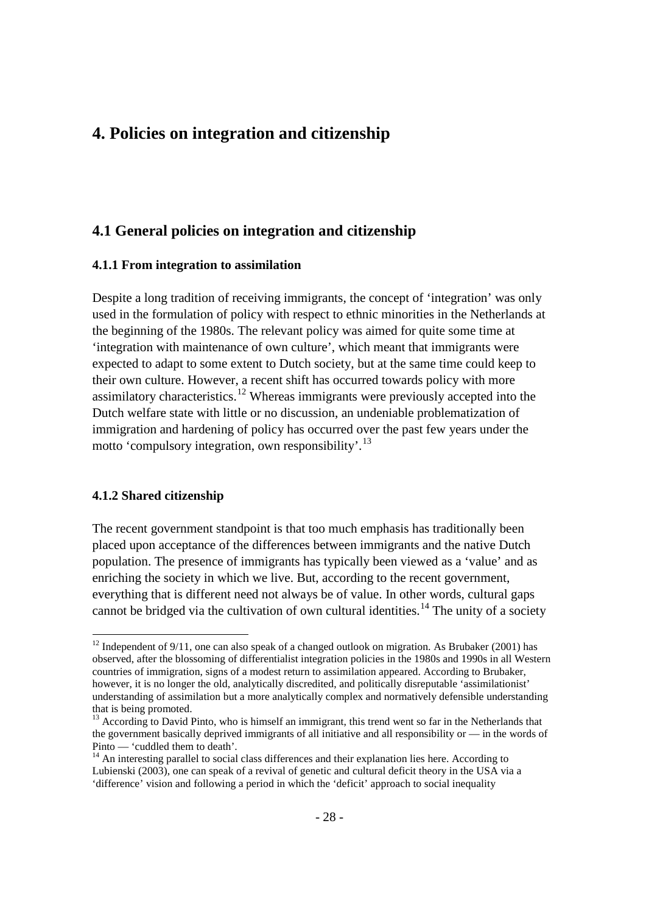# 4. Policies on integration and citizenship

## 4.1 General policies on integration and citizenship

### 4.1.1 From integration to assimilation

Despite a long tradition of receiving immigrants, the concept of 'integration' was only used in the formulation of policy with respect to ethnic minorities in the Netherlands at the beginning of the 1980s. The relevant policy was aimed for quite some time at 'integration with maintenance of own culture', which meant that immigrants were expected to adapt to some extent to Dutch society, but at the same time could keep to their own culture. However, a recent shift has occurred towards policy with more assimilatory characteristics.[12] Whereas immigrants were previously accepted into the Dutch welfare state with little or no discussion, an undeniable problematization of immigration and hardening of policy has occurred over the past few years under the motto 'compulsory integration, own responsibility'.[13]

### 4.1.2 Shared citizenship

The recent government standpoint is that too much emphasis has traditionally been placed upon acceptance of the differences between immigrants and the native Dutch population. The presence of immigrants has typically been viewed as a 'value' and as enriching the society in which we live. But, according to the recent government, everything that is different need not always be of value. In other words, cultural gaps cannot be bridged via the cultivation of own cultural identities.[14] The unity of a society

---

[12] Independent of 9/11, one can also speak of a changed outlook on migration. As Brubaker (2001) has observed, after the blossoming of differentialist integration policies in the 1980s and 1990s in all Western countries of immigration, signs of a modest return to assimilation appeared. According to Brubaker, however, it is no longer the old, analytically discredited, and politically disreputable 'assimilationist' understanding of assimilation but a more analytically complex and normatively defensible understanding that is being promoted.

[13] According to David Pinto, who is himself an immigrant, this trend went so far in the Netherlands that the government basically deprived immigrants of all initiative and all responsibility or — in the words of Pinto — 'cuddled them to death'.

[14] An interesting parallel to social class differences and their explanation lies here. According to Lubienski (2003), one can speak of a revival of genetic and cultural deficit theory in the USA via a 'difference' vision and following a period in which the 'deficit' approach to social inequality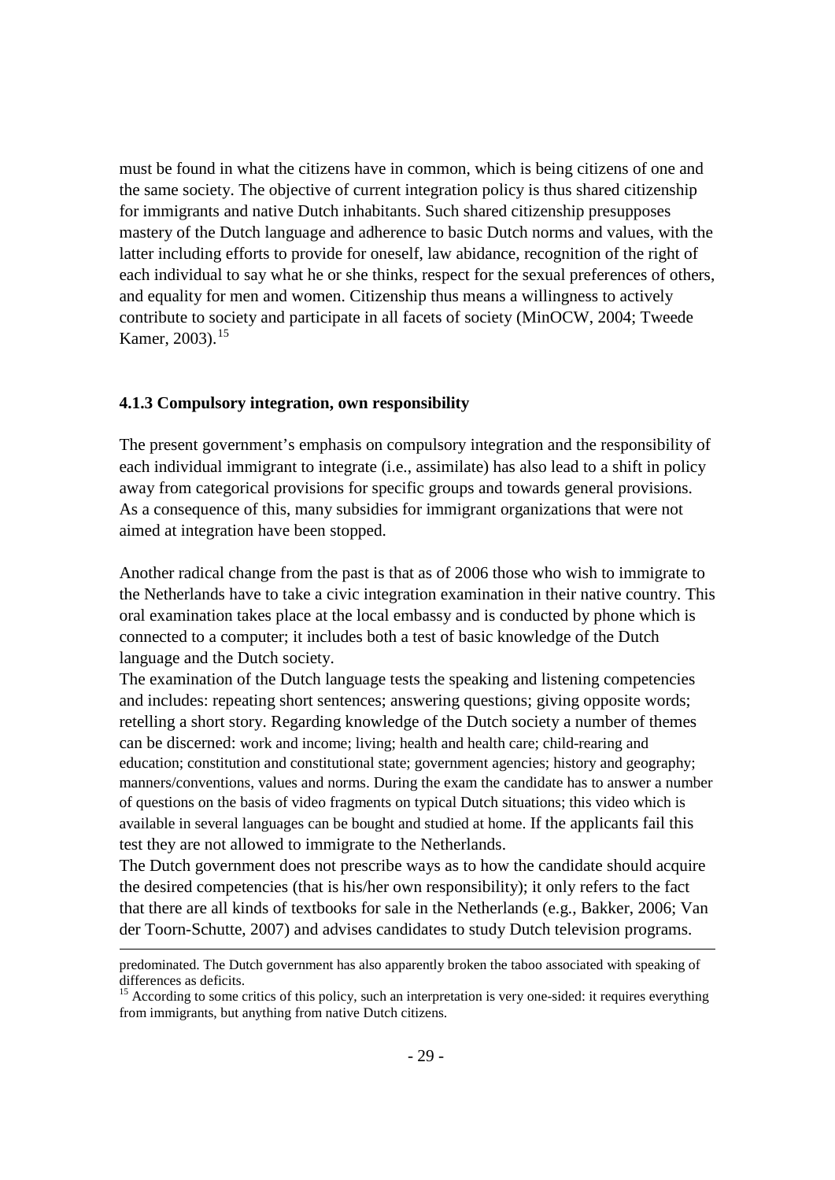must be found in what the citizens have in common, which is being citizens of one and the same society. The objective of current integration policy is thus shared citizenship for immigrants and native Dutch inhabitants. Such shared citizenship presupposes mastery of the Dutch language and adherence to basic Dutch norms and values, with the latter including efforts to provide for oneself, law abidance, recognition of the right of each individual to say what he or she thinks, respect for the sexual preferences of others, and equality for men and women. Citizenship thus means a willingness to actively contribute to society and participate in all facets of society (MinOCW, 2004; Tweede Kamer, 2003).[15]

### 4.1.3 Compulsory integration, own responsibility

The present government's emphasis on compulsory integration and the responsibility of each individual immigrant to integrate (i.e., assimilate) has also lead to a shift in policy away from categorical provisions for specific groups and towards general provisions. As a consequence of this, many subsidies for immigrant organizations that were not aimed at integration have been stopped.

Another radical change from the past is that as of 2006 those who wish to immigrate to the Netherlands have to take a civic integration examination in their native country. This oral examination takes place at the local embassy and is conducted by phone which is connected to a computer; it includes both a test of basic knowledge of the Dutch language and the Dutch society.

The examination of the Dutch language tests the speaking and listening competencies and includes: repeating short sentences; answering questions; giving opposite words; retelling a short story. Regarding knowledge of the Dutch society a number of themes can be discerned: work and income; living; health and health care; child-rearing and education; constitution and constitutional state; government agencies; history and geography; manners/conventions, values and norms. During the exam the candidate has to answer a number of questions on the basis of video fragments on typical Dutch situations; this video which is available in several languages can be bought and studied at home. If the applicants fail this test they are not allowed to immigrate to the Netherlands.

The Dutch government does not prescribe ways as to how the candidate should acquire the desired competencies (that is his/her own responsibility); it only refers to the fact that there are all kinds of textbooks for sale in the Netherlands (e.g., Bakker, 2006; Van der Toorn-Schutte, 2007) and advises candidates to study Dutch television programs.

---

predominated. The Dutch government has also apparently broken the taboo associated with speaking of differences as deficits.

[15] According to some critics of this policy, such an interpretation is very one-sided: it requires everything from immigrants, but anything from native Dutch citizens.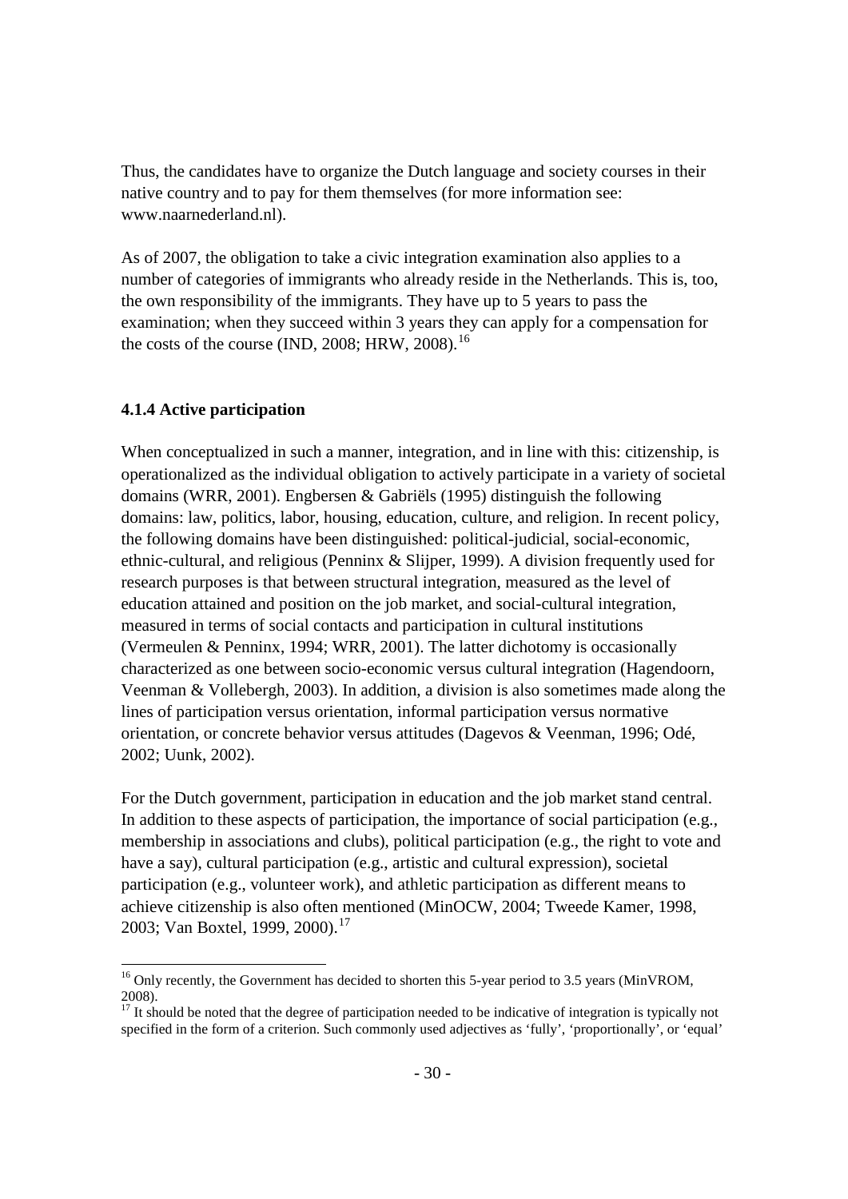Thus, the candidates have to organize the Dutch language and society courses in their native country and to pay for them themselves (for more information see: www.naarnederland.nl).

As of 2007, the obligation to take a civic integration examination also applies to a number of categories of immigrants who already reside in the Netherlands. This is, too, the own responsibility of the immigrants. They have up to 5 years to pass the examination; when they succeed within 3 years they can apply for a compensation for the costs of the course (IND, 2008; HRW, 2008).[16]

### 4.1.4 Active participation

When conceptualized in such a manner, integration, and in line with this: citizenship, is operationalized as the individual obligation to actively participate in a variety of societal domains (WRR, 2001). Engbersen & Gabriëls (1995) distinguish the following domains: law, politics, labor, housing, education, culture, and religion. In recent policy, the following domains have been distinguished: political-judicial, social-economic, ethnic-cultural, and religious (Penninx & Slijper, 1999). A division frequently used for research purposes is that between structural integration, measured as the level of education attained and position on the job market, and social-cultural integration, measured in terms of social contacts and participation in cultural institutions (Vermeulen & Penninx, 1994; WRR, 2001). The latter dichotomy is occasionally characterized as one between socio-economic versus cultural integration (Hagendoorn, Veenman & Vollebergh, 2003). In addition, a division is also sometimes made along the lines of participation versus orientation, informal participation versus normative orientation, or concrete behavior versus attitudes (Dagevos & Veenman, 1996; Odé, 2002; Uunk, 2002).

For the Dutch government, participation in education and the job market stand central. In addition to these aspects of participation, the importance of social participation (e.g., membership in associations and clubs), political participation (e.g., the right to vote and have a say), cultural participation (e.g., artistic and cultural expression), societal participation (e.g., volunteer work), and athletic participation as different means to achieve citizenship is also often mentioned (MinOCW, 2004; Tweede Kamer, 1998, 2003; Van Boxtel, 1999, 2000).[17]

---

[16] Only recently, the Government has decided to shorten this 5-year period to 3.5 years (MinVROM, 2008).

[17] It should be noted that the degree of participation needed to be indicative of integration is typically not specified in the form of a criterion. Such commonly used adjectives as 'fully', 'proportionally', or 'equal'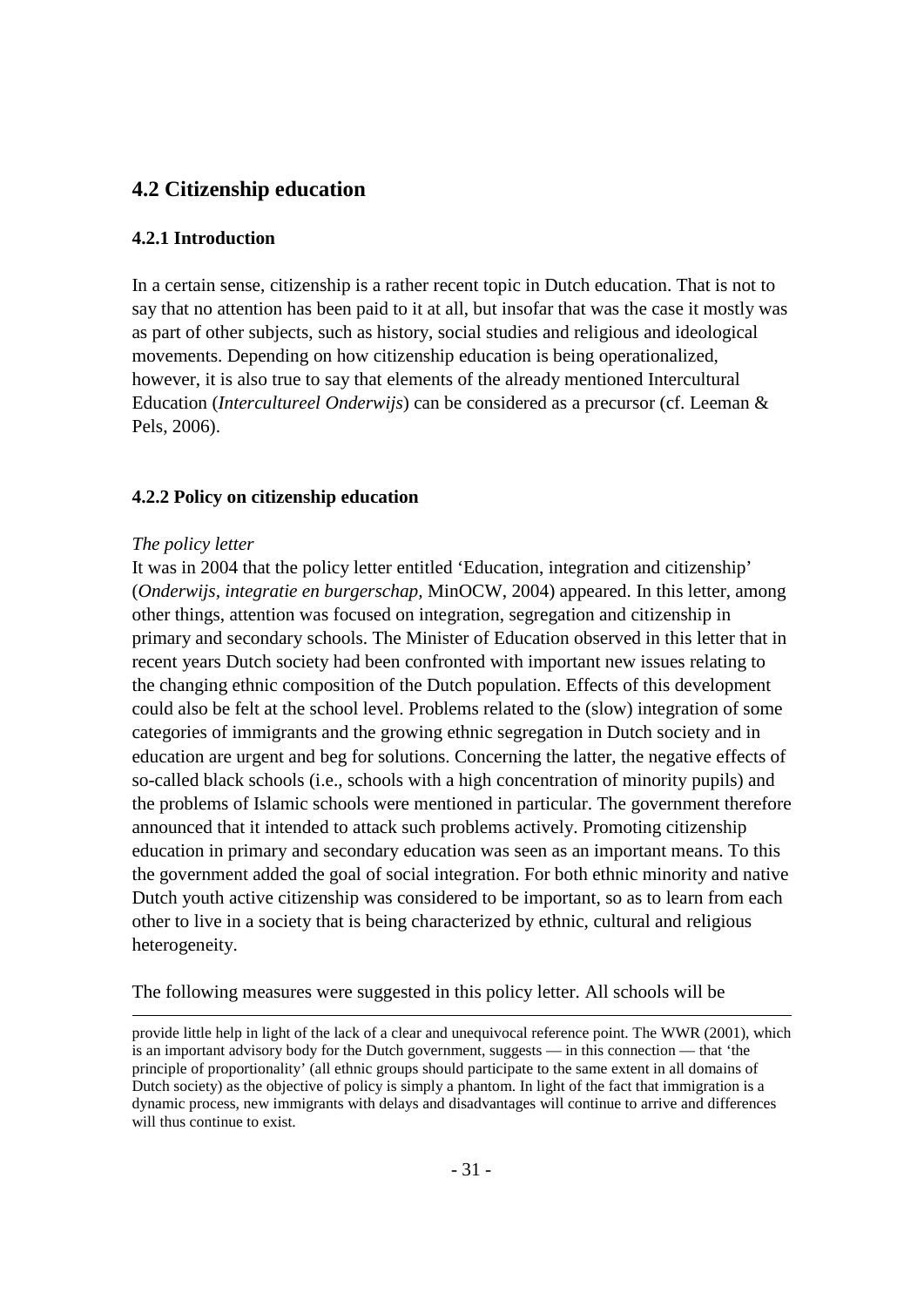## 4.2 Citizenship education

### 4.2.1 Introduction

In a certain sense, citizenship is a rather recent topic in Dutch education. That is not to say that no attention has been paid to it at all, but insofar that was the case it mostly was as part of other subjects, such as history, social studies and religious and ideological movements. Depending on how citizenship education is being operationalized, however, it is also true to say that elements of the already mentioned Intercultural Education (*Intercultureel Onderwijs*) can be considered as a precursor (cf. Leeman & Pels, 2006).

### 4.2.2 Policy on citizenship education

*The policy letter*

It was in 2004 that the policy letter entitled 'Education, integration and citizenship' (*Onderwijs, integratie en burgerschap*, MinOCW, 2004) appeared. In this letter, among other things, attention was focused on integration, segregation and citizenship in primary and secondary schools. The Minister of Education observed in this letter that in recent years Dutch society had been confronted with important new issues relating to the changing ethnic composition of the Dutch population. Effects of this development could also be felt at the school level. Problems related to the (slow) integration of some categories of immigrants and the growing ethnic segregation in Dutch society and in education are urgent and beg for solutions. Concerning the latter, the negative effects of so-called black schools (i.e., schools with a high concentration of minority pupils) and the problems of Islamic schools were mentioned in particular. The government therefore announced that it intended to attack such problems actively. Promoting citizenship education in primary and secondary education was seen as an important means. To this the government added the goal of social integration. For both ethnic minority and native Dutch youth active citizenship was considered to be important, so as to learn from each other to live in a society that is being characterized by ethnic, cultural and religious heterogeneity.

The following measures were suggested in this policy letter. All schools will be

---

provide little help in light of the lack of a clear and unequivocal reference point. The WWR (2001), which is an important advisory body for the Dutch government, suggests — in this connection — that 'the principle of proportionality' (all ethnic groups should participate to the same extent in all domains of Dutch society) as the objective of policy is simply a phantom. In light of the fact that immigration is a dynamic process, new immigrants with delays and disadvantages will continue to arrive and differences will thus continue to exist.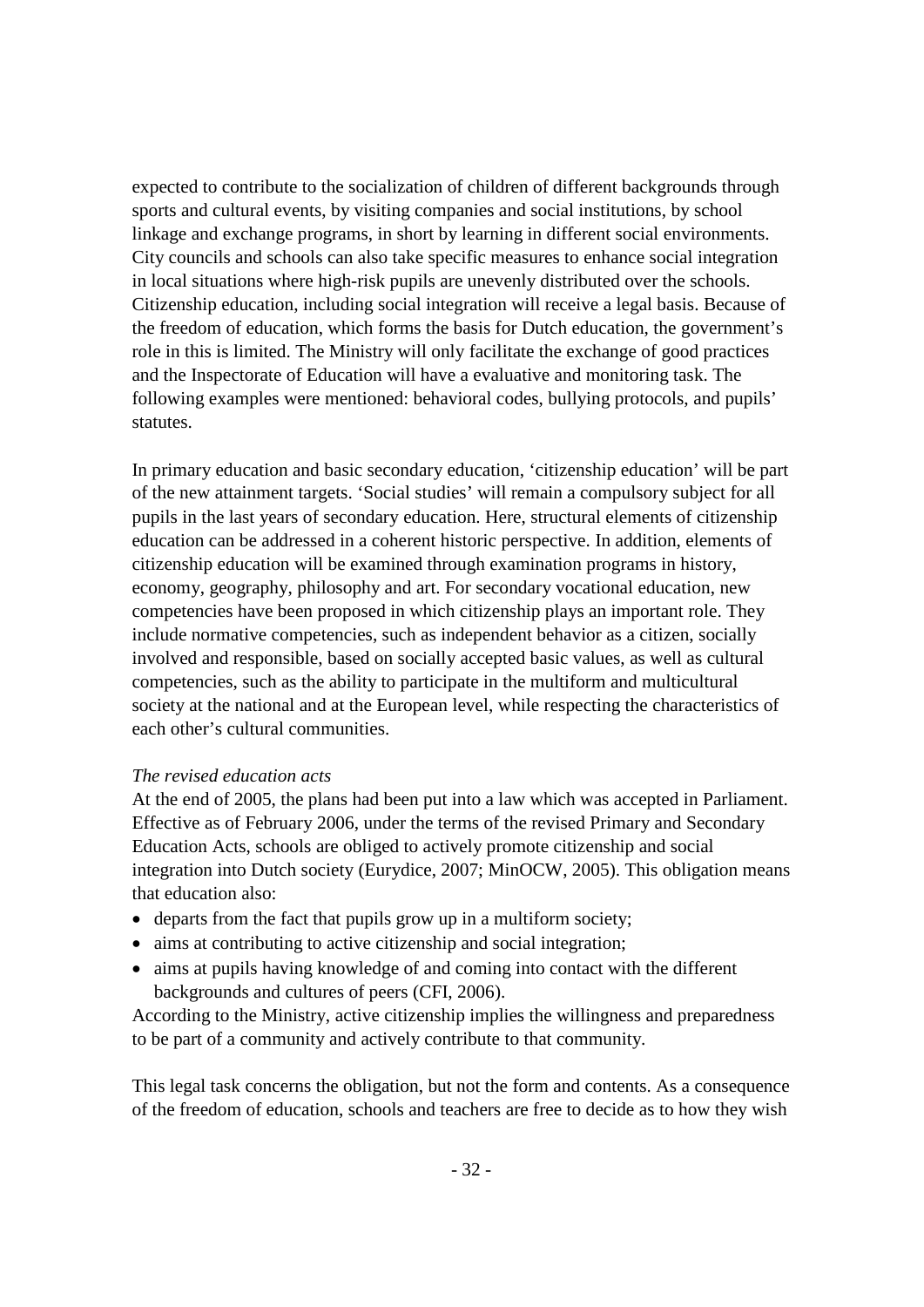expected to contribute to the socialization of children of different backgrounds through sports and cultural events, by visiting companies and social institutions, by school linkage and exchange programs, in short by learning in different social environments. City councils and schools can also take specific measures to enhance social integration in local situations where high-risk pupils are unevenly distributed over the schools. Citizenship education, including social integration will receive a legal basis. Because of the freedom of education, which forms the basis for Dutch education, the government's role in this is limited. The Ministry will only facilitate the exchange of good practices and the Inspectorate of Education will have a evaluative and monitoring task. The following examples were mentioned: behavioral codes, bullying protocols, and pupils' statutes.

In primary education and basic secondary education, 'citizenship education' will be part of the new attainment targets. 'Social studies' will remain a compulsory subject for all pupils in the last years of secondary education. Here, structural elements of citizenship education can be addressed in a coherent historic perspective. In addition, elements of citizenship education will be examined through examination programs in history, economy, geography, philosophy and art. For secondary vocational education, new competencies have been proposed in which citizenship plays an important role. They include normative competencies, such as independent behavior as a citizen, socially involved and responsible, based on socially accepted basic values, as well as cultural competencies, such as the ability to participate in the multiform and multicultural society at the national and at the European level, while respecting the characteristics of each other's cultural communities.

*The revised education acts*

At the end of 2005, the plans had been put into a law which was accepted in Parliament. Effective as of February 2006, under the terms of the revised Primary and Secondary Education Acts, schools are obliged to actively promote citizenship and social integration into Dutch society (Eurydice, 2007; MinOCW, 2005). This obligation means that education also:

- departs from the fact that pupils grow up in a multiform society;
- aims at contributing to active citizenship and social integration;
- aims at pupils having knowledge of and coming into contact with the different backgrounds and cultures of peers (CFI, 2006).

According to the Ministry, active citizenship implies the willingness and preparedness to be part of a community and actively contribute to that community.

This legal task concerns the obligation, but not the form and contents. As a consequence of the freedom of education, schools and teachers are free to decide as to how they wish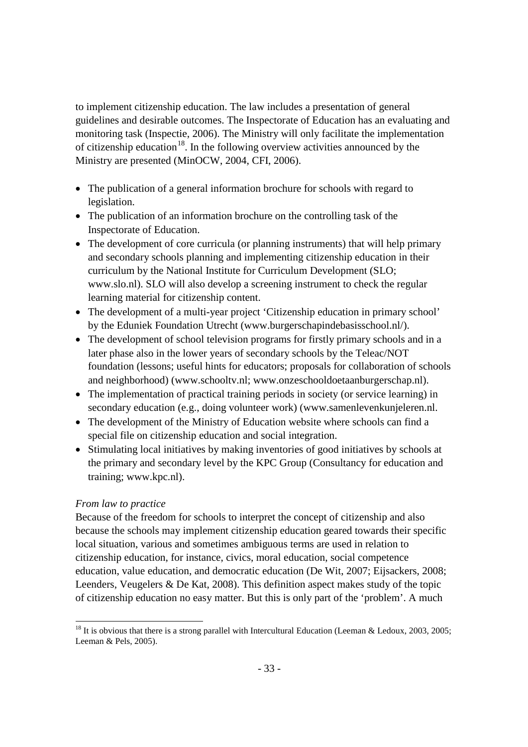to implement citizenship education. The law includes a presentation of general guidelines and desirable outcomes. The Inspectorate of Education has an evaluating and monitoring task (Inspectie, 2006). The Ministry will only facilitate the implementation of citizenship education[18]. In the following overview activities announced by the Ministry are presented (MinOCW, 2004, CFI, 2006).

- The publication of a general information brochure for schools with regard to legislation.
- The publication of an information brochure on the controlling task of the Inspectorate of Education.
- The development of core curricula (or planning instruments) that will help primary and secondary schools planning and implementing citizenship education in their curriculum by the National Institute for Curriculum Development (SLO; www.slo.nl). SLO will also develop a screening instrument to check the regular learning material for citizenship content.
- The development of a multi-year project 'Citizenship education in primary school' by the Eduniek Foundation Utrecht (www.burgerschapindebasisschool.nl/).
- The development of school television programs for firstly primary schools and in a later phase also in the lower years of secondary schools by the Teleac/NOT foundation (lessons; useful hints for educators; proposals for collaboration of schools and neighborhood) (www.schooltv.nl; www.onzeschooldoetaanburgerschap.nl).
- The implementation of practical training periods in society (or service learning) in secondary education (e.g., doing volunteer work) (www.samenlevenkunjeleren.nl.
- The development of the Ministry of Education website where schools can find a special file on citizenship education and social integration.
- Stimulating local initiatives by making inventories of good initiatives by schools at the primary and secondary level by the KPC Group (Consultancy for education and training; www.kpc.nl).

*From law to practice*

Because of the freedom for schools to interpret the concept of citizenship and also because the schools may implement citizenship education geared towards their specific local situation, various and sometimes ambiguous terms are used in relation to citizenship education, for instance, civics, moral education, social competence education, value education, and democratic education (De Wit, 2007; Eijsackers, 2008; Leenders, Veugelers & De Kat, 2008). This definition aspect makes study of the topic of citizenship education no easy matter. But this is only part of the 'problem'. A much

[18] It is obvious that there is a strong parallel with Intercultural Education (Leeman & Ledoux, 2003, 2005; Leeman & Pels, 2005).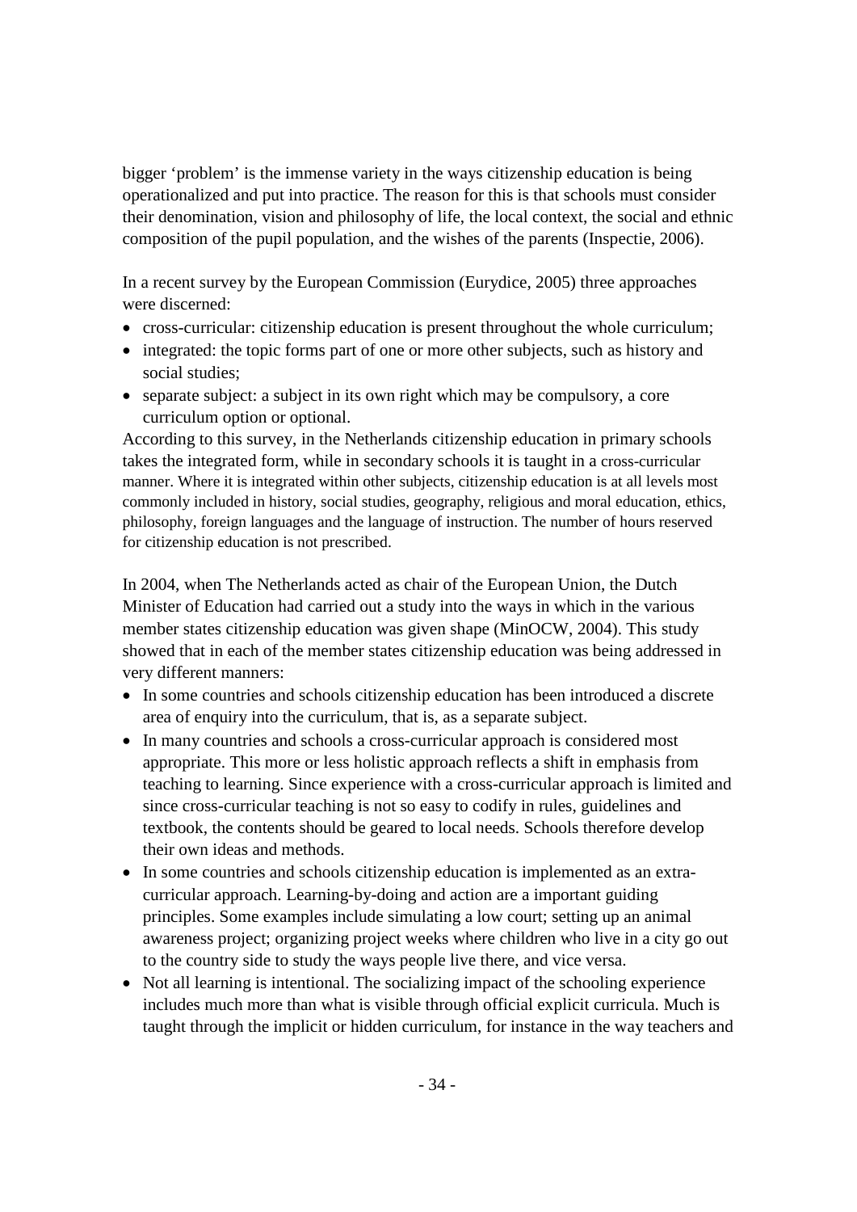bigger 'problem' is the immense variety in the ways citizenship education is being operationalized and put into practice. The reason for this is that schools must consider their denomination, vision and philosophy of life, the local context, the social and ethnic composition of the pupil population, and the wishes of the parents (Inspectie, 2006).

In a recent survey by the European Commission (Eurydice, 2005) three approaches were discerned:

- cross-curricular: citizenship education is present throughout the whole curriculum;
- integrated: the topic forms part of one or more other subjects, such as history and social studies;
- separate subject: a subject in its own right which may be compulsory, a core curriculum option or optional.

According to this survey, in the Netherlands citizenship education in primary schools takes the integrated form, while in secondary schools it is taught in a cross-curricular manner. Where it is integrated within other subjects, citizenship education is at all levels most commonly included in history, social studies, geography, religious and moral education, ethics, philosophy, foreign languages and the language of instruction. The number of hours reserved for citizenship education is not prescribed.

In 2004, when The Netherlands acted as chair of the European Union, the Dutch Minister of Education had carried out a study into the ways in which in the various member states citizenship education was given shape (MinOCW, 2004). This study showed that in each of the member states citizenship education was being addressed in very different manners:

- In some countries and schools citizenship education has been introduced a discrete area of enquiry into the curriculum, that is, as a separate subject.
- In many countries and schools a cross-curricular approach is considered most appropriate. This more or less holistic approach reflects a shift in emphasis from teaching to learning. Since experience with a cross-curricular approach is limited and since cross-curricular teaching is not so easy to codify in rules, guidelines and textbook, the contents should be geared to local needs. Schools therefore develop their own ideas and methods.
- In some countries and schools citizenship education is implemented as an extra-curricular approach. Learning-by-doing and action are a important guiding principles. Some examples include simulating a low court; setting up an animal awareness project; organizing project weeks where children who live in a city go out to the country side to study the ways people live there, and vice versa.
- Not all learning is intentional. The socializing impact of the schooling experience includes much more than what is visible through official explicit curricula. Much is taught through the implicit or hidden curriculum, for instance in the way teachers and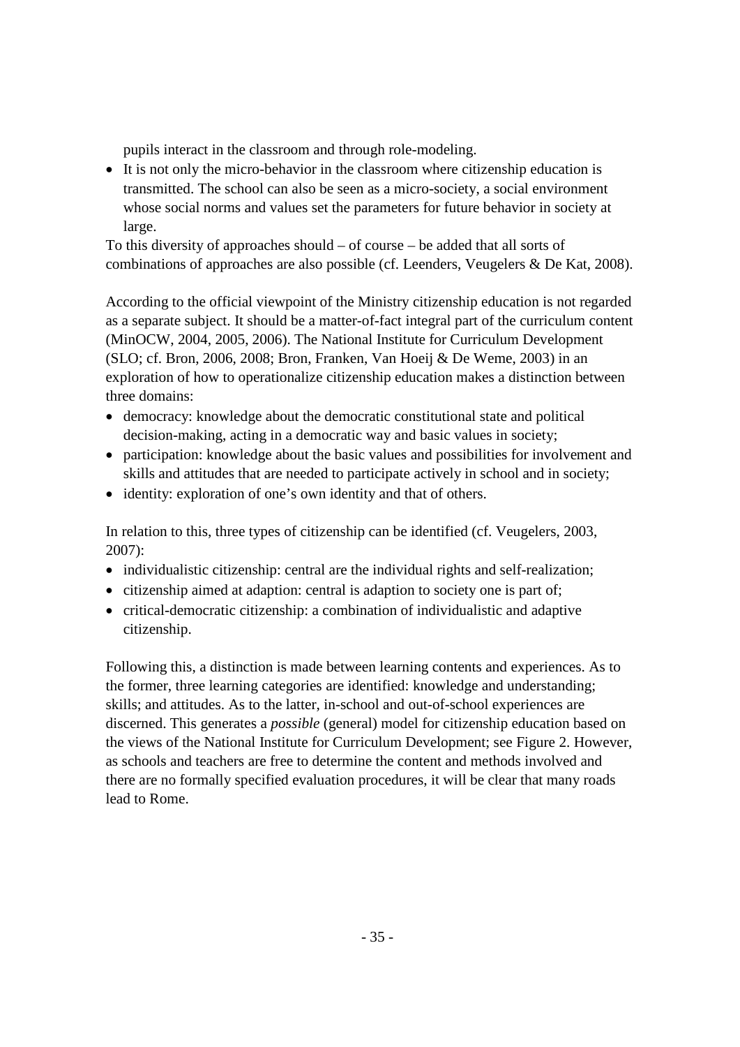pupils interact in the classroom and through role-modeling.

- It is not only the micro-behavior in the classroom where citizenship education is transmitted. The school can also be seen as a micro-society, a social environment whose social norms and values set the parameters for future behavior in society at large.

To this diversity of approaches should – of course – be added that all sorts of combinations of approaches are also possible (cf. Leenders, Veugelers & De Kat, 2008).

According to the official viewpoint of the Ministry citizenship education is not regarded as a separate subject. It should be a matter-of-fact integral part of the curriculum content (MinOCW, 2004, 2005, 2006). The National Institute for Curriculum Development (SLO; cf. Bron, 2006, 2008; Bron, Franken, Van Hoeij & De Weme, 2003) in an exploration of how to operationalize citizenship education makes a distinction between three domains:

- democracy: knowledge about the democratic constitutional state and political decision-making, acting in a democratic way and basic values in society;
- participation: knowledge about the basic values and possibilities for involvement and skills and attitudes that are needed to participate actively in school and in society;
- identity: exploration of one's own identity and that of others.

In relation to this, three types of citizenship can be identified (cf. Veugelers, 2003, 2007):

- individualistic citizenship: central are the individual rights and self-realization;
- citizenship aimed at adaption: central is adaption to society one is part of;
- critical-democratic citizenship: a combination of individualistic and adaptive citizenship.

Following this, a distinction is made between learning contents and experiences. As to the former, three learning categories are identified: knowledge and understanding; skills; and attitudes. As to the latter, in-school and out-of-school experiences are discerned. This generates a *possible* (general) model for citizenship education based on the views of the National Institute for Curriculum Development; see Figure 2. However, as schools and teachers are free to determine the content and methods involved and there are no formally specified evaluation procedures, it will be clear that many roads lead to Rome.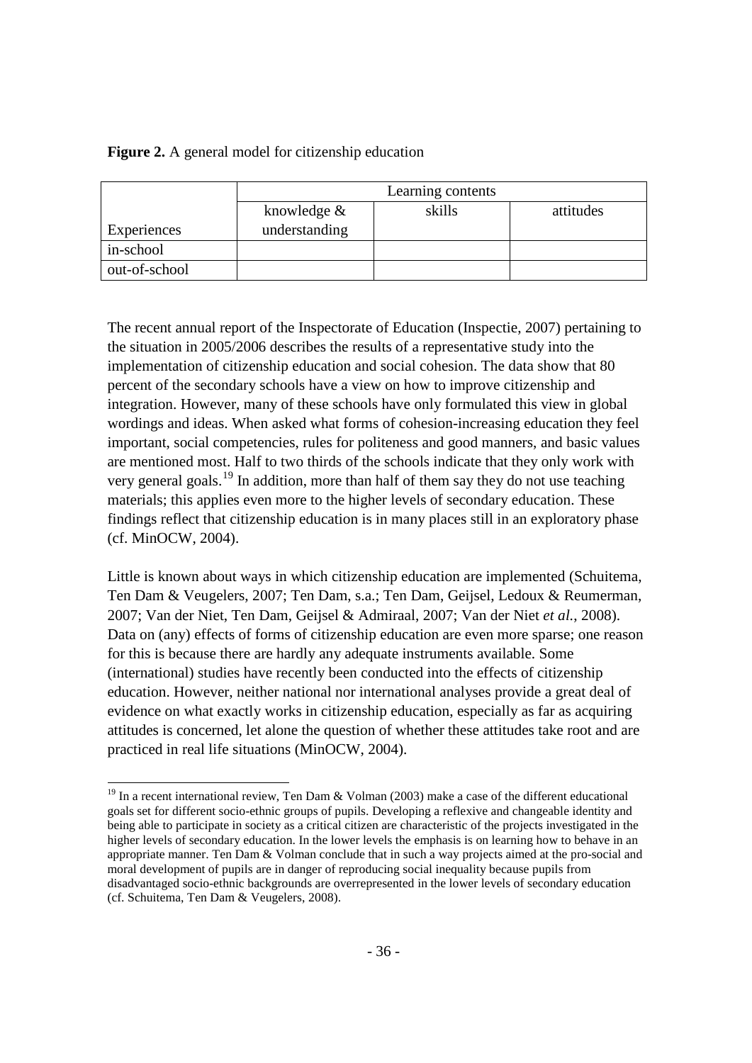**Figure 2.** A general model for citizenship education

| Experiences | Learning contents | | |
|---|---|---|---|
| | knowledge & understanding | skills | attitudes |
| in-school | | | |
| out-of-school | | | |

The recent annual report of the Inspectorate of Education (Inspectie, 2007) pertaining to the situation in 2005/2006 describes the results of a representative study into the implementation of citizenship education and social cohesion. The data show that 80 percent of the secondary schools have a view on how to improve citizenship and integration. However, many of these schools have only formulated this view in global wordings and ideas. When asked what forms of cohesion-increasing education they feel important, social competencies, rules for politeness and good manners, and basic values are mentioned most. Half to two thirds of the schools indicate that they only work with very general goals.[19] In addition, more than half of them say they do not use teaching materials; this applies even more to the higher levels of secondary education. These findings reflect that citizenship education is in many places still in an exploratory phase (cf. MinOCW, 2004).

Little is known about ways in which citizenship education are implemented (Schuitema, Ten Dam & Veugelers, 2007; Ten Dam, s.a.; Ten Dam, Geijsel, Ledoux & Reumerman, 2007; Van der Niet, Ten Dam, Geijsel & Admiraal, 2007; Van der Niet *et al.*, 2008). Data on (any) effects of forms of citizenship education are even more sparse; one reason for this is because there are hardly any adequate instruments available. Some (international) studies have recently been conducted into the effects of citizenship education. However, neither national nor international analyses provide a great deal of evidence on what exactly works in citizenship education, especially as far as acquiring attitudes is concerned, let alone the question of whether these attitudes take root and are practiced in real life situations (MinOCW, 2004).

[19] In a recent international review, Ten Dam & Volman (2003) make a case of the different educational goals set for different socio-ethnic groups of pupils. Developing a reflexive and changeable identity and being able to participate in society as a critical citizen are characteristic of the projects investigated in the higher levels of secondary education. In the lower levels the emphasis is on learning how to behave in an appropriate manner. Ten Dam & Volman conclude that in such a way projects aimed at the pro-social and moral development of pupils are in danger of reproducing social inequality because pupils from disadvantaged socio-ethnic backgrounds are overrepresented in the lower levels of secondary education (cf. Schuitema, Ten Dam & Veugelers, 2008).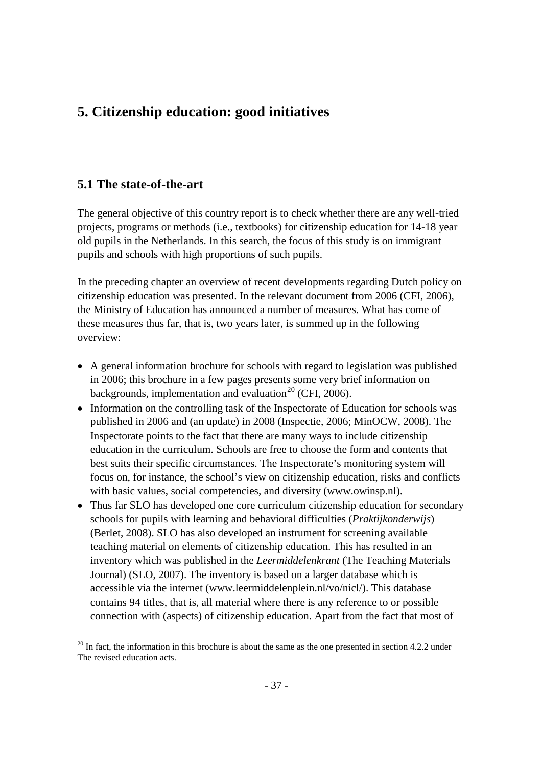# 5. Citizenship education: good initiatives

## 5.1 The state-of-the-art

The general objective of this country report is to check whether there are any well-tried projects, programs or methods (i.e., textbooks) for citizenship education for 14-18 year old pupils in the Netherlands. In this search, the focus of this study is on immigrant pupils and schools with high proportions of such pupils.

In the preceding chapter an overview of recent developments regarding Dutch policy on citizenship education was presented. In the relevant document from 2006 (CFI, 2006), the Ministry of Education has announced a number of measures. What has come of these measures thus far, that is, two years later, is summed up in the following overview:

- A general information brochure for schools with regard to legislation was published in 2006; this brochure in a few pages presents some very brief information on backgrounds, implementation and evaluation[20] (CFI, 2006).
- Information on the controlling task of the Inspectorate of Education for schools was published in 2006 and (an update) in 2008 (Inspectie, 2006; MinOCW, 2008). The Inspectorate points to the fact that there are many ways to include citizenship education in the curriculum. Schools are free to choose the form and contents that best suits their specific circumstances. The Inspectorate's monitoring system will focus on, for instance, the school's view on citizenship education, risks and conflicts with basic values, social competencies, and diversity (www.owinsp.nl).
- Thus far SLO has developed one core curriculum citizenship education for secondary schools for pupils with learning and behavioral difficulties (*Praktijkonderwijs*) (Berlet, 2008). SLO has also developed an instrument for screening available teaching material on elements of citizenship education. This has resulted in an inventory which was published in the *Leermiddelenkrant* (The Teaching Materials Journal) (SLO, 2007). The inventory is based on a larger database which is accessible via the internet (www.leermiddelenplein.nl/vo/nicl/). This database contains 94 titles, that is, all material where there is any reference to or possible connection with (aspects) of citizenship education. Apart from the fact that most of

[20] In fact, the information in this brochure is about the same as the one presented in section 4.2.2 under The revised education acts.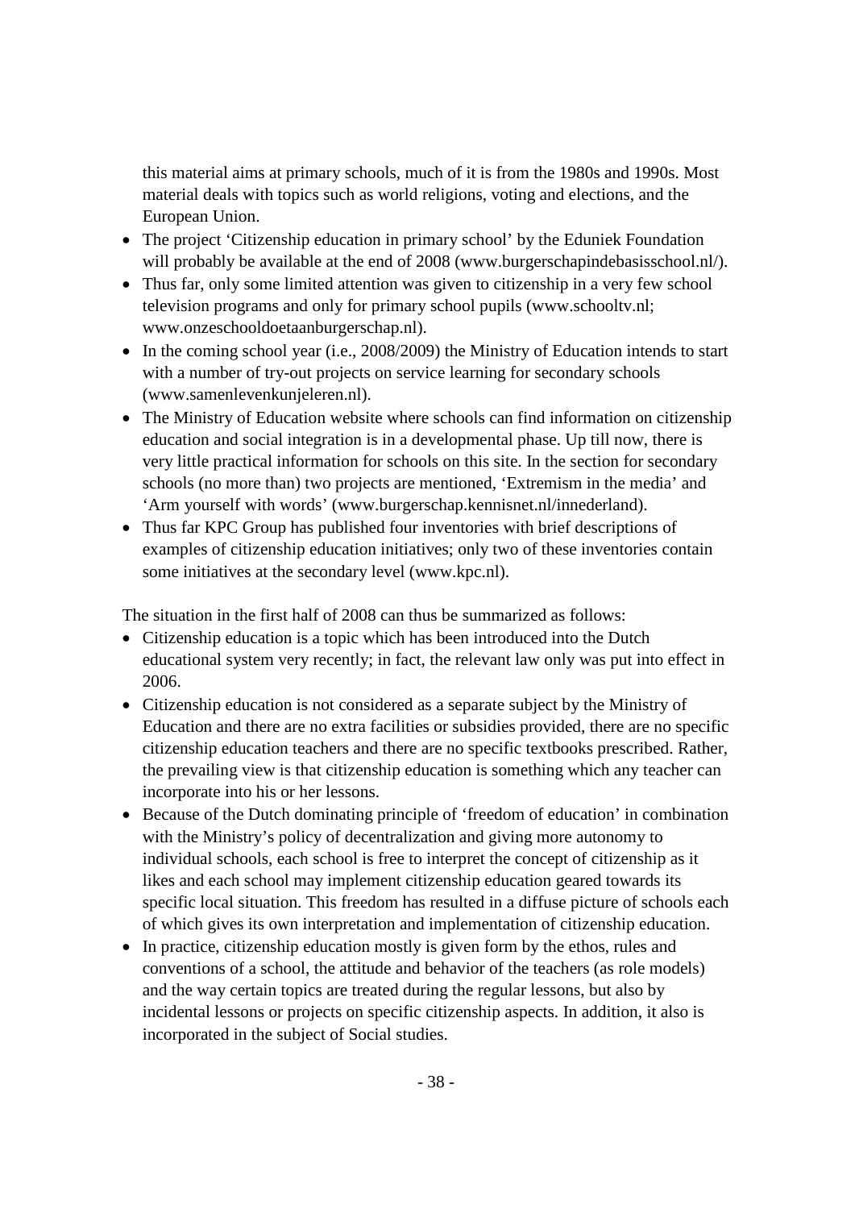this material aims at primary schools, much of it is from the 1980s and 1990s. Most material deals with topics such as world religions, voting and elections, and the European Union.

- The project ‘Citizenship education in primary school’ by the Eduniek Foundation will probably be available at the end of 2008 (www.burgerschapindebasisschool.nl/).
- Thus far, only some limited attention was given to citizenship in a very few school television programs and only for primary school pupils (www.schooltv.nl; www.onzeschooldoetaanburgerschap.nl).
- In the coming school year (i.e., 2008/2009) the Ministry of Education intends to start with a number of try-out projects on service learning for secondary schools (www.samenlevenkunjeleren.nl).
- The Ministry of Education website where schools can find information on citizenship education and social integration is in a developmental phase. Up till now, there is very little practical information for schools on this site. In the section for secondary schools (no more than) two projects are mentioned, ‘Extremism in the media’ and ‘Arm yourself with words’ (www.burgerschap.kennisnet.nl/innederland).
- Thus far KPC Group has published four inventories with brief descriptions of examples of citizenship education initiatives; only two of these inventories contain some initiatives at the secondary level (www.kpc.nl).

The situation in the first half of 2008 can thus be summarized as follows:

- Citizenship education is a topic which has been introduced into the Dutch educational system very recently; in fact, the relevant law only was put into effect in 2006.
- Citizenship education is not considered as a separate subject by the Ministry of Education and there are no extra facilities or subsidies provided, there are no specific citizenship education teachers and there are no specific textbooks prescribed. Rather, the prevailing view is that citizenship education is something which any teacher can incorporate into his or her lessons.
- Because of the Dutch dominating principle of ‘freedom of education’ in combination with the Ministry’s policy of decentralization and giving more autonomy to individual schools, each school is free to interpret the concept of citizenship as it likes and each school may implement citizenship education geared towards its specific local situation. This freedom has resulted in a diffuse picture of schools each of which gives its own interpretation and implementation of citizenship education.
- In practice, citizenship education mostly is given form by the ethos, rules and conventions of a school, the attitude and behavior of the teachers (as role models) and the way certain topics are treated during the regular lessons, but also by incidental lessons or projects on specific citizenship aspects. In addition, it also is incorporated in the subject of Social studies.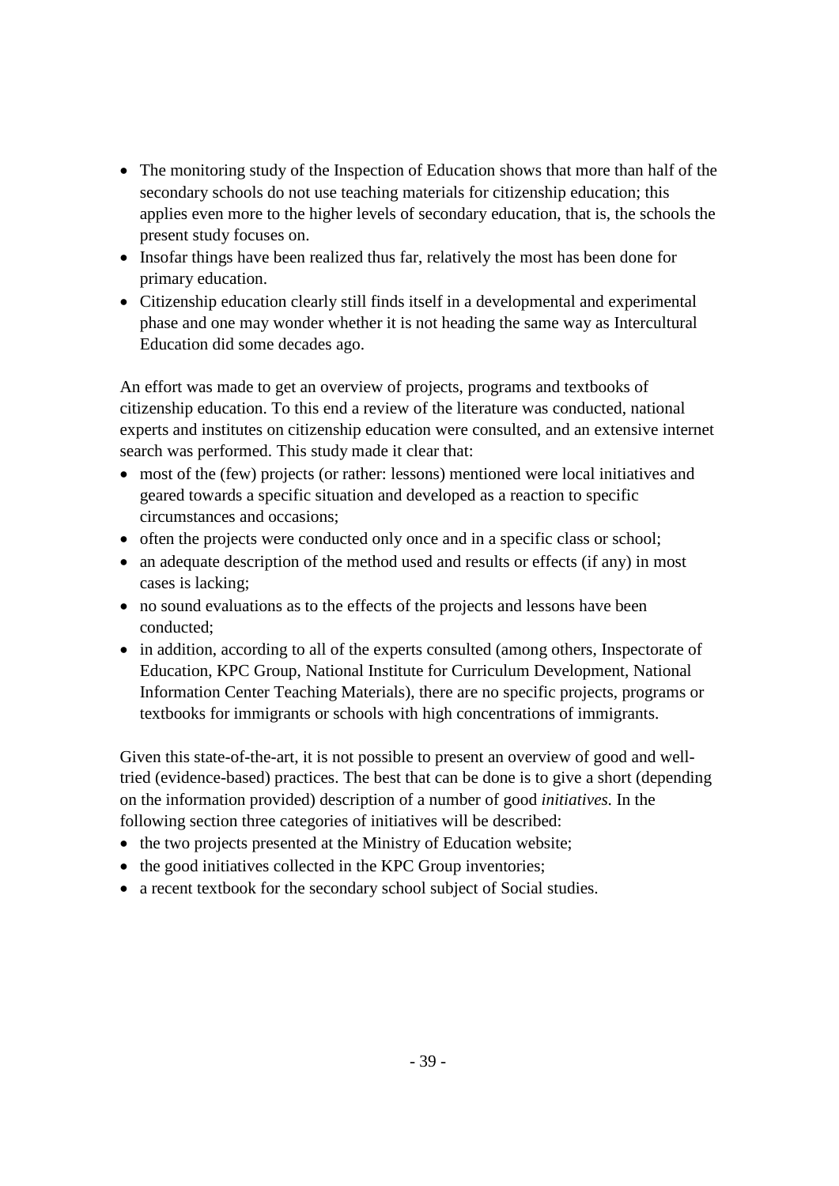- The monitoring study of the Inspection of Education shows that more than half of the secondary schools do not use teaching materials for citizenship education; this applies even more to the higher levels of secondary education, that is, the schools the present study focuses on.
- Insofar things have been realized thus far, relatively the most has been done for primary education.
- Citizenship education clearly still finds itself in a developmental and experimental phase and one may wonder whether it is not heading the same way as Intercultural Education did some decades ago.

An effort was made to get an overview of projects, programs and textbooks of citizenship education. To this end a review of the literature was conducted, national experts and institutes on citizenship education were consulted, and an extensive internet search was performed. This study made it clear that:

- most of the (few) projects (or rather: lessons) mentioned were local initiatives and geared towards a specific situation and developed as a reaction to specific circumstances and occasions;
- often the projects were conducted only once and in a specific class or school;
- an adequate description of the method used and results or effects (if any) in most cases is lacking;
- no sound evaluations as to the effects of the projects and lessons have been conducted;
- in addition, according to all of the experts consulted (among others, Inspectorate of Education, KPC Group, National Institute for Curriculum Development, National Information Center Teaching Materials), there are no specific projects, programs or textbooks for immigrants or schools with high concentrations of immigrants.

Given this state-of-the-art, it is not possible to present an overview of good and well-tried (evidence-based) practices. The best that can be done is to give a short (depending on the information provided) description of a number of good *initiatives.* In the following section three categories of initiatives will be described:

- the two projects presented at the Ministry of Education website;
- the good initiatives collected in the KPC Group inventories;
- a recent textbook for the secondary school subject of Social studies.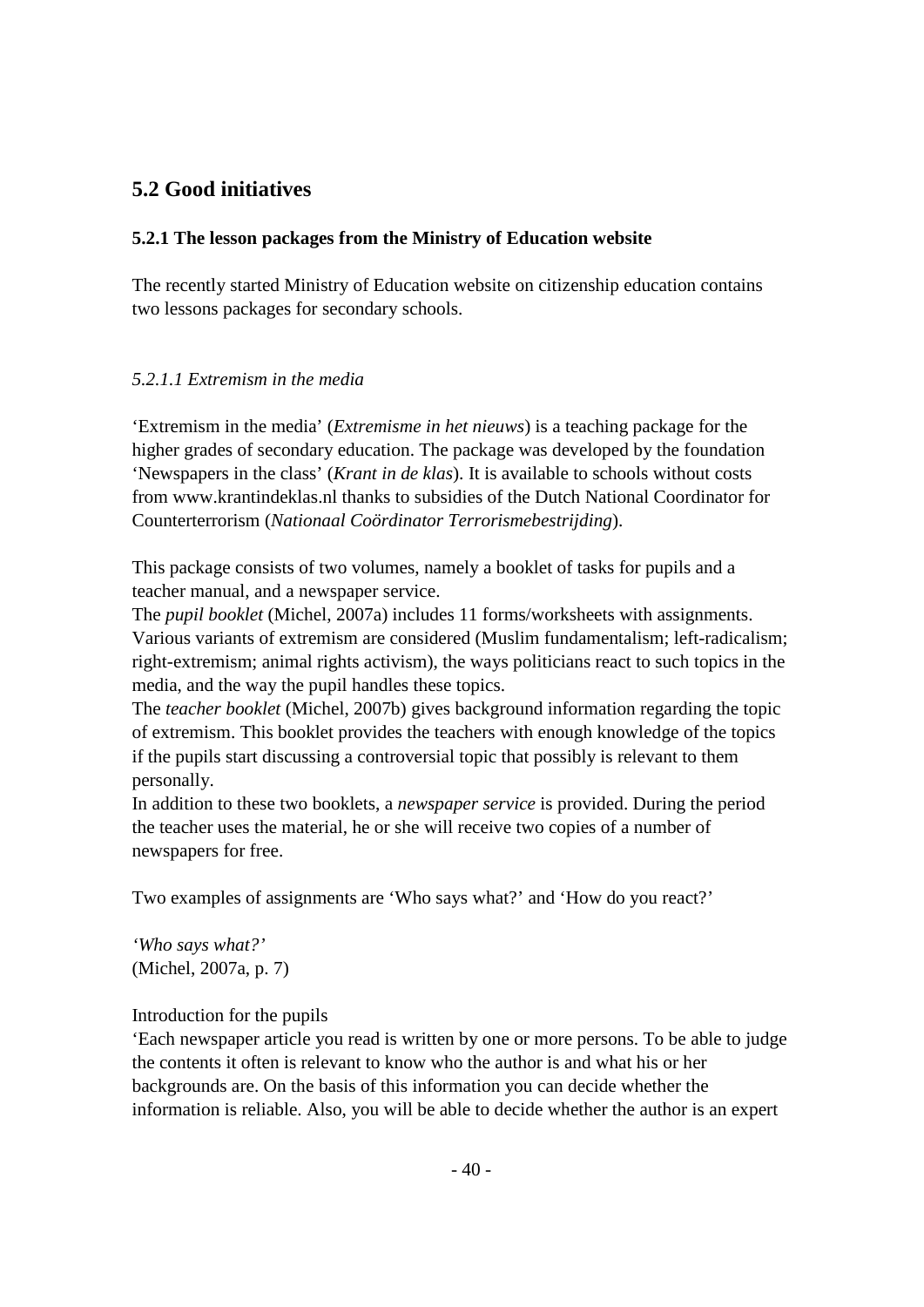## 5.2 Good initiatives

### 5.2.1 The lesson packages from the Ministry of Education website

The recently started Ministry of Education website on citizenship education contains two lessons packages for secondary schools.

#### *5.2.1.1 Extremism in the media*

'Extremism in the media' (*Extremisme in het nieuws*) is a teaching package for the higher grades of secondary education. The package was developed by the foundation 'Newspapers in the class' (*Krant in de klas*). It is available to schools without costs from www.krantindeklas.nl thanks to subsidies of the Dutch National Coordinator for Counterterrorism (*Nationaal Coördinator Terrorismebestrijding*).

This package consists of two volumes, namely a booklet of tasks for pupils and a teacher manual, and a newspaper service.
The *pupil booklet* (Michel, 2007a) includes 11 forms/worksheets with assignments. Various variants of extremism are considered (Muslim fundamentalism; left-radicalism; right-extremism; animal rights activism), the ways politicians react to such topics in the media, and the way the pupil handles these topics.
The *teacher booklet* (Michel, 2007b) gives background information regarding the topic of extremism. This booklet provides the teachers with enough knowledge of the topics if the pupils start discussing a controversial topic that possibly is relevant to them personally.
In addition to these two booklets, a *newspaper service* is provided. During the period the teacher uses the material, he or she will receive two copies of a number of newspapers for free.

Two examples of assignments are 'Who says what?' and 'How do you react?'

*'Who says what?'*
(Michel, 2007a, p. 7)

Introduction for the pupils
'Each newspaper article you read is written by one or more persons. To be able to judge the contents it often is relevant to know who the author is and what his or her backgrounds are. On the basis of this information you can decide whether the information is reliable. Also, you will be able to decide whether the author is an expert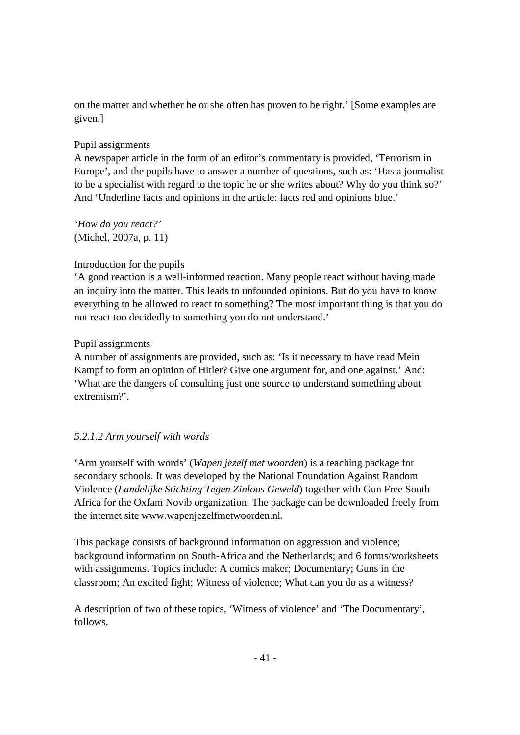on the matter and whether he or she often has proven to be right.' [Some examples are given.]

Pupil assignments
A newspaper article in the form of an editor's commentary is provided, 'Terrorism in Europe', and the pupils have to answer a number of questions, such as: 'Has a journalist to be a specialist with regard to the topic he or she writes about? Why do you think so?' And 'Underline facts and opinions in the article: facts red and opinions blue.'

*'How do you react?'*
(Michel, 2007a, p. 11)

Introduction for the pupils
'A good reaction is a well-informed reaction. Many people react without having made an inquiry into the matter. This leads to unfounded opinions. But do you have to know everything to be allowed to react to something? The most important thing is that you do not react too decidedly to something you do not understand.'

Pupil assignments
A number of assignments are provided, such as: 'Is it necessary to have read Mein Kampf to form an opinion of Hitler? Give one argument for, and one against.' And: 'What are the dangers of consulting just one source to understand something about extremism?'.

#### *5.2.1.2 Arm yourself with words*

'Arm yourself with words' (*Wapen jezelf met woorden*) is a teaching package for secondary schools. It was developed by the National Foundation Against Random Violence (*Landelijke Stichting Tegen Zinloos Geweld*) together with Gun Free South Africa for the Oxfam Novib organization. The package can be downloaded freely from the internet site www.wapenjezelfmetwoorden.nl.

This package consists of background information on aggression and violence; background information on South-Africa and the Netherlands; and 6 forms/worksheets with assignments. Topics include: A comics maker; Documentary; Guns in the classroom; An excited fight; Witness of violence; What can you do as a witness?

A description of two of these topics, 'Witness of violence' and 'The Documentary', follows.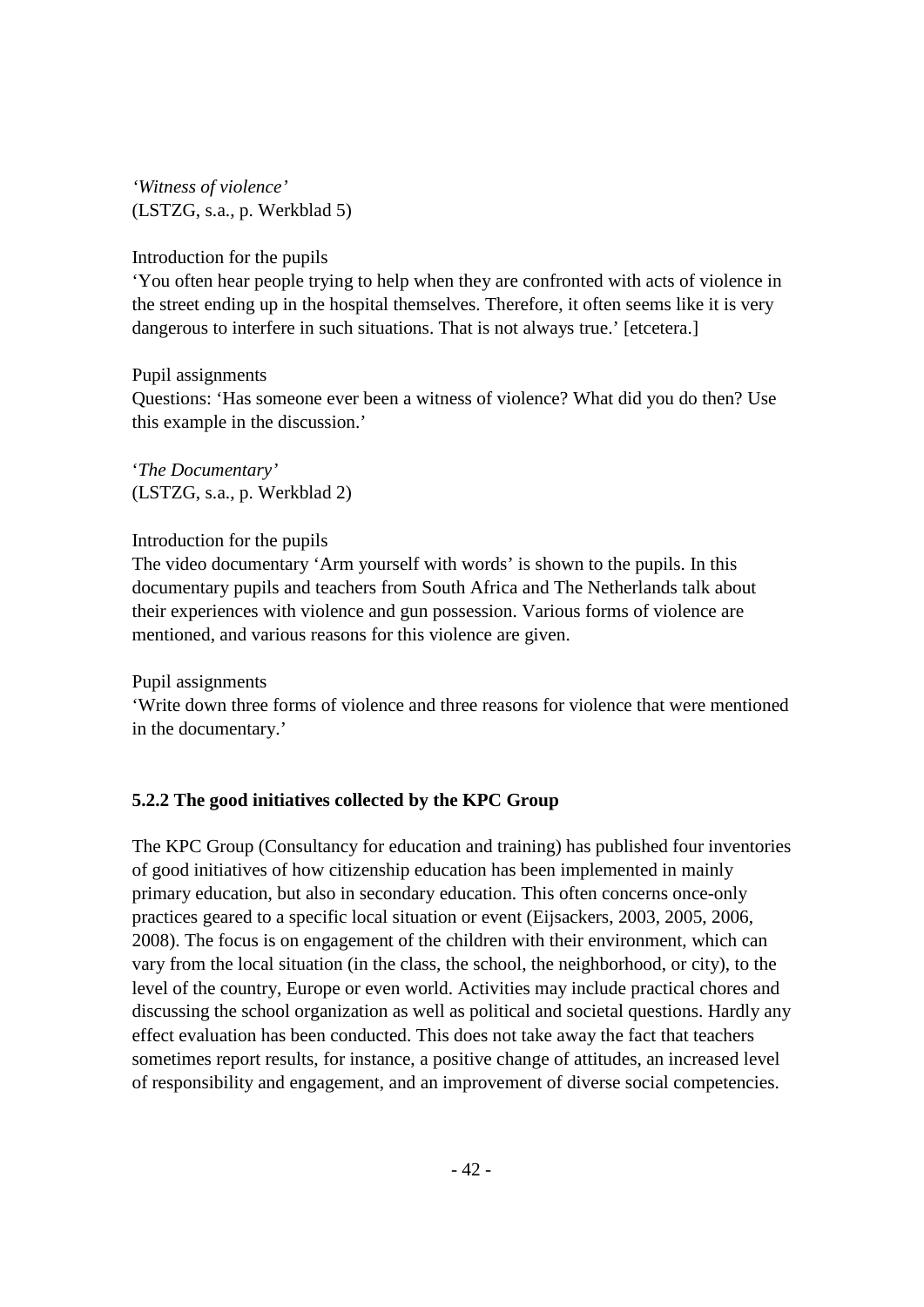*'Witness of violence'*
(LSTZG, s.a., p. Werkblad 5)

Introduction for the pupils
'You often hear people trying to help when they are confronted with acts of violence in the street ending up in the hospital themselves. Therefore, it often seems like it is very dangerous to interfere in such situations. That is not always true.' [etcetera.]

Pupil assignments
Questions: 'Has someone ever been a witness of violence? What did you do then? Use this example in the discussion.'

'*The Documentary'*
(LSTZG, s.a., p. Werkblad 2)

Introduction for the pupils
The video documentary 'Arm yourself with words' is shown to the pupils. In this documentary pupils and teachers from South Africa and The Netherlands talk about their experiences with violence and gun possession. Various forms of violence are mentioned, and various reasons for this violence are given.

Pupil assignments
'Write down three forms of violence and three reasons for violence that were mentioned in the documentary.'

### 5.2.2 The good initiatives collected by the KPC Group

The KPC Group (Consultancy for education and training) has published four inventories of good initiatives of how citizenship education has been implemented in mainly primary education, but also in secondary education. This often concerns once-only practices geared to a specific local situation or event (Eijsackers, 2003, 2005, 2006, 2008). The focus is on engagement of the children with their environment, which can vary from the local situation (in the class, the school, the neighborhood, or city), to the level of the country, Europe or even world. Activities may include practical chores and discussing the school organization as well as political and societal questions. Hardly any effect evaluation has been conducted. This does not take away the fact that teachers sometimes report results, for instance, a positive change of attitudes, an increased level of responsibility and engagement, and an improvement of diverse social competencies.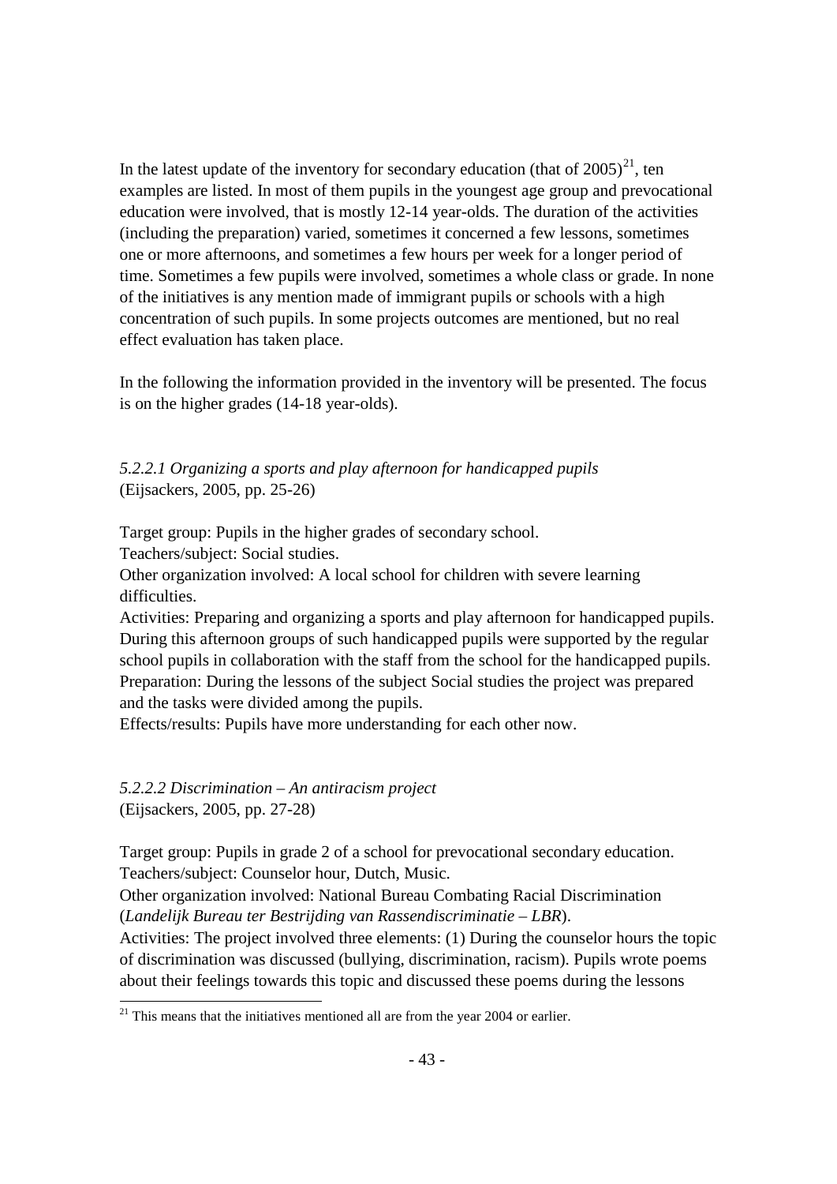In the latest update of the inventory for secondary education (that of 2005)[21], ten examples are listed. In most of them pupils in the youngest age group and prevocational education were involved, that is mostly 12-14 year-olds. The duration of the activities (including the preparation) varied, sometimes it concerned a few lessons, sometimes one or more afternoons, and sometimes a few hours per week for a longer period of time. Sometimes a few pupils were involved, sometimes a whole class or grade. In none of the initiatives is any mention made of immigrant pupils or schools with a high concentration of such pupils. In some projects outcomes are mentioned, but no real effect evaluation has taken place.

In the following the information provided in the inventory will be presented. The focus is on the higher grades (14-18 year-olds).

#### *5.2.2.1 Organizing a sports and play afternoon for handicapped pupils*
(Eijsackers, 2005, pp. 25-26)

Target group: Pupils in the higher grades of secondary school.
Teachers/subject: Social studies.
Other organization involved: A local school for children with severe learning difficulties.
Activities: Preparing and organizing a sports and play afternoon for handicapped pupils. During this afternoon groups of such handicapped pupils were supported by the regular school pupils in collaboration with the staff from the school for the handicapped pupils.
Preparation: During the lessons of the subject Social studies the project was prepared and the tasks were divided among the pupils.
Effects/results: Pupils have more understanding for each other now.

#### *5.2.2.2 Discrimination – An antiracism project*
(Eijsackers, 2005, pp. 27-28)

Target group: Pupils in grade 2 of a school for prevocational secondary education.
Teachers/subject: Counselor hour, Dutch, Music.
Other organization involved: National Bureau Combating Racial Discrimination (*Landelijk Bureau ter Bestrijding van Rassendiscriminatie – LBR*).
Activities: The project involved three elements: (1) During the counselor hours the topic of discrimination was discussed (bullying, discrimination, racism). Pupils wrote poems about their feelings towards this topic and discussed these poems during the lessons

[21] This means that the initiatives mentioned all are from the year 2004 or earlier.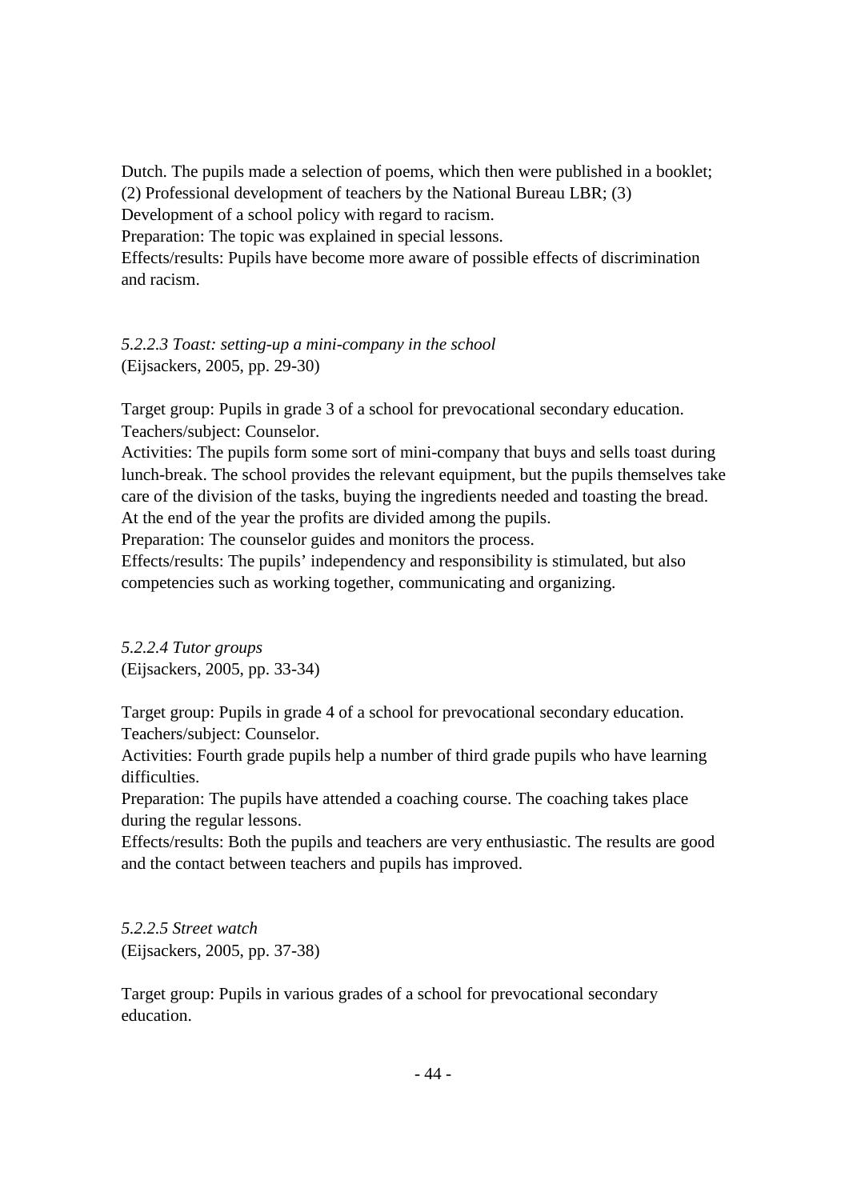Dutch. The pupils made a selection of poems, which then were published in a booklet; (2) Professional development of teachers by the National Bureau LBR; (3) Development of a school policy with regard to racism.
Preparation: The topic was explained in special lessons.
Effects/results: Pupils have become more aware of possible effects of discrimination and racism.

#### *5.2.2.3 Toast: setting-up a mini-company in the school*
(Eijsackers, 2005, pp. 29-30)

Target group: Pupils in grade 3 of a school for prevocational secondary education.
Teachers/subject: Counselor.
Activities: The pupils form some sort of mini-company that buys and sells toast during lunch-break. The school provides the relevant equipment, but the pupils themselves take care of the division of the tasks, buying the ingredients needed and toasting the bread. At the end of the year the profits are divided among the pupils.
Preparation: The counselor guides and monitors the process.
Effects/results: The pupils' independency and responsibility is stimulated, but also competencies such as working together, communicating and organizing.

#### *5.2.2.4 Tutor groups*
(Eijsackers, 2005, pp. 33-34)

Target group: Pupils in grade 4 of a school for prevocational secondary education.
Teachers/subject: Counselor.
Activities: Fourth grade pupils help a number of third grade pupils who have learning difficulties.
Preparation: The pupils have attended a coaching course. The coaching takes place during the regular lessons.
Effects/results: Both the pupils and teachers are very enthusiastic. The results are good and the contact between teachers and pupils has improved.

#### *5.2.2.5 Street watch*
(Eijsackers, 2005, pp. 37-38)

Target group: Pupils in various grades of a school for prevocational secondary education.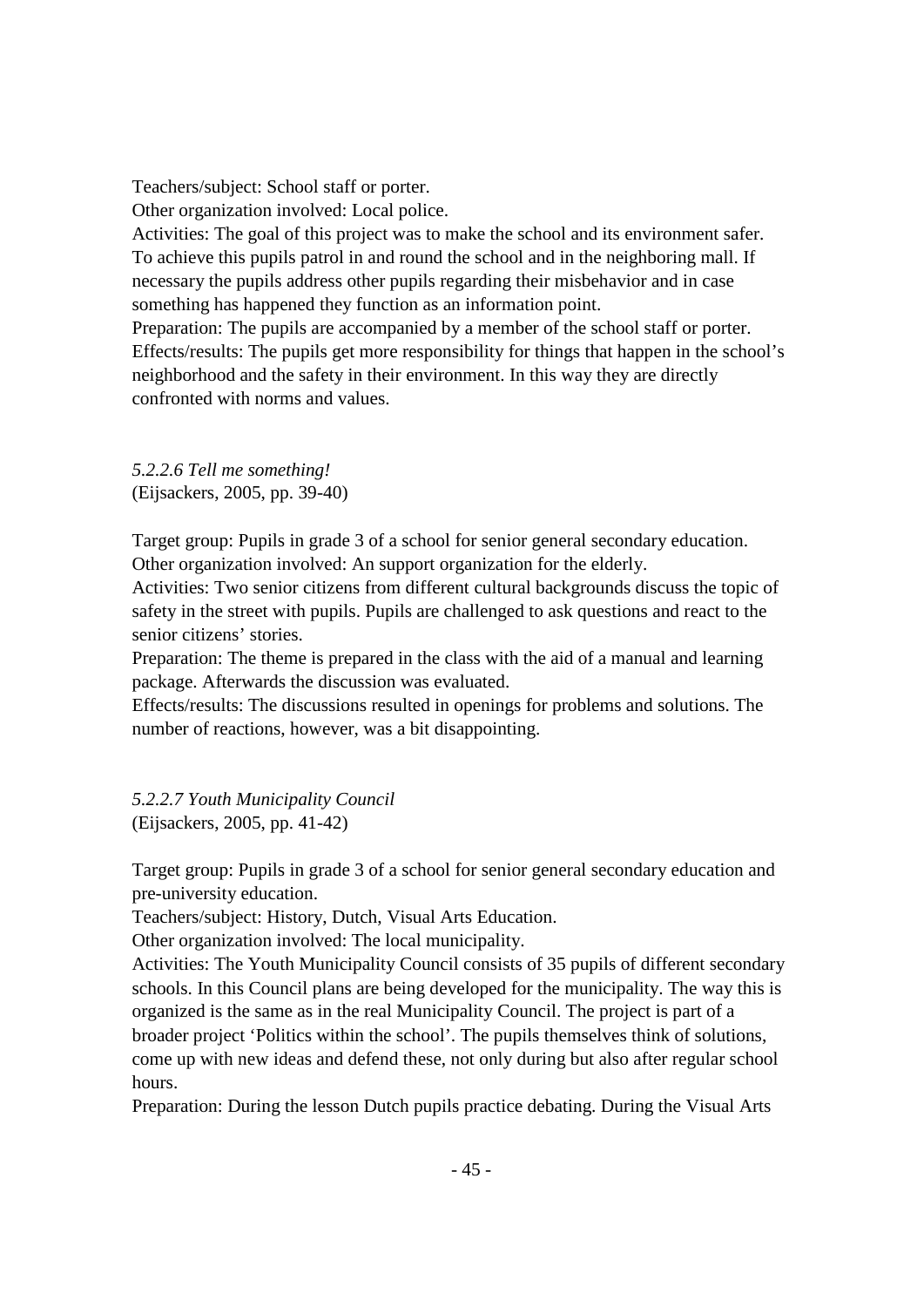Teachers/subject: School staff or porter.
Other organization involved: Local police.
Activities: The goal of this project was to make the school and its environment safer. To achieve this pupils patrol in and round the school and in the neighboring mall. If necessary the pupils address other pupils regarding their misbehavior and in case something has happened they function as an information point.
Preparation: The pupils are accompanied by a member of the school staff or porter.
Effects/results: The pupils get more responsibility for things that happen in the school's neighborhood and the safety in their environment. In this way they are directly confronted with norms and values.

#### *5.2.2.6 Tell me something!*

(Eijsackers, 2005, pp. 39-40)

Target group: Pupils in grade 3 of a school for senior general secondary education.
Other organization involved: An support organization for the elderly.
Activities: Two senior citizens from different cultural backgrounds discuss the topic of safety in the street with pupils. Pupils are challenged to ask questions and react to the senior citizens' stories.
Preparation: The theme is prepared in the class with the aid of a manual and learning package. Afterwards the discussion was evaluated.
Effects/results: The discussions resulted in openings for problems and solutions. The number of reactions, however, was a bit disappointing.

#### *5.2.2.7 Youth Municipality Council*

(Eijsackers, 2005, pp. 41-42)

Target group: Pupils in grade 3 of a school for senior general secondary education and pre-university education.
Teachers/subject: History, Dutch, Visual Arts Education.
Other organization involved: The local municipality.
Activities: The Youth Municipality Council consists of 35 pupils of different secondary schools. In this Council plans are being developed for the municipality. The way this is organized is the same as in the real Municipality Council. The project is part of a broader project 'Politics within the school'. The pupils themselves think of solutions, come up with new ideas and defend these, not only during but also after regular school hours.
Preparation: During the lesson Dutch pupils practice debating. During the Visual Arts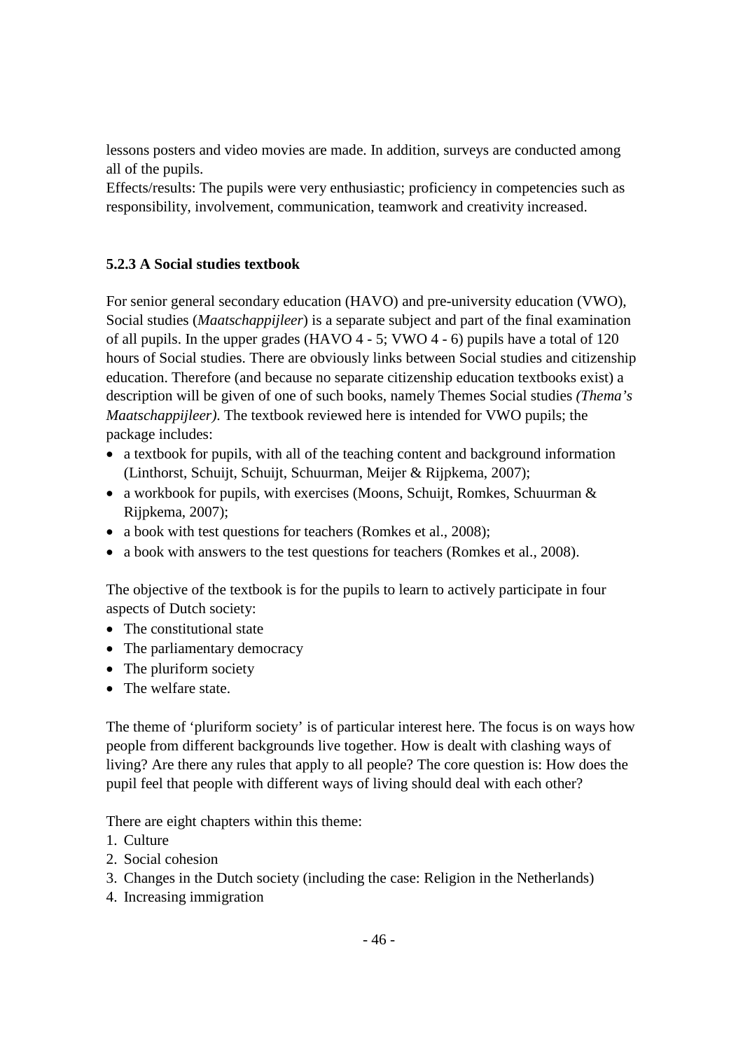lessons posters and video movies are made. In addition, surveys are conducted among all of the pupils.

Effects/results: The pupils were very enthusiastic; proficiency in competencies such as responsibility, involvement, communication, teamwork and creativity increased.

### 5.2.3 A Social studies textbook

For senior general secondary education (HAVO) and pre-university education (VWO), Social studies (*Maatschappijleer*) is a separate subject and part of the final examination of all pupils. In the upper grades (HAVO 4 - 5; VWO 4 - 6) pupils have a total of 120 hours of Social studies. There are obviously links between Social studies and citizenship education. Therefore (and because no separate citizenship education textbooks exist) a description will be given of one of such books, namely Themes Social studies *(Thema's Maatschappijleer)*. The textbook reviewed here is intended for VWO pupils; the package includes:

- a textbook for pupils, with all of the teaching content and background information (Linthorst, Schuijt, Schuijt, Schuurman, Meijer & Rijpkema, 2007);
- a workbook for pupils, with exercises (Moons, Schuijt, Romkes, Schuurman & Rijpkema, 2007);
- a book with test questions for teachers (Romkes et al., 2008);
- a book with answers to the test questions for teachers (Romkes et al., 2008).

The objective of the textbook is for the pupils to learn to actively participate in four aspects of Dutch society:

- The constitutional state
- The parliamentary democracy
- The pluriform society
- The welfare state.

The theme of 'pluriform society' is of particular interest here. The focus is on ways how people from different backgrounds live together. How is dealt with clashing ways of living? Are there any rules that apply to all people? The core question is: How does the pupil feel that people with different ways of living should deal with each other?

There are eight chapters within this theme:

1. Culture
2. Social cohesion
3. Changes in the Dutch society (including the case: Religion in the Netherlands)
4. Increasing immigration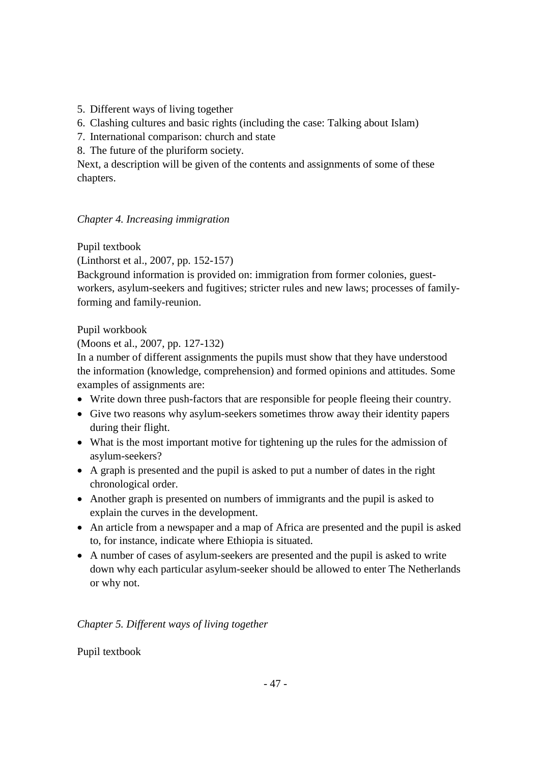5. Different ways of living together
6. Clashing cultures and basic rights (including the case: Talking about Islam)
7. International comparison: church and state
8. The future of the pluriform society.

Next, a description will be given of the contents and assignments of some of these chapters.

*Chapter 4. Increasing immigration*

Pupil textbook
(Linthorst et al., 2007, pp. 152-157)
Background information is provided on: immigration from former colonies, guest-workers, asylum-seekers and fugitives; stricter rules and new laws; processes of family-forming and family-reunion.

Pupil workbook
(Moons et al., 2007, pp. 127-132)
In a number of different assignments the pupils must show that they have understood the information (knowledge, comprehension) and formed opinions and attitudes. Some examples of assignments are:

- Write down three push-factors that are responsible for people fleeing their country.
- Give two reasons why asylum-seekers sometimes throw away their identity papers during their flight.
- What is the most important motive for tightening up the rules for the admission of asylum-seekers?
- A graph is presented and the pupil is asked to put a number of dates in the right chronological order.
- Another graph is presented on numbers of immigrants and the pupil is asked to explain the curves in the development.
- An article from a newspaper and a map of Africa are presented and the pupil is asked to, for instance, indicate where Ethiopia is situated.
- A number of cases of asylum-seekers are presented and the pupil is asked to write down why each particular asylum-seeker should be allowed to enter The Netherlands or why not.

*Chapter 5. Different ways of living together*

Pupil textbook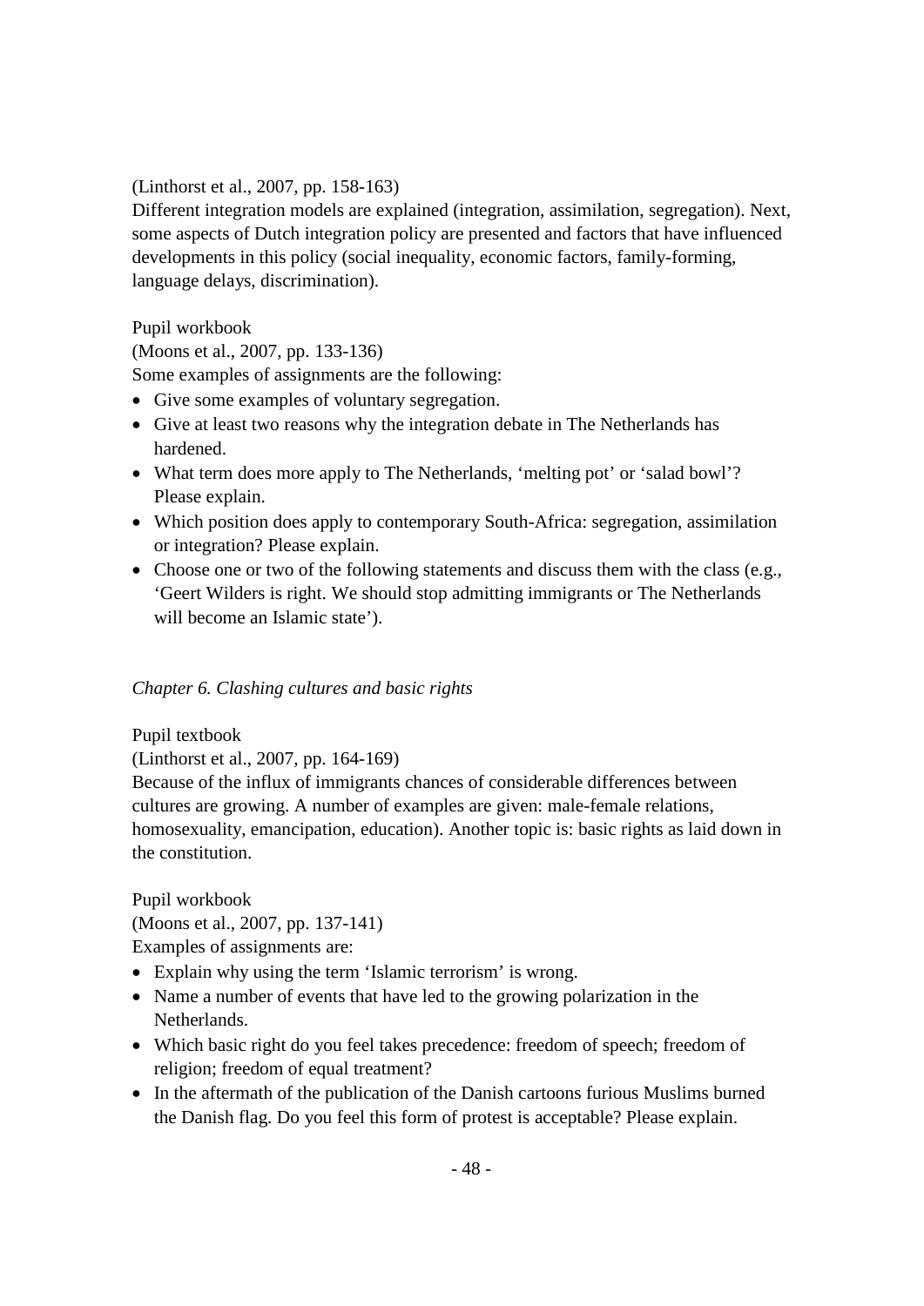(Linthorst et al., 2007, pp. 158-163)
Different integration models are explained (integration, assimilation, segregation). Next, some aspects of Dutch integration policy are presented and factors that have influenced developments in this policy (social inequality, economic factors, family-forming, language delays, discrimination).

Pupil workbook
(Moons et al., 2007, pp. 133-136)
Some examples of assignments are the following:

- Give some examples of voluntary segregation.
- Give at least two reasons why the integration debate in The Netherlands has hardened.
- What term does more apply to The Netherlands, 'melting pot' or 'salad bowl'? Please explain.
- Which position does apply to contemporary South-Africa: segregation, assimilation or integration? Please explain.
- Choose one or two of the following statements and discuss them with the class (e.g., 'Geert Wilders is right. We should stop admitting immigrants or The Netherlands will become an Islamic state').

*Chapter 6. Clashing cultures and basic rights*

Pupil textbook
(Linthorst et al., 2007, pp. 164-169)
Because of the influx of immigrants chances of considerable differences between cultures are growing. A number of examples are given: male-female relations, homosexuality, emancipation, education). Another topic is: basic rights as laid down in the constitution.

Pupil workbook
(Moons et al., 2007, pp. 137-141)
Examples of assignments are:

- Explain why using the term 'Islamic terrorism' is wrong.
- Name a number of events that have led to the growing polarization in the Netherlands.
- Which basic right do you feel takes precedence: freedom of speech; freedom of religion; freedom of equal treatment?
- In the aftermath of the publication of the Danish cartoons furious Muslims burned the Danish flag. Do you feel this form of protest is acceptable? Please explain.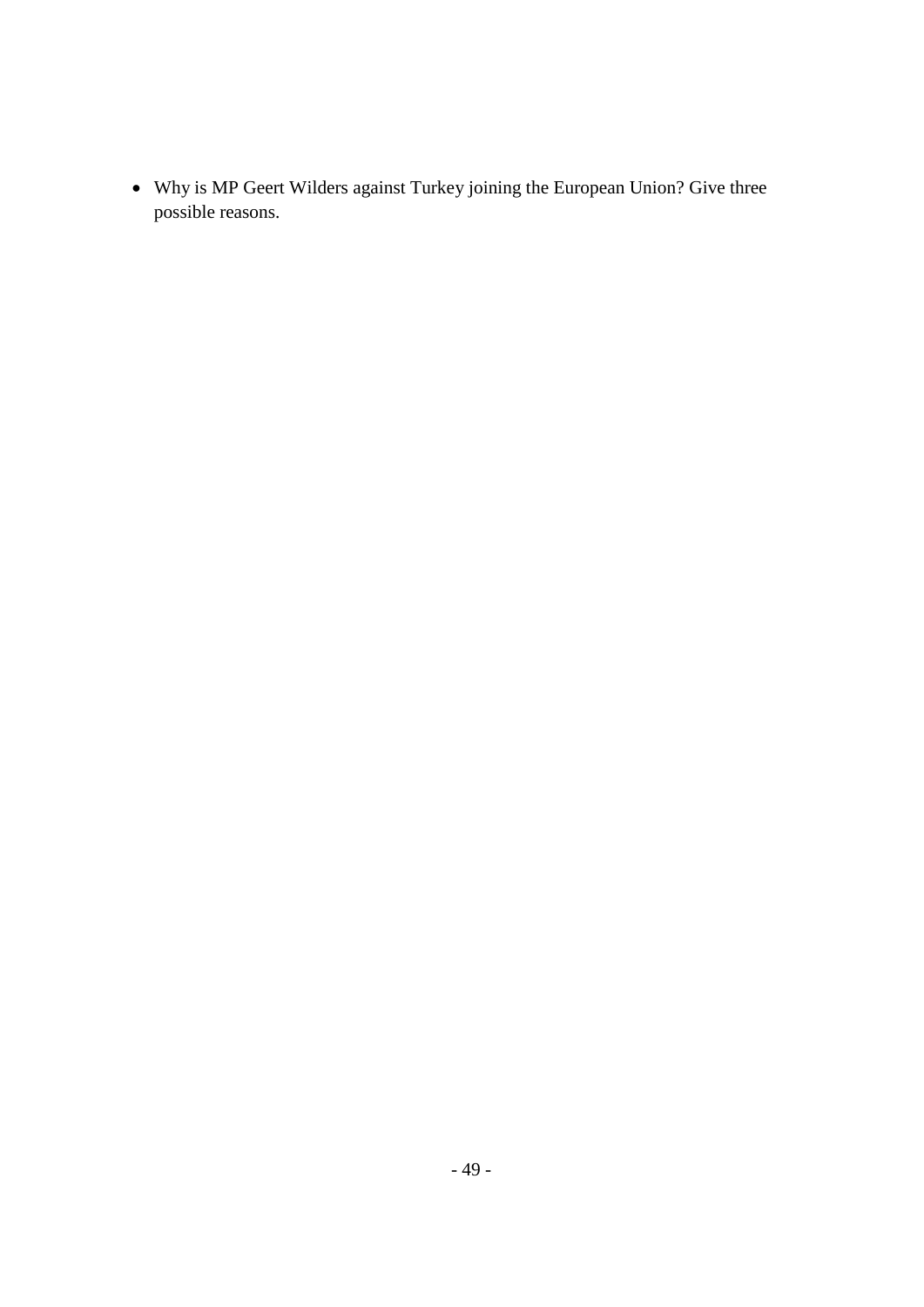- Why is MP Geert Wilders against Turkey joining the European Union? Give three possible reasons.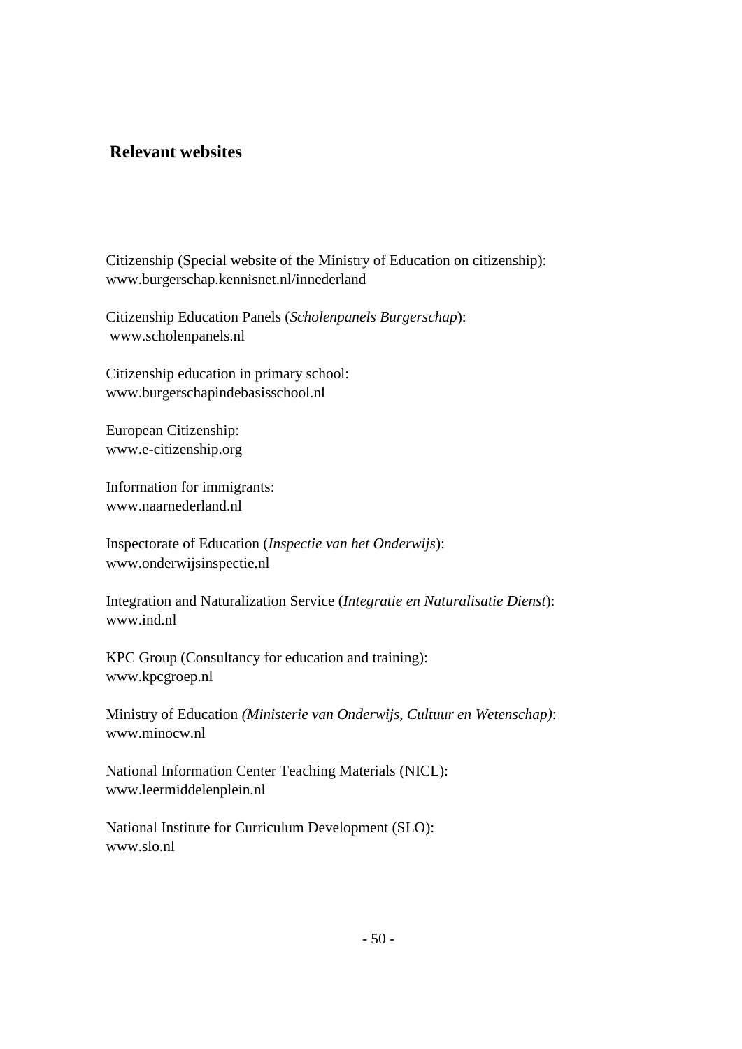## Relevant websites

Citizenship (Special website of the Ministry of Education on citizenship):
www.burgerschap.kennisnet.nl/innederland

Citizenship Education Panels (*Scholenpanels Burgerschap*):
www.scholenpanels.nl

Citizenship education in primary school:
www.burgerschapindebasisschool.nl

European Citizenship:
www.e-citizenship.org

Information for immigrants:
www.naarnederland.nl

Inspectorate of Education (*Inspectie van het Onderwijs*):
www.onderwijsinspectie.nl

Integration and Naturalization Service (*Integratie en Naturalisatie Dienst*):
www.ind.nl

KPC Group (Consultancy for education and training):
www.kpcgroep.nl

Ministry of Education *(Ministerie van Onderwijs, Cultuur en Wetenschap)*:
www.minocw.nl

National Information Center Teaching Materials (NICL):
www.leermiddelenplein.nl

National Institute for Curriculum Development (SLO):
www.slo.nl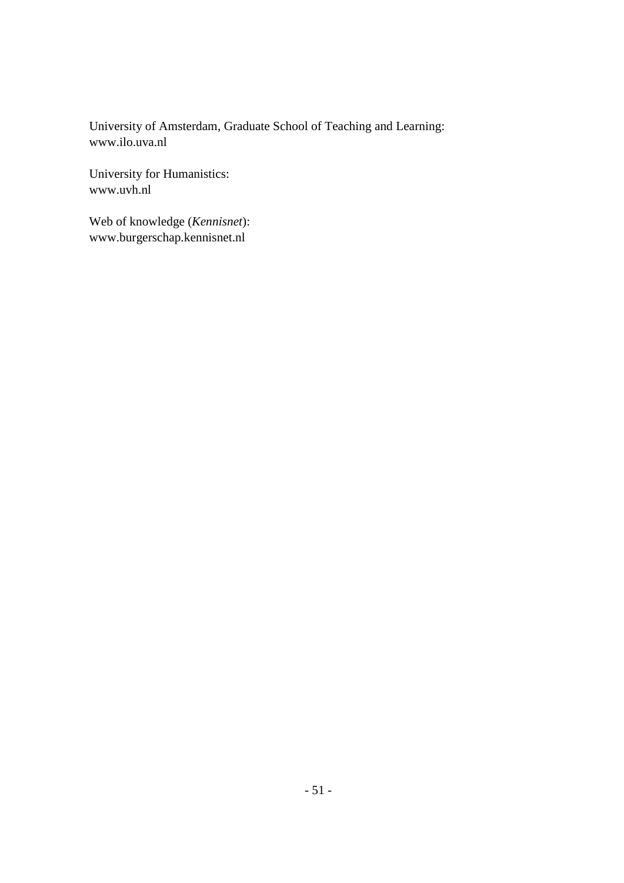University of Amsterdam, Graduate School of Teaching and Learning:
www.ilo.uva.nl

University for Humanistics:
www.uvh.nl

Web of knowledge (*Kennisnet*):
www.burgerschap.kennisnet.nl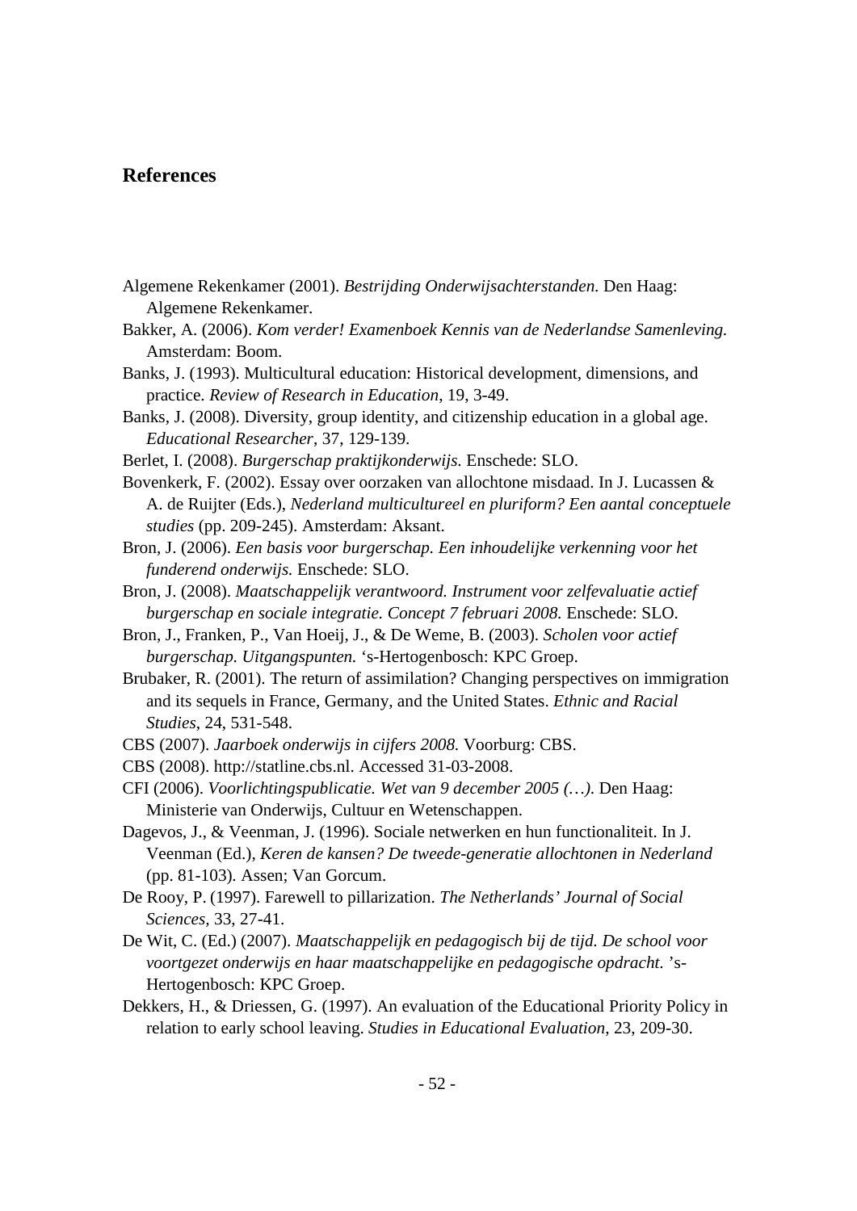## References

Algemene Rekenkamer (2001). *Bestrijding Onderwijsachterstanden.* Den Haag: Algemene Rekenkamer.

Bakker, A. (2006). *Kom verder! Examenboek Kennis van de Nederlandse Samenleving.* Amsterdam: Boom.

Banks, J. (1993). Multicultural education: Historical development, dimensions, and practice. *Review of Research in Education*, 19, 3-49.

Banks, J. (2008). Diversity, group identity, and citizenship education in a global age. *Educational Researcher*, 37, 129-139.

Berlet, I. (2008). *Burgerschap praktijkonderwijs.* Enschede: SLO.

Bovenkerk, F. (2002). Essay over oorzaken van allochtone misdaad. In J. Lucassen & A. de Ruijter (Eds.), *Nederland multicultureel en pluriform? Een aantal conceptuele studies* (pp. 209-245). Amsterdam: Aksant.

Bron, J. (2006). *Een basis voor burgerschap. Een inhoudelijke verkenning voor het funderend onderwijs.* Enschede: SLO.

Bron, J. (2008). *Maatschappelijk verantwoord. Instrument voor zelfevaluatie actief burgerschap en sociale integratie. Concept 7 februari 2008.* Enschede: SLO.

Bron, J., Franken, P., Van Hoeij, J., & De Weme, B. (2003). *Scholen voor actief burgerschap. Uitgangspunten.* ‘s-Hertogenbosch: KPC Groep.

Brubaker, R. (2001). The return of assimilation? Changing perspectives on immigration and its sequels in France, Germany, and the United States. *Ethnic and Racial Studies*, 24, 531-548.

CBS (2007). *Jaarboek onderwijs in cijfers 2008.* Voorburg: CBS.

CBS (2008). http://statline.cbs.nl. Accessed 31-03-2008.

CFI (2006). *Voorlichtingspublicatie. Wet van 9 december 2005 (…).* Den Haag: Ministerie van Onderwijs, Cultuur en Wetenschappen.

Dagevos, J., & Veenman, J. (1996). Sociale netwerken en hun functionaliteit. In J. Veenman (Ed.), *Keren de kansen? De tweede-generatie allochtonen in Nederland* (pp. 81-103). Assen; Van Gorcum.

De Rooy, P. (1997). Farewell to pillarization. *The Netherlands’ Journal of Social Sciences*, 33, 27-41.

De Wit, C. (Ed.) (2007). *Maatschappelijk en pedagogisch bij de tijd. De school voor voortgezet onderwijs en haar maatschappelijke en pedagogische opdracht.* ’s-Hertogenbosch: KPC Groep.

Dekkers, H., & Driessen, G. (1997). An evaluation of the Educational Priority Policy in relation to early school leaving. *Studies in Educational Evaluation*, 23, 209-30.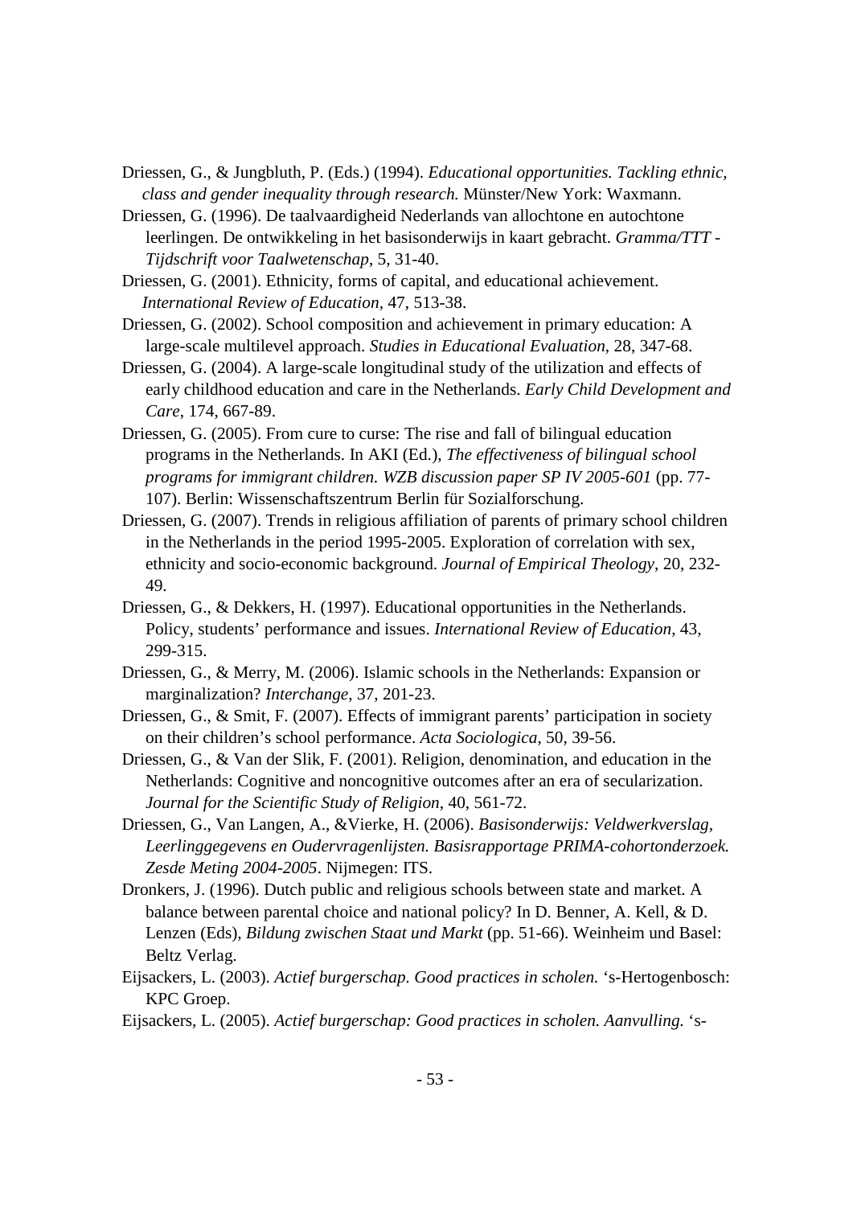Driessen, G., & Jungbluth, P. (Eds.) (1994). *Educational opportunities. Tackling ethnic, class and gender inequality through research.* Münster/New York: Waxmann.

Driessen, G. (1996). De taalvaardigheid Nederlands van allochtone en autochtone leerlingen. De ontwikkeling in het basisonderwijs in kaart gebracht. *Gramma/TTT - Tijdschrift voor Taalwetenschap*, 5, 31-40.

Driessen, G. (2001). Ethnicity, forms of capital, and educational achievement. *International Review of Education*, 47, 513-38.

Driessen, G. (2002). School composition and achievement in primary education: A large-scale multilevel approach. *Studies in Educational Evaluation*, 28, 347-68.

Driessen, G. (2004). A large-scale longitudinal study of the utilization and effects of early childhood education and care in the Netherlands. *Early Child Development and Care*, 174, 667-89.

Driessen, G. (2005). From cure to curse: The rise and fall of bilingual education programs in the Netherlands. In AKI (Ed.), *The effectiveness of bilingual school programs for immigrant children. WZB discussion paper SP IV 2005-601* (pp. 77-107). Berlin: Wissenschaftszentrum Berlin für Sozialforschung.

Driessen, G. (2007). Trends in religious affiliation of parents of primary school children in the Netherlands in the period 1995-2005. Exploration of correlation with sex, ethnicity and socio-economic background. *Journal of Empirical Theology*, 20, 232-49.

Driessen, G., & Dekkers, H. (1997). Educational opportunities in the Netherlands. Policy, students' performance and issues. *International Review of Education*, 43, 299-315.

Driessen, G., & Merry, M. (2006). Islamic schools in the Netherlands: Expansion or marginalization? *Interchange*, 37, 201-23.

Driessen, G., & Smit, F. (2007). Effects of immigrant parents' participation in society on their children's school performance. *Acta Sociologica*, 50, 39-56.

Driessen, G., & Van der Slik, F. (2001). Religion, denomination, and education in the Netherlands: Cognitive and noncognitive outcomes after an era of secularization. *Journal for the Scientific Study of Religion*, 40, 561-72.

Driessen, G., Van Langen, A., &Vierke, H. (2006). *Basisonderwijs: Veldwerkverslag, Leerlinggegevens en Oudervragenlijsten. Basisrapportage PRIMA-cohortonderzoek. Zesde Meting 2004-2005*. Nijmegen: ITS.

Dronkers, J. (1996). Dutch public and religious schools between state and market. A balance between parental choice and national policy? In D. Benner, A. Kell, & D. Lenzen (Eds), *Bildung zwischen Staat und Markt* (pp. 51-66). Weinheim und Basel: Beltz Verlag.

Eijsackers, L. (2003). *Actief burgerschap. Good practices in scholen.* 's-Hertogenbosch: KPC Groep.

Eijsackers, L. (2005). *Actief burgerschap: Good practices in scholen. Aanvulling.* 's-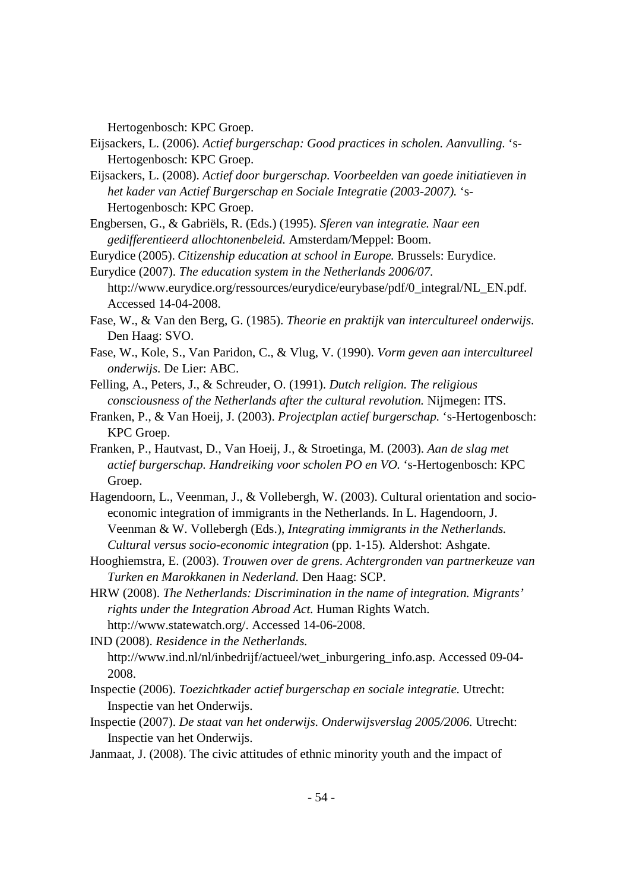Hertogenbosch: KPC Groep.

Eijsackers, L. (2006). *Actief burgerschap: Good practices in scholen. Aanvulling.* 's-Hertogenbosch: KPC Groep.

Eijsackers, L. (2008). *Actief door burgerschap. Voorbeelden van goede initiatieven in het kader van Actief Burgerschap en Sociale Integratie (2003-2007).* 's-Hertogenbosch: KPC Groep.

Engbersen, G., & Gabriëls, R. (Eds.) (1995). *Sferen van integratie. Naar een gedifferentieerd allochtonenbeleid.* Amsterdam/Meppel: Boom.

Eurydice (2005). *Citizenship education at school in Europe.* Brussels: Eurydice.

Eurydice (2007). *The education system in the Netherlands 2006/07.* http://www.eurydice.org/ressources/eurydice/eurybase/pdf/0_integral/NL_EN.pdf. Accessed 14-04-2008.

Fase, W., & Van den Berg, G. (1985). *Theorie en praktijk van intercultureel onderwijs.* Den Haag: SVO.

Fase, W., Kole, S., Van Paridon, C., & Vlug, V. (1990). *Vorm geven aan intercultureel onderwijs.* De Lier: ABC.

Felling, A., Peters, J., & Schreuder, O. (1991). *Dutch religion. The religious consciousness of the Netherlands after the cultural revolution.* Nijmegen: ITS.

Franken, P., & Van Hoeij, J. (2003). *Projectplan actief burgerschap.* 's-Hertogenbosch: KPC Groep.

Franken, P., Hautvast, D., Van Hoeij, J., & Stroetinga, M. (2003). *Aan de slag met actief burgerschap. Handreiking voor scholen PO en VO.* 's-Hertogenbosch: KPC Groep.

Hagendoorn, L., Veenman, J., & Vollebergh, W. (2003). Cultural orientation and socio-economic integration of immigrants in the Netherlands. In L. Hagendoorn, J. Veenman & W. Vollebergh (Eds.), *Integrating immigrants in the Netherlands. Cultural versus socio-economic integration* (pp. 1-15). Aldershot: Ashgate.

Hooghiemstra, E. (2003). *Trouwen over de grens. Achtergronden van partnerkeuze van Turken en Marokkanen in Nederland.* Den Haag: SCP.

HRW (2008). *The Netherlands: Discrimination in the name of integration. Migrants' rights under the Integration Abroad Act.* Human Rights Watch. http://www.statewatch.org/. Accessed 14-06-2008.

IND (2008). *Residence in the Netherlands.* http://www.ind.nl/nl/inbedrijf/actueel/wet_inburgering_info.asp. Accessed 09-04-2008.

Inspectie (2006). *Toezichtkader actief burgerschap en sociale integratie.* Utrecht: Inspectie van het Onderwijs.

Inspectie (2007). *De staat van het onderwijs. Onderwijsverslag 2005/2006.* Utrecht: Inspectie van het Onderwijs.

Janmaat, J. (2008). The civic attitudes of ethnic minority youth and the impact of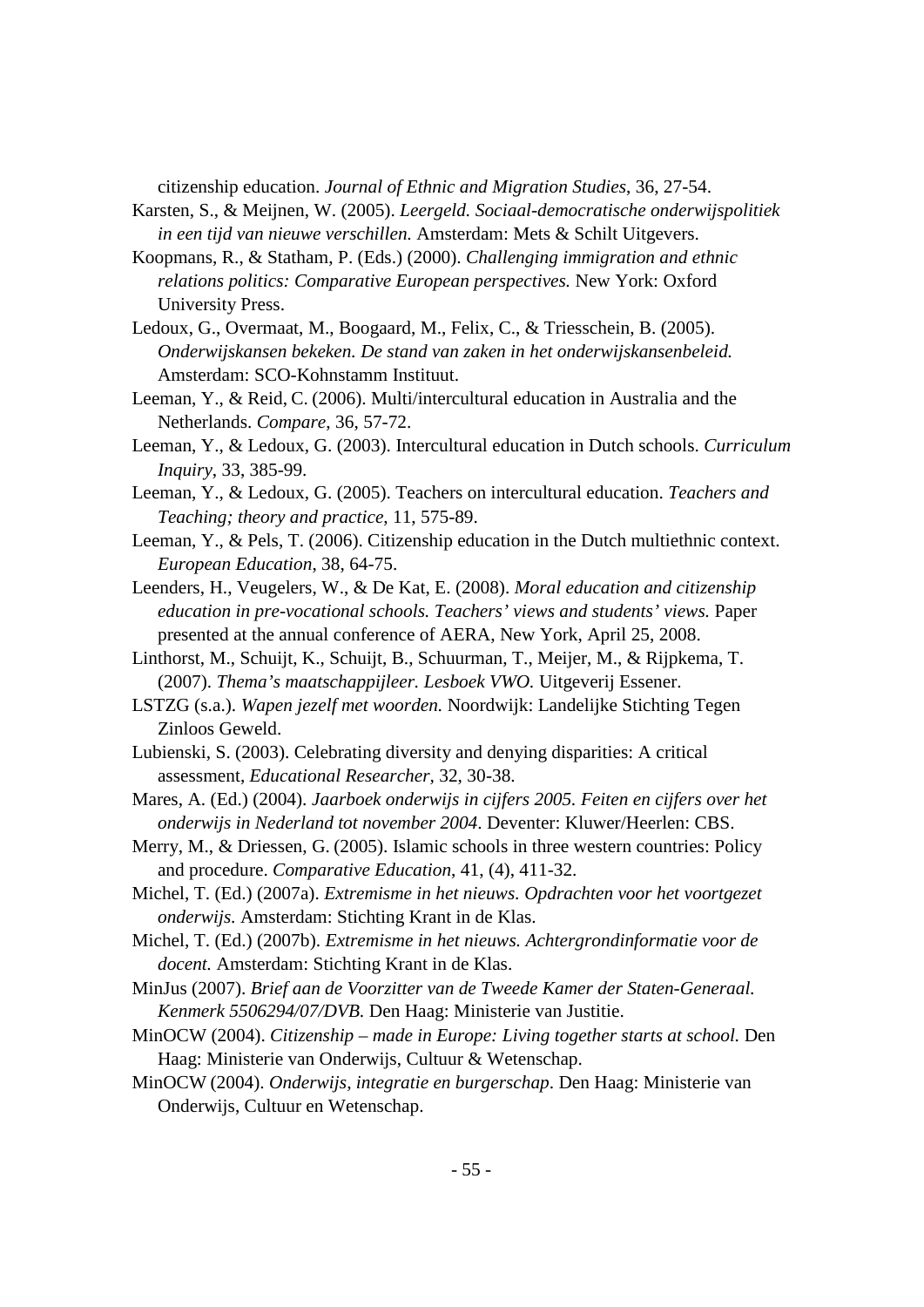citizenship education. *Journal of Ethnic and Migration Studies*, 36, 27-54.

Karsten, S., & Meijnen, W. (2005). *Leergeld. Sociaal-democratische onderwijspolitiek in een tijd van nieuwe verschillen.* Amsterdam: Mets & Schilt Uitgevers.

Koopmans, R., & Statham, P. (Eds.) (2000). *Challenging immigration and ethnic relations politics: Comparative European perspectives.* New York: Oxford University Press.

Ledoux, G., Overmaat, M., Boogaard, M., Felix, C., & Triesschein, B. (2005). *Onderwijskansen bekeken. De stand van zaken in het onderwijskansenbeleid.* Amsterdam: SCO-Kohnstamm Instituut.

Leeman, Y., & Reid, C. (2006). Multi/intercultural education in Australia and the Netherlands. *Compare*, 36, 57-72.

Leeman, Y., & Ledoux, G. (2003). Intercultural education in Dutch schools. *Curriculum Inquiry*, 33, 385-99.

Leeman, Y., & Ledoux, G. (2005). Teachers on intercultural education. *Teachers and Teaching; theory and practice*, 11, 575-89.

Leeman, Y., & Pels, T. (2006). Citizenship education in the Dutch multiethnic context. *European Education*, 38, 64-75.

Leenders, H., Veugelers, W., & De Kat, E. (2008). *Moral education and citizenship education in pre-vocational schools. Teachers' views and students' views.* Paper presented at the annual conference of AERA, New York, April 25, 2008.

Linthorst, M., Schuijt, K., Schuijt, B., Schuurman, T., Meijer, M., & Rijpkema, T. (2007). *Thema's maatschappijleer. Lesboek VWO.* Uitgeverij Essener.

LSTZG (s.a.). *Wapen jezelf met woorden.* Noordwijk: Landelijke Stichting Tegen Zinloos Geweld.

Lubienski, S. (2003). Celebrating diversity and denying disparities: A critical assessment, *Educational Researcher*, 32, 30-38.

Mares, A. (Ed.) (2004). *Jaarboek onderwijs in cijfers 2005. Feiten en cijfers over het onderwijs in Nederland tot november 2004*. Deventer: Kluwer/Heerlen: CBS.

Merry, M., & Driessen, G. (2005). Islamic schools in three western countries: Policy and procedure. *Comparative Education*, 41, (4), 411-32.

Michel, T. (Ed.) (2007a). *Extremisme in het nieuws. Opdrachten voor het voortgezet onderwijs.* Amsterdam: Stichting Krant in de Klas.

Michel, T. (Ed.) (2007b). *Extremisme in het nieuws. Achtergrondinformatie voor de docent.* Amsterdam: Stichting Krant in de Klas.

MinJus (2007). *Brief aan de Voorzitter van de Tweede Kamer der Staten-Generaal. Kenmerk 5506294/07/DVB.* Den Haag: Ministerie van Justitie.

MinOCW (2004). *Citizenship – made in Europe: Living together starts at school.* Den Haag: Ministerie van Onderwijs, Cultuur & Wetenschap.

MinOCW (2004). *Onderwijs, integratie en burgerschap*. Den Haag: Ministerie van Onderwijs, Cultuur en Wetenschap.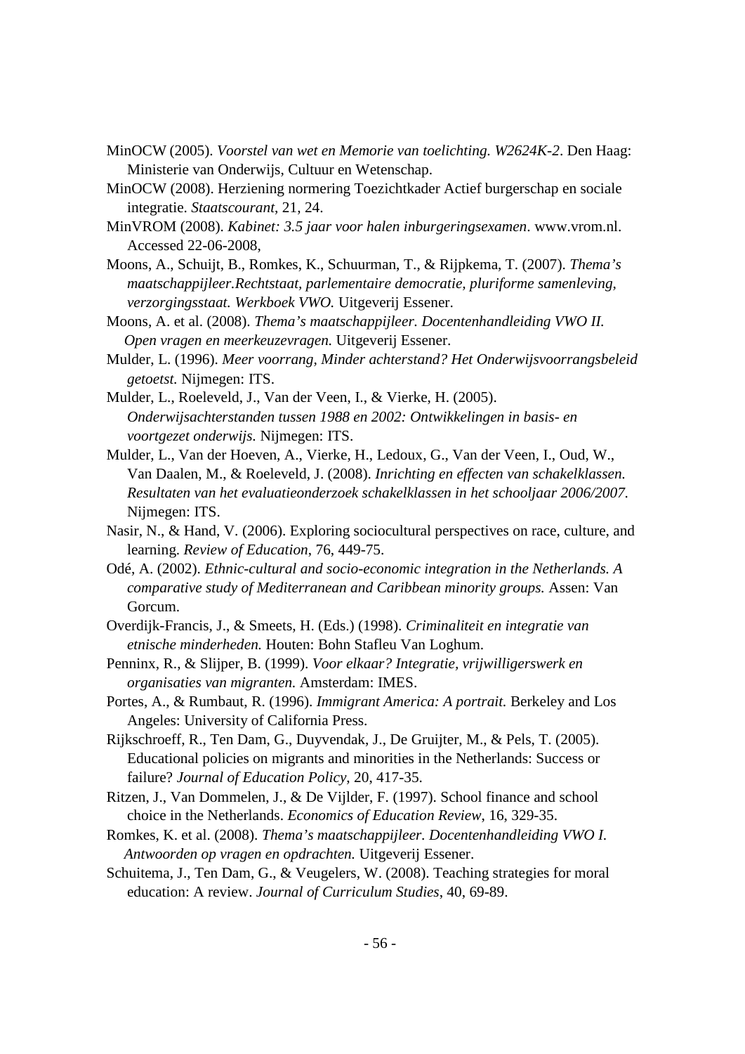MinOCW (2005). *Voorstel van wet en Memorie van toelichting. W2624K-2*. Den Haag: Ministerie van Onderwijs, Cultuur en Wetenschap.

MinOCW (2008). Herziening normering Toezichtkader Actief burgerschap en sociale integratie. *Staatscourant*, 21, 24.

MinVROM (2008). *Kabinet: 3.5 jaar voor halen inburgeringsexamen*. www.vrom.nl. Accessed 22-06-2008,

Moons, A., Schuijt, B., Romkes, K., Schuurman, T., & Rijpkema, T. (2007). *Thema's maatschappijleer.Rechtstaat, parlementaire democratie, pluriforme samenleving, verzorgingsstaat. Werkboek VWO.* Uitgeverij Essener.

Moons, A. et al. (2008). *Thema's maatschappijleer. Docentenhandleiding VWO II. Open vragen en meerkeuzevragen.* Uitgeverij Essener.

Mulder, L. (1996). *Meer voorrang, Minder achterstand? Het Onderwijsvoorrangsbeleid getoetst.* Nijmegen: ITS.

Mulder, L., Roeleveld, J., Van der Veen, I., & Vierke, H. (2005). *Onderwijsachterstanden tussen 1988 en 2002: Ontwikkelingen in basis- en voortgezet onderwijs.* Nijmegen: ITS.

Mulder, L., Van der Hoeven, A., Vierke, H., Ledoux, G., Van der Veen, I., Oud, W., Van Daalen, M., & Roeleveld, J. (2008). *Inrichting en effecten van schakelklassen. Resultaten van het evaluatieonderzoek schakelklassen in het schooljaar 2006/2007.* Nijmegen: ITS.

Nasir, N., & Hand, V. (2006). Exploring sociocultural perspectives on race, culture, and learning. *Review of Education*, 76, 449-75.

Odé, A. (2002). *Ethnic-cultural and socio-economic integration in the Netherlands. A comparative study of Mediterranean and Caribbean minority groups.* Assen: Van Gorcum.

Overdijk-Francis, J., & Smeets, H. (Eds.) (1998). *Criminaliteit en integratie van etnische minderheden.* Houten: Bohn Stafleu Van Loghum.

Penninx, R., & Slijper, B. (1999). *Voor elkaar? Integratie, vrijwilligerswerk en organisaties van migranten.* Amsterdam: IMES.

Portes, A., & Rumbaut, R. (1996). *Immigrant America: A portrait.* Berkeley and Los Angeles: University of California Press.

Rijkschroeff, R., Ten Dam, G., Duyvendak, J., De Gruijter, M., & Pels, T. (2005). Educational policies on migrants and minorities in the Netherlands: Success or failure? *Journal of Education Policy*, 20, 417-35.

Ritzen, J., Van Dommelen, J., & De Vijlder, F. (1997). School finance and school choice in the Netherlands. *Economics of Education Review*, 16, 329-35.

Romkes, K. et al. (2008). *Thema's maatschappijleer. Docentenhandleiding VWO I. Antwoorden op vragen en opdrachten.* Uitgeverij Essener.

Schuitema, J., Ten Dam, G., & Veugelers, W. (2008). Teaching strategies for moral education: A review. *Journal of Curriculum Studies*, 40, 69-89.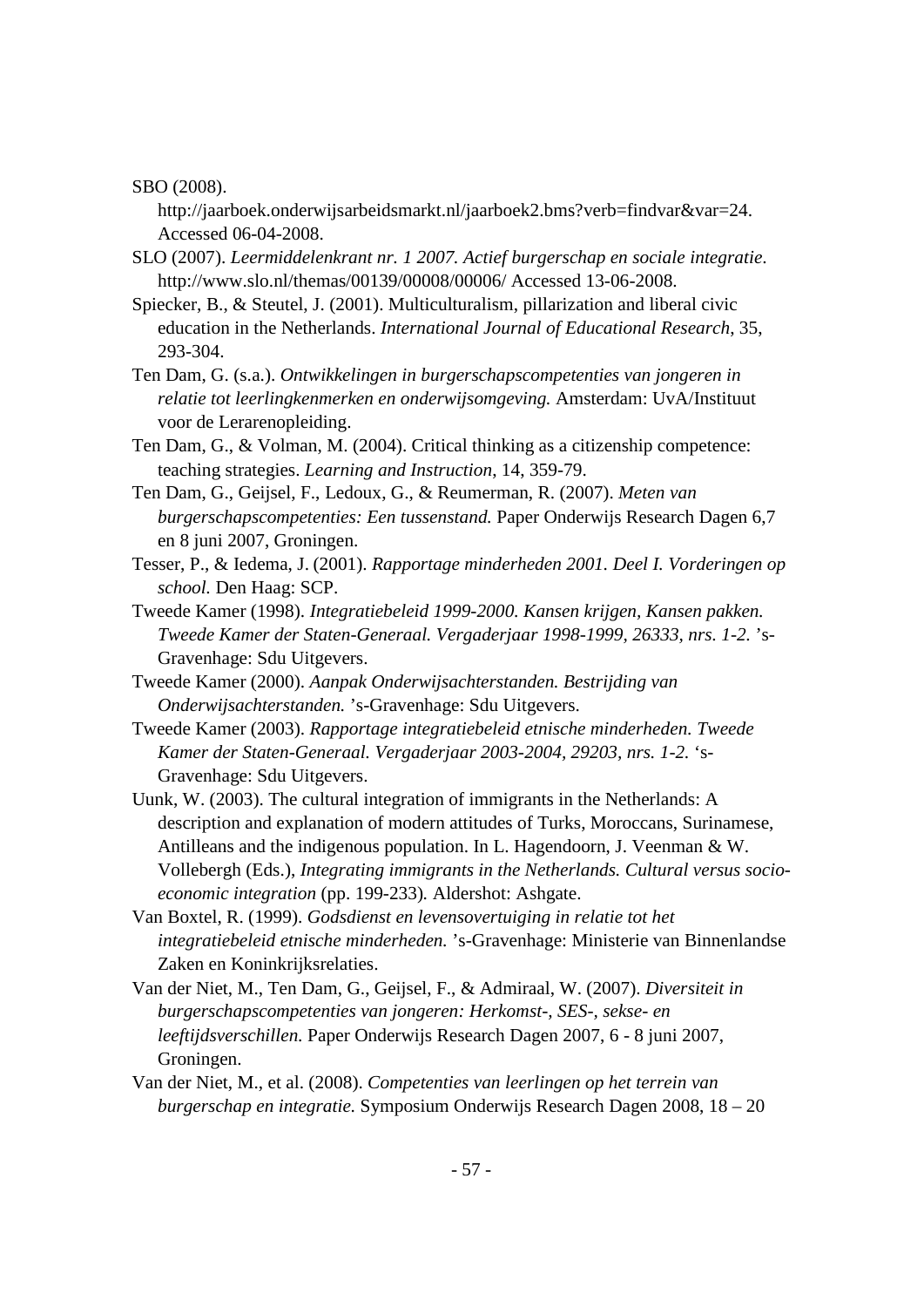SBO (2008). http://jaarboek.onderwijsarbeidsmarkt.nl/jaarboek2.bms?verb=findvar&var=24. Accessed 06-04-2008.

SLO (2007). *Leermiddelenkrant nr. 1 2007. Actief burgerschap en sociale integratie*. http://www.slo.nl/themas/00139/00008/00006/ Accessed 13-06-2008.

Spiecker, B., & Steutel, J. (2001). Multiculturalism, pillarization and liberal civic education in the Netherlands. *International Journal of Educational Research*, 35, 293-304.

Ten Dam, G. (s.a.). *Ontwikkelingen in burgerschapscompetenties van jongeren in relatie tot leerlingkenmerken en onderwijsomgeving.* Amsterdam: UvA/Instituut voor de Lerarenopleiding.

Ten Dam, G., & Volman, M. (2004). Critical thinking as a citizenship competence: teaching strategies. *Learning and Instruction*, 14, 359-79.

Ten Dam, G., Geijsel, F., Ledoux, G., & Reumerman, R. (2007). *Meten van burgerschapscompetenties: Een tussenstand.* Paper Onderwijs Research Dagen 6,7 en 8 juni 2007, Groningen.

Tesser, P., & Iedema, J. (2001). *Rapportage minderheden 2001. Deel I. Vorderingen op school.* Den Haag: SCP.

Tweede Kamer (1998). *Integratiebeleid 1999-2000. Kansen krijgen, Kansen pakken. Tweede Kamer der Staten-Generaal. Vergaderjaar 1998-1999, 26333, nrs. 1-2.* 's-Gravenhage: Sdu Uitgevers.

Tweede Kamer (2000). *Aanpak Onderwijsachterstanden. Bestrijding van Onderwijsachterstanden.* 's-Gravenhage: Sdu Uitgevers.

Tweede Kamer (2003). *Rapportage integratiebeleid etnische minderheden. Tweede Kamer der Staten-Generaal. Vergaderjaar 2003-2004, 29203, nrs. 1-2.* 's-Gravenhage: Sdu Uitgevers.

Uunk, W. (2003). The cultural integration of immigrants in the Netherlands: A description and explanation of modern attitudes of Turks, Moroccans, Surinamese, Antilleans and the indigenous population. In L. Hagendoorn, J. Veenman & W. Vollebergh (Eds.), *Integrating immigrants in the Netherlands. Cultural versus socio-economic integration* (pp. 199-233). Aldershot: Ashgate.

Van Boxtel, R. (1999). *Godsdienst en levensovertuiging in relatie tot het integratiebeleid etnische minderheden.* 's-Gravenhage: Ministerie van Binnenlandse Zaken en Koninkrijksrelaties.

Van der Niet, M., Ten Dam, G., Geijsel, F., & Admiraal, W. (2007). *Diversiteit in burgerschapscompetenties van jongeren: Herkomst-, SES-, sekse- en leeftijdsverschillen.* Paper Onderwijs Research Dagen 2007, 6 - 8 juni 2007, Groningen.

Van der Niet, M., et al. (2008). *Competenties van leerlingen op het terrein van burgerschap en integratie.* Symposium Onderwijs Research Dagen 2008, 18 – 20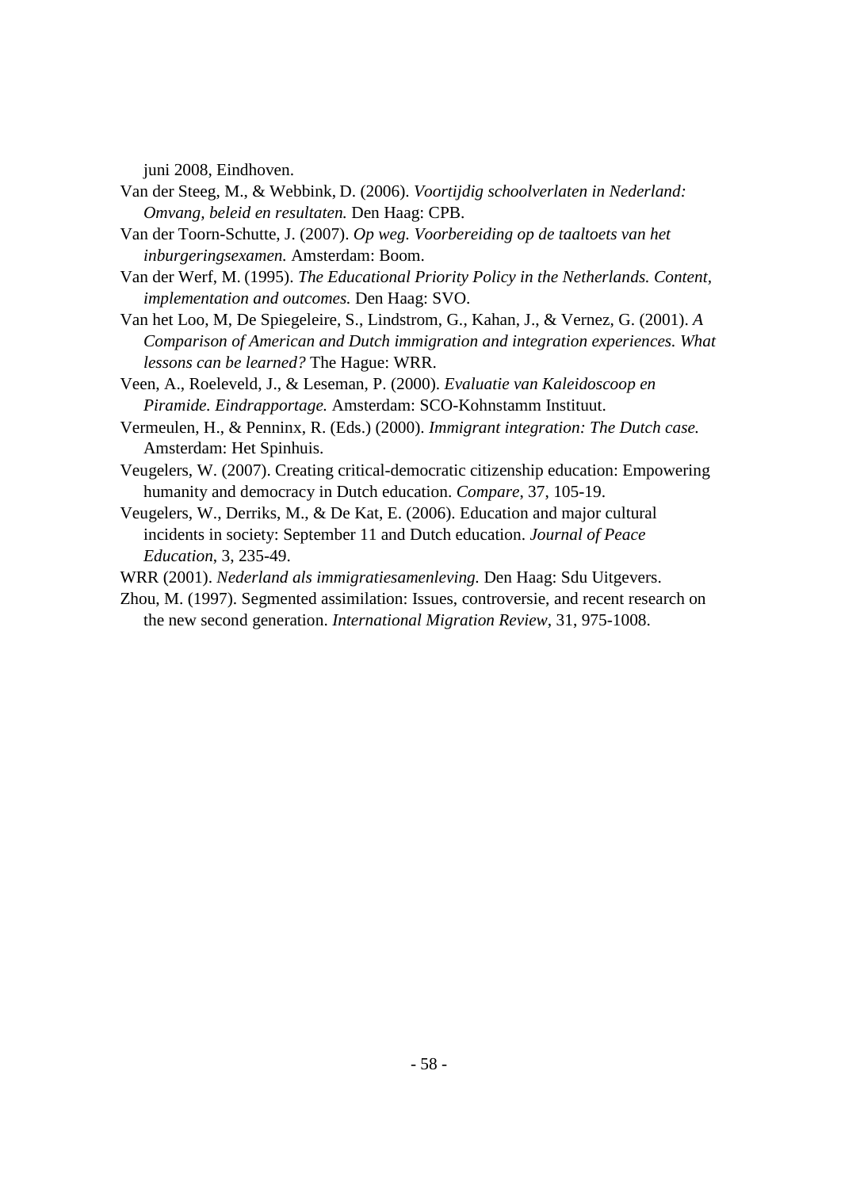juni 2008, Eindhoven.

Van der Steeg, M., & Webbink, D. (2006). *Voortijdig schoolverlaten in Nederland: Omvang, beleid en resultaten.* Den Haag: CPB.

Van der Toorn-Schutte, J. (2007). *Op weg. Voorbereiding op de taaltoets van het inburgeringsexamen.* Amsterdam: Boom.

Van der Werf, M. (1995). *The Educational Priority Policy in the Netherlands. Content, implementation and outcomes.* Den Haag: SVO.

Van het Loo, M, De Spiegeleire, S., Lindstrom, G., Kahan, J., & Vernez, G. (2001). *A Comparison of American and Dutch immigration and integration experiences. What lessons can be learned?* The Hague: WRR.

Veen, A., Roeleveld, J., & Leseman, P. (2000). *Evaluatie van Kaleidoscoop en Piramide. Eindrapportage.* Amsterdam: SCO-Kohnstamm Instituut.

Vermeulen, H., & Penninx, R. (Eds.) (2000). *Immigrant integration: The Dutch case.* Amsterdam: Het Spinhuis.

Veugelers, W. (2007). Creating critical-democratic citizenship education: Empowering humanity and democracy in Dutch education. *Compare*, 37, 105-19.

Veugelers, W., Derriks, M., & De Kat, E. (2006). Education and major cultural incidents in society: September 11 and Dutch education. *Journal of Peace Education*, 3, 235-49.

WRR (2001). *Nederland als immigratiesamenleving.* Den Haag: Sdu Uitgevers.

Zhou, M. (1997). Segmented assimilation: Issues, controversie, and recent research on the new second generation. *International Migration Review*, 31, 975-1008.